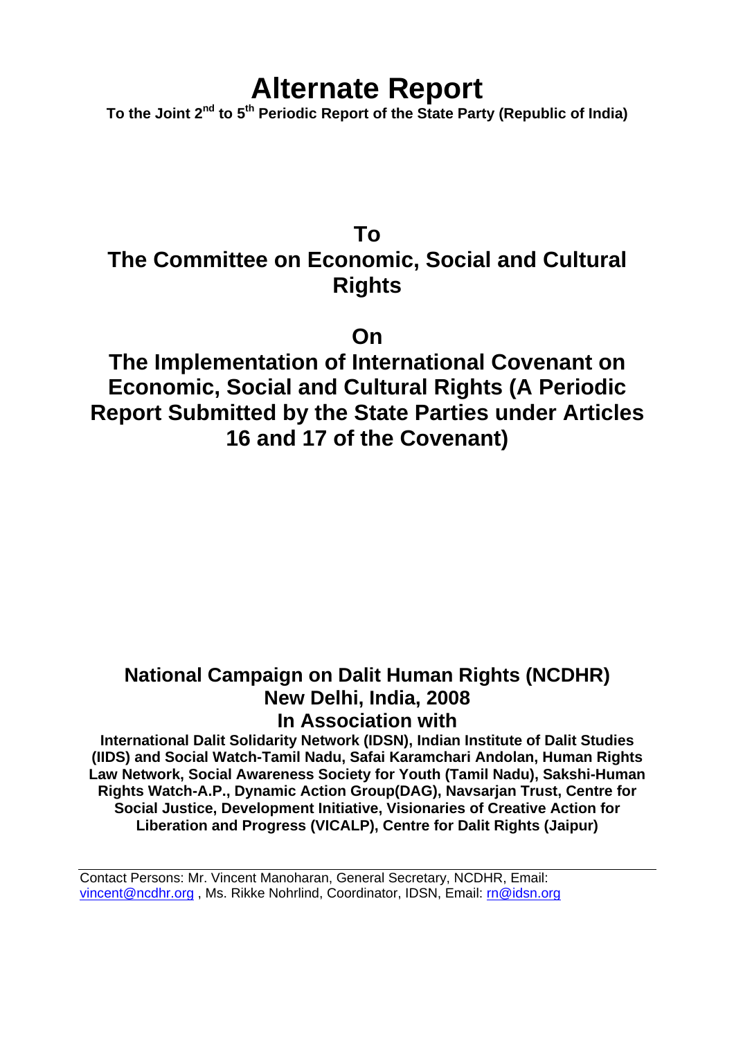# Alternate Report

**To the Joint 2nd to 5th Periodic Report of the State Party (Republic of India)**

## To
## The Committee on Economic, Social and Cultural Rights

## On
## The Implementation of International Covenant on Economic, Social and Cultural Rights (A Periodic Report Submitted by the State Parties under Articles 16 and 17 of the Covenant)

### National Campaign on Dalit Human Rights (NCDHR)
### New Delhi, India, 2008
### In Association with

**International Dalit Solidarity Network (IDSN), Indian Institute of Dalit Studies (IIDS) and Social Watch-Tamil Nadu, Safai Karamchari Andolan, Human Rights Law Network, Social Awareness Society for Youth (Tamil Nadu), Sakshi-Human Rights Watch-A.P., Dynamic Action Group(DAG), Navsarjan Trust, Centre for Social Justice, Development Initiative, Visionaries of Creative Action for Liberation and Progress (VICALP), Centre for Dalit Rights (Jaipur)**

---

Contact Persons: Mr. Vincent Manoharan, General Secretary, NCDHR, Email: vincent@ncdhr.org , Ms. Rikke Nohrlind, Coordinator, IDSN, Email: rn@idsn.org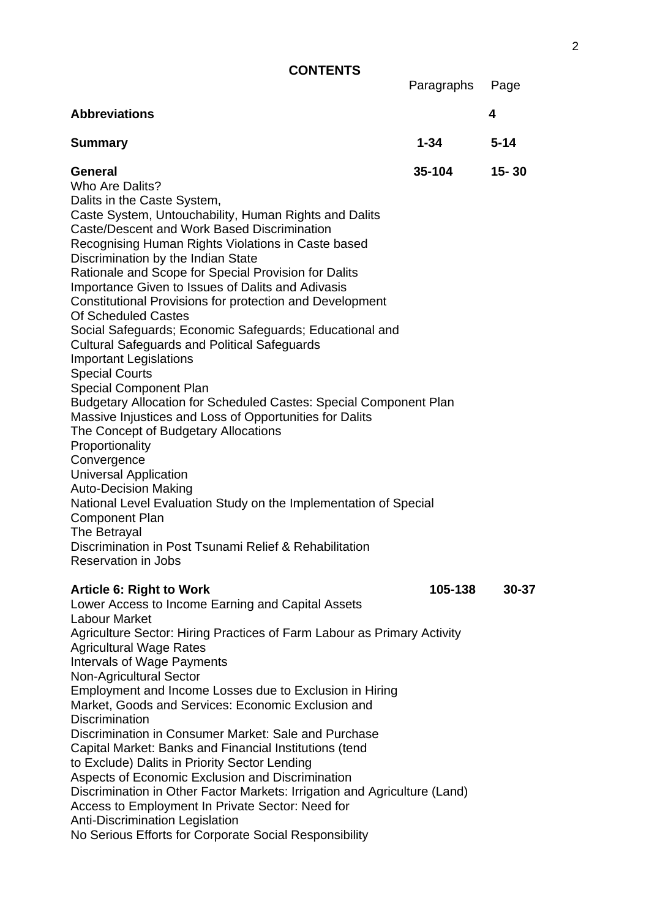## CONTENTS

| | Paragraphs | Page |
|---|---|---|
| **Abbreviations** | | **4** |
| **Summary** | **1-34** | **5-14** |
| **General** | **35-104** | **15- 30** |

Who Are Dalits?
Dalits in the Caste System,
Caste System, Untouchability, Human Rights and Dalits
Caste/Descent and Work Based Discrimination
Recognising Human Rights Violations in Caste based
Discrimination by the Indian State
Rationale and Scope for Special Provision for Dalits
Importance Given to Issues of Dalits and Adivasis
Constitutional Provisions for protection and Development
Of Scheduled Castes
Social Safeguards; Economic Safeguards; Educational and
Cultural Safeguards and Political Safeguards
Important Legislations
Special Courts
Special Component Plan
Budgetary Allocation for Scheduled Castes: Special Component Plan
Massive Injustices and Loss of Opportunities for Dalits
The Concept of Budgetary Allocations
Proportionality
Convergence
Universal Application
Auto-Decision Making
National Level Evaluation Study on the Implementation of Special
Component Plan
The Betrayal
Discrimination in Post Tsunami Relief & Rehabilitation
Reservation in Jobs

| | Paragraphs | Page |
|---|---|---|
| **Article 6: Right to Work** | **105-138** | **30-37** |

Lower Access to Income Earning and Capital Assets
Labour Market
Agriculture Sector: Hiring Practices of Farm Labour as Primary Activity
Agricultural Wage Rates
Intervals of Wage Payments
Non-Agricultural Sector
Employment and Income Losses due to Exclusion in Hiring
Market, Goods and Services: Economic Exclusion and
Discrimination
Discrimination in Consumer Market: Sale and Purchase
Capital Market: Banks and Financial Institutions (tend
to Exclude) Dalits in Priority Sector Lending
Aspects of Economic Exclusion and Discrimination
Discrimination in Other Factor Markets: Irrigation and Agriculture (Land)
Access to Employment In Private Sector: Need for
Anti-Discrimination Legislation
No Serious Efforts for Corporate Social Responsibility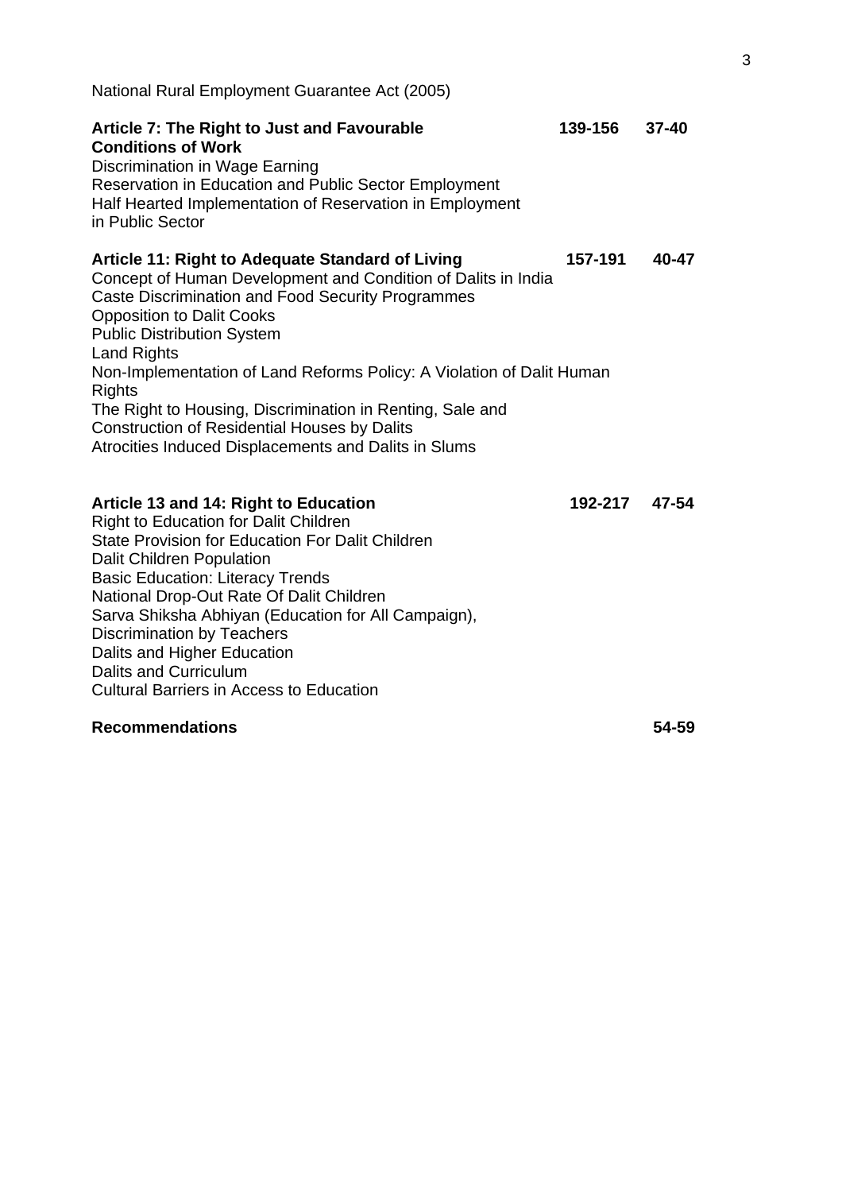National Rural Employment Guarantee Act (2005)

**Article 7: The Right to Just and Favourable Conditions of Work** **139-156** **37-40**

Discrimination in Wage Earning
Reservation in Education and Public Sector Employment
Half Hearted Implementation of Reservation in Employment in Public Sector

**Article 11: Right to Adequate Standard of Living** **157-191** **40-47**

Concept of Human Development and Condition of Dalits in India
Caste Discrimination and Food Security Programmes
Opposition to Dalit Cooks
Public Distribution System
Land Rights
Non-Implementation of Land Reforms Policy: A Violation of Dalit Human Rights
The Right to Housing, Discrimination in Renting, Sale and Construction of Residential Houses by Dalits
Atrocities Induced Displacements and Dalits in Slums

**Article 13 and 14: Right to Education** **192-217** **47-54**

Right to Education for Dalit Children
State Provision for Education For Dalit Children
Dalit Children Population
Basic Education: Literacy Trends
National Drop-Out Rate Of Dalit Children
Sarva Shiksha Abhiyan (Education for All Campaign),
Discrimination by Teachers
Dalits and Higher Education
Dalits and Curriculum
Cultural Barriers in Access to Education

**Recommendations** **54-59**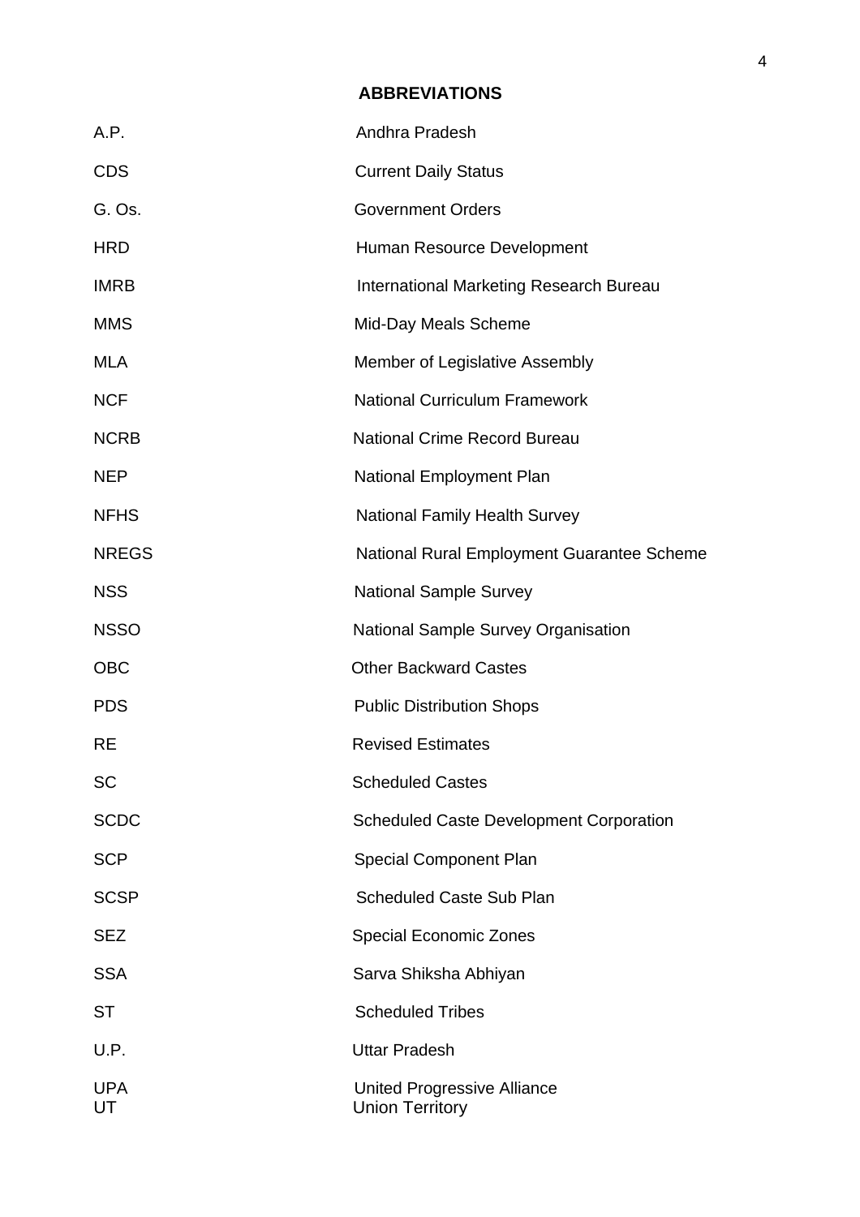## ABBREVIATIONS

| | |
|---|---|
| A.P. | Andhra Pradesh |
| CDS | Current Daily Status |
| G. Os. | Government Orders |
| HRD | Human Resource Development |
| IMRB | International Marketing Research Bureau |
| MMS | Mid-Day Meals Scheme |
| MLA | Member of Legislative Assembly |
| NCF | National Curriculum Framework |
| NCRB | National Crime Record Bureau |
| NEP | National Employment Plan |
| NFHS | National Family Health Survey |
| NREGS | National Rural Employment Guarantee Scheme |
| NSS | National Sample Survey |
| NSSO | National Sample Survey Organisation |
| OBC | Other Backward Castes |
| PDS | Public Distribution Shops |
| RE | Revised Estimates |
| SC | Scheduled Castes |
| SCDC | Scheduled Caste Development Corporation |
| SCP | Special Component Plan |
| SCSP | Scheduled Caste Sub Plan |
| SEZ | Special Economic Zones |
| SSA | Sarva Shiksha Abhiyan |
| ST | Scheduled Tribes |
| U.P. | Uttar Pradesh |
| UPA | United Progressive Alliance |
| UT | Union Territory |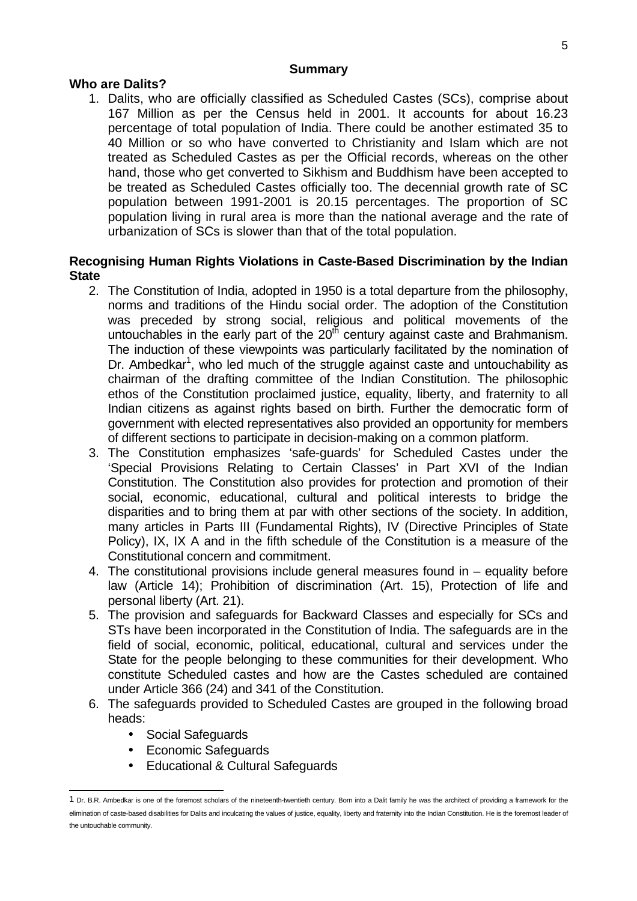## Summary

### Who are Dalits?

1. Dalits, who are officially classified as Scheduled Castes (SCs), comprise about 167 Million as per the Census held in 2001. It accounts for about 16.23 percentage of total population of India. There could be another estimated 35 to 40 Million or so who have converted to Christianity and Islam which are not treated as Scheduled Castes as per the Official records, whereas on the other hand, those who get converted to Sikhism and Buddhism have been accepted to be treated as Scheduled Castes officially too. The decennial growth rate of SC population between 1991-2001 is 20.15 percentages. The proportion of SC population living in rural area is more than the national average and the rate of urbanization of SCs is slower than that of the total population.

### Recognising Human Rights Violations in Caste-Based Discrimination by the Indian State

2. The Constitution of India, adopted in 1950 is a total departure from the philosophy, norms and traditions of the Hindu social order. The adoption of the Constitution was preceded by strong social, religious and political movements of the untouchables in the early part of the 20th century against caste and Brahmanism. The induction of these viewpoints was particularly facilitated by the nomination of Dr. Ambedkar[1], who led much of the struggle against caste and untouchability as chairman of the drafting committee of the Indian Constitution. The philosophic ethos of the Constitution proclaimed justice, equality, liberty, and fraternity to all Indian citizens as against rights based on birth. Further the democratic form of government with elected representatives also provided an opportunity for members of different sections to participate in decision-making on a common platform.
3. The Constitution emphasizes 'safe-guards' for Scheduled Castes under the 'Special Provisions Relating to Certain Classes' in Part XVI of the Indian Constitution. The Constitution also provides for protection and promotion of their social, economic, educational, cultural and political interests to bridge the disparities and to bring them at par with other sections of the society. In addition, many articles in Parts III (Fundamental Rights), IV (Directive Principles of State Policy), IX, IX A and in the fifth schedule of the Constitution is a measure of the Constitutional concern and commitment.
4. The constitutional provisions include general measures found in – equality before law (Article 14); Prohibition of discrimination (Art. 15), Protection of life and personal liberty (Art. 21).
5. The provision and safeguards for Backward Classes and especially for SCs and STs have been incorporated in the Constitution of India. The safeguards are in the field of social, economic, political, educational, cultural and services under the State for the people belonging to these communities for their development. Who constitute Scheduled castes and how are the Castes scheduled are contained under Article 366 (24) and 341 of the Constitution.
6. The safeguards provided to Scheduled Castes are grouped in the following broad heads:
   - Social Safeguards
   - Economic Safeguards
   - Educational & Cultural Safeguards

---

[1] Dr. B.R. Ambedkar is one of the foremost scholars of the nineteenth-twentieth century. Born into a Dalit family he was the architect of providing a framework for the elimination of caste-based disabilities for Dalits and inculcating the values of justice, equality, liberty and fraternity into the Indian Constitution. He is the foremost leader of the untouchable community.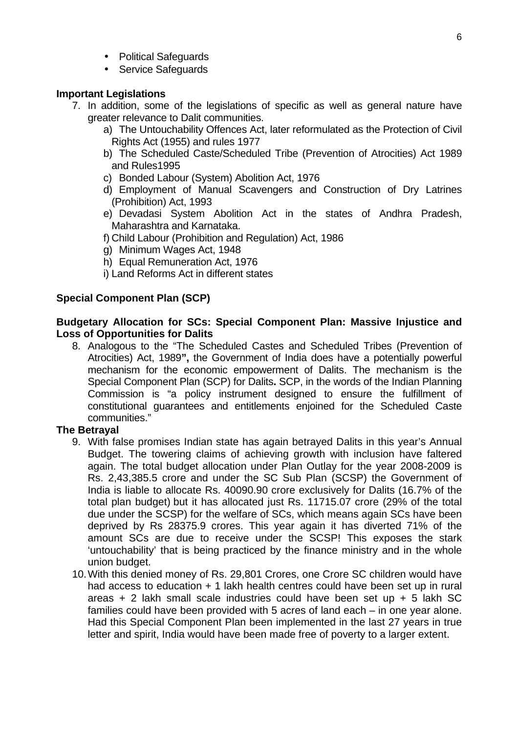- Political Safeguards
- Service Safeguards

**Important Legislations**

7. In addition, some of the legislations of specific as well as general nature have greater relevance to Dalit communities.
   a) The Untouchability Offences Act, later reformulated as the Protection of Civil Rights Act (1955) and rules 1977
   b) The Scheduled Caste/Scheduled Tribe (Prevention of Atrocities) Act 1989 and Rules1995
   c) Bonded Labour (System) Abolition Act, 1976
   d) Employment of Manual Scavengers and Construction of Dry Latrines (Prohibition) Act, 1993
   e) Devadasi System Abolition Act in the states of Andhra Pradesh, Maharashtra and Karnataka.
   f) Child Labour (Prohibition and Regulation) Act, 1986
   g) Minimum Wages Act, 1948
   h) Equal Remuneration Act, 1976
   i) Land Reforms Act in different states

**Special Component Plan (SCP)**

**Budgetary Allocation for SCs: Special Component Plan: Massive Injustice and Loss of Opportunities for Dalits**

8. Analogous to the "The Scheduled Castes and Scheduled Tribes (Prevention of Atrocities) Act, 1989**",** the Government of India does have a potentially powerful mechanism for the economic empowerment of Dalits. The mechanism is the Special Component Plan (SCP) for Dalits**.** SCP, in the words of the Indian Planning Commission is "a policy instrument designed to ensure the fulfillment of constitutional guarantees and entitlements enjoined for the Scheduled Caste communities."

**The Betrayal**

9. With false promises Indian state has again betrayed Dalits in this year's Annual Budget. The towering claims of achieving growth with inclusion have faltered again. The total budget allocation under Plan Outlay for the year 2008-2009 is Rs. 2,43,385.5 crore and under the SC Sub Plan (SCSP) the Government of India is liable to allocate Rs. 40090.90 crore exclusively for Dalits (16.7% of the total plan budget) but it has allocated just Rs. 11715.07 crore (29% of the total due under the SCSP) for the welfare of SCs, which means again SCs have been deprived by Rs 28375.9 crores. This year again it has diverted 71% of the amount SCs are due to receive under the SCSP! This exposes the stark 'untouchability' that is being practiced by the finance ministry and in the whole union budget.
10. With this denied money of Rs. 29,801 Crores, one Crore SC children would have had access to education + 1 lakh health centres could have been set up in rural areas + 2 lakh small scale industries could have been set up + 5 lakh SC families could have been provided with 5 acres of land each – in one year alone. Had this Special Component Plan been implemented in the last 27 years in true letter and spirit, India would have been made free of poverty to a larger extent.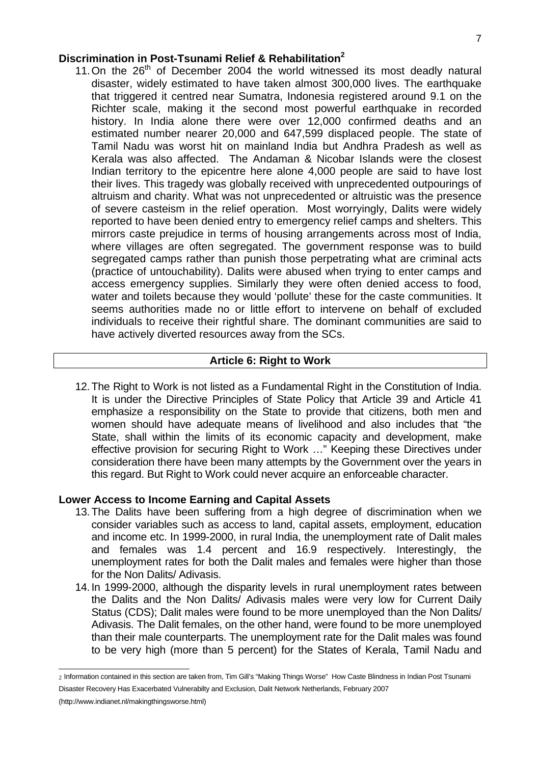### Discrimination in Post-Tsunami Relief & Rehabilitation[2]

11. On the 26th of December 2004 the world witnessed its most deadly natural disaster, widely estimated to have taken almost 300,000 lives. The earthquake that triggered it centred near Sumatra, Indonesia registered around 9.1 on the Richter scale, making it the second most powerful earthquake in recorded history. In India alone there were over 12,000 confirmed deaths and an estimated number nearer 20,000 and 647,599 displaced people. The state of Tamil Nadu was worst hit on mainland India but Andhra Pradesh as well as Kerala was also affected. The Andaman & Nicobar Islands were the closest Indian territory to the epicentre here alone 4,000 people are said to have lost their lives. This tragedy was globally received with unprecedented outpourings of altruism and charity. What was not unprecedented or altruistic was the presence of severe casteism in the relief operation. Most worryingly, Dalits were widely reported to have been denied entry to emergency relief camps and shelters. This mirrors caste prejudice in terms of housing arrangements across most of India, where villages are often segregated. The government response was to build segregated camps rather than punish those perpetrating what are criminal acts (practice of untouchability). Dalits were abused when trying to enter camps and access emergency supplies. Similarly they were often denied access to food, water and toilets because they would 'pollute' these for the caste communities. It seems authorities made no or little effort to intervene on behalf of excluded individuals to receive their rightful share. The dominant communities are said to have actively diverted resources away from the SCs.

## Article 6: Right to Work

12. The Right to Work is not listed as a Fundamental Right in the Constitution of India. It is under the Directive Principles of State Policy that Article 39 and Article 41 emphasize a responsibility on the State to provide that citizens, both men and women should have adequate means of livelihood and also includes that "the State, shall within the limits of its economic capacity and development, make effective provision for securing Right to Work …" Keeping these Directives under consideration there have been many attempts by the Government over the years in this regard. But Right to Work could never acquire an enforceable character.

### Lower Access to Income Earning and Capital Assets

13. The Dalits have been suffering from a high degree of discrimination when we consider variables such as access to land, capital assets, employment, education and income etc. In 1999-2000, in rural India, the unemployment rate of Dalit males and females was 1.4 percent and 16.9 respectively. Interestingly, the unemployment rates for both the Dalit males and females were higher than those for the Non Dalits/ Adivasis.
14. In 1999-2000, although the disparity levels in rural unemployment rates between the Dalits and the Non Dalits/ Adivasis males were very low for Current Daily Status (CDS); Dalit males were found to be more unemployed than the Non Dalits/ Adivasis. The Dalit females, on the other hand, were found to be more unemployed than their male counterparts. The unemployment rate for the Dalit males was found to be very high (more than 5 percent) for the States of Kerala, Tamil Nadu and

---

[2] Information contained in this section are taken from, Tim Gill's "Making Things Worse" How Caste Blindness in Indian Post Tsunami Disaster Recovery Has Exacerbated Vulnerabilty and Exclusion, Dalit Network Netherlands, February 2007 (http://www.indianet.nl/makingthingsworse.html)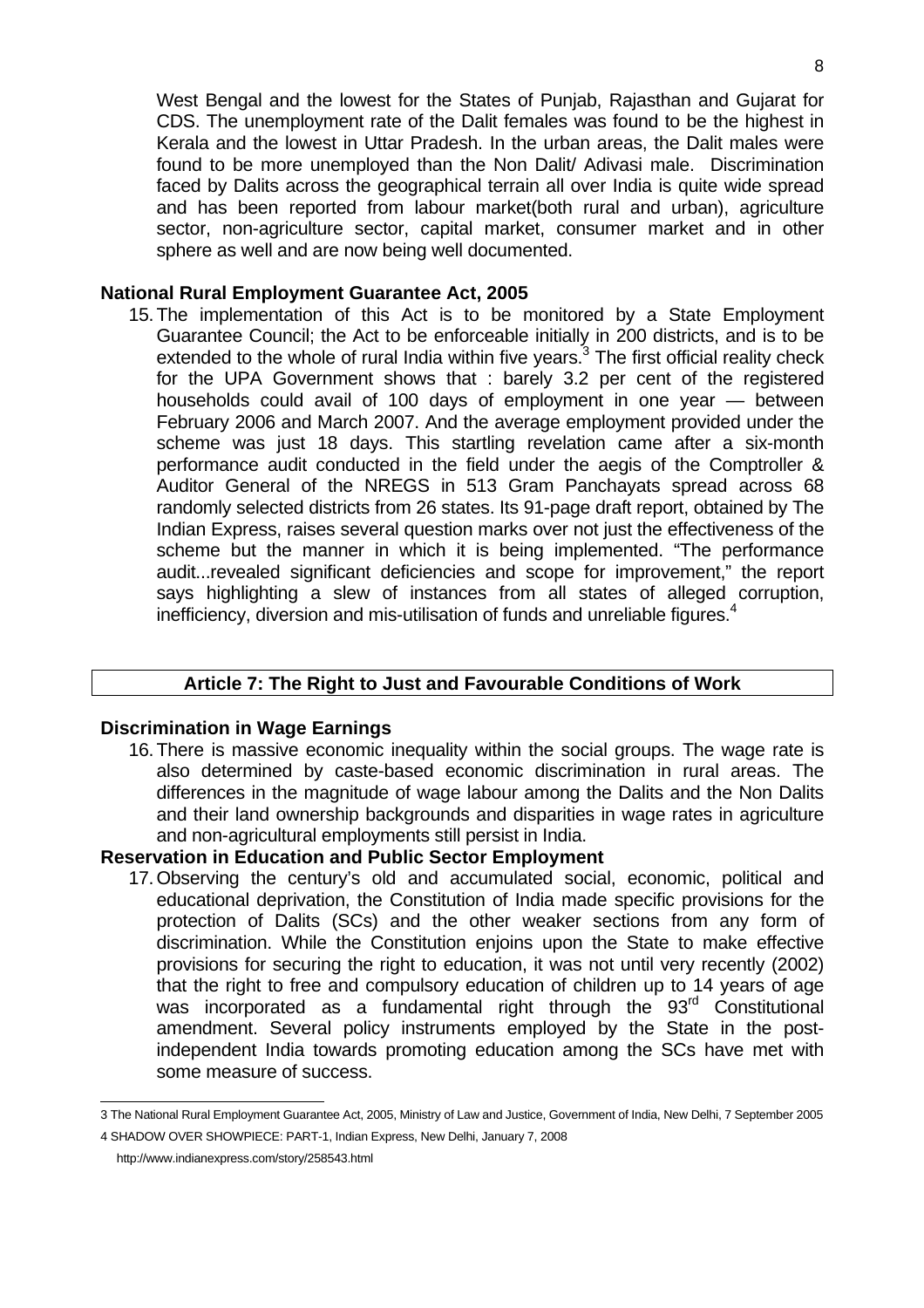West Bengal and the lowest for the States of Punjab, Rajasthan and Gujarat for CDS. The unemployment rate of the Dalit females was found to be the highest in Kerala and the lowest in Uttar Pradesh. In the urban areas, the Dalit males were found to be more unemployed than the Non Dalit/ Adivasi male. Discrimination faced by Dalits across the geographical terrain all over India is quite wide spread and has been reported from labour market(both rural and urban), agriculture sector, non-agriculture sector, capital market, consumer market and in other sphere as well and are now being well documented.

**National Rural Employment Guarantee Act, 2005**

15. The implementation of this Act is to be monitored by a State Employment Guarantee Council; the Act to be enforceable initially in 200 districts, and is to be extended to the whole of rural India within five years.[3] The first official reality check for the UPA Government shows that : barely 3.2 per cent of the registered households could avail of 100 days of employment in one year — between February 2006 and March 2007. And the average employment provided under the scheme was just 18 days. This startling revelation came after a six-month performance audit conducted in the field under the aegis of the Comptroller & Auditor General of the NREGS in 513 Gram Panchayats spread across 68 randomly selected districts from 26 states. Its 91-page draft report, obtained by The Indian Express, raises several question marks over not just the effectiveness of the scheme but the manner in which it is being implemented. "The performance audit...revealed significant deficiencies and scope for improvement," the report says highlighting a slew of instances from all states of alleged corruption, inefficiency, diversion and mis-utilisation of funds and unreliable figures.[4]

## Article 7: The Right to Just and Favourable Conditions of Work

**Discrimination in Wage Earnings**

16. There is massive economic inequality within the social groups. The wage rate is also determined by caste-based economic discrimination in rural areas. The differences in the magnitude of wage labour among the Dalits and the Non Dalits and their land ownership backgrounds and disparities in wage rates in agriculture and non-agricultural employments still persist in India.

**Reservation in Education and Public Sector Employment**

17. Observing the century's old and accumulated social, economic, political and educational deprivation, the Constitution of India made specific provisions for the protection of Dalits (SCs) and the other weaker sections from any form of discrimination. While the Constitution enjoins upon the State to make effective provisions for securing the right to education, it was not until very recently (2002) that the right to free and compulsory education of children up to 14 years of age was incorporated as a fundamental right through the 93rd Constitutional amendment. Several policy instruments employed by the State in the post-independent India towards promoting education among the SCs have met with some measure of success.

---

3 The National Rural Employment Guarantee Act, 2005, Ministry of Law and Justice, Government of India, New Delhi, 7 September 2005

4 SHADOW OVER SHOWPIECE: PART-1, Indian Express, New Delhi, January 7, 2008 http://www.indianexpress.com/story/258543.html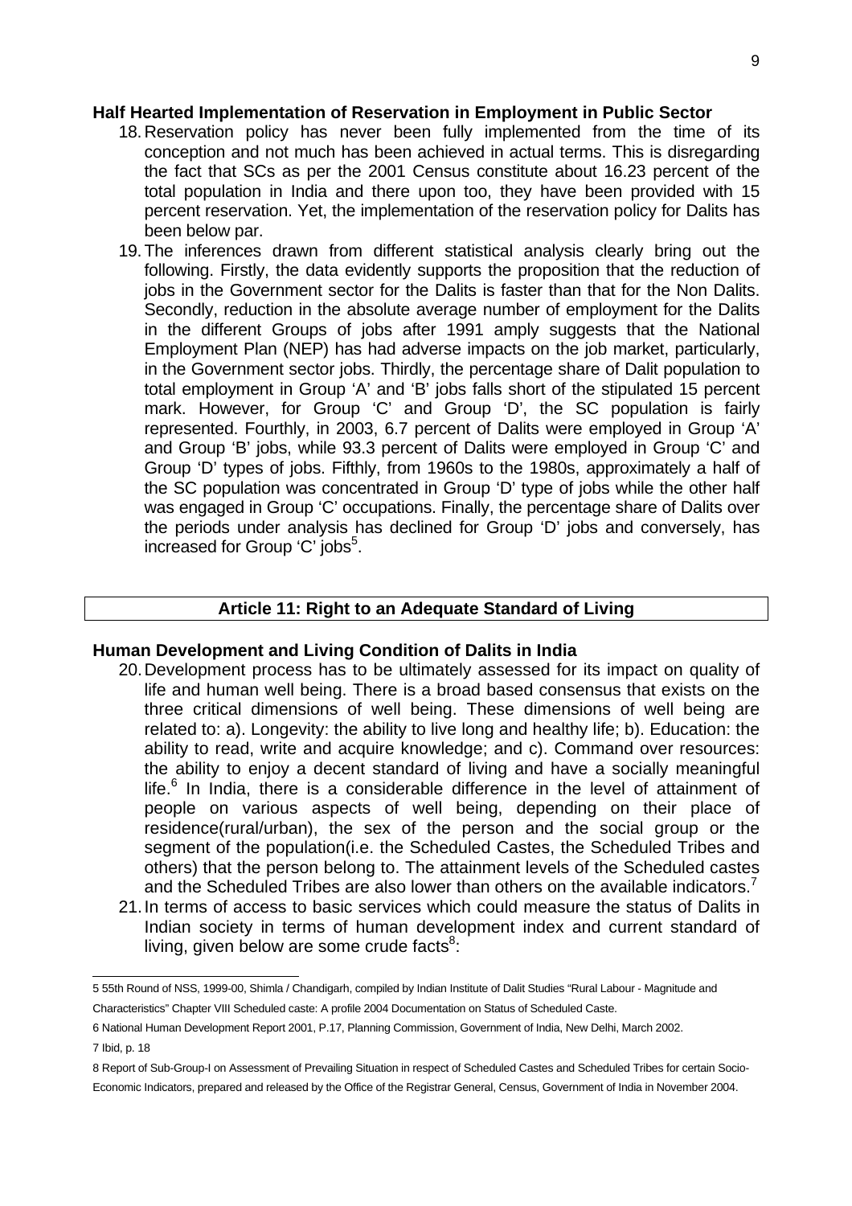**Half Hearted Implementation of Reservation in Employment in Public Sector**

18. Reservation policy has never been fully implemented from the time of its conception and not much has been achieved in actual terms. This is disregarding the fact that SCs as per the 2001 Census constitute about 16.23 percent of the total population in India and there upon too, they have been provided with 15 percent reservation. Yet, the implementation of the reservation policy for Dalits has been below par.
19. The inferences drawn from different statistical analysis clearly bring out the following. Firstly, the data evidently supports the proposition that the reduction of jobs in the Government sector for the Dalits is faster than that for the Non Dalits. Secondly, reduction in the absolute average number of employment for the Dalits in the different Groups of jobs after 1991 amply suggests that the National Employment Plan (NEP) has had adverse impacts on the job market, particularly, in the Government sector jobs. Thirdly, the percentage share of Dalit population to total employment in Group 'A' and 'B' jobs falls short of the stipulated 15 percent mark. However, for Group 'C' and Group 'D', the SC population is fairly represented. Fourthly, in 2003, 6.7 percent of Dalits were employed in Group 'A' and Group 'B' jobs, while 93.3 percent of Dalits were employed in Group 'C' and Group 'D' types of jobs. Fifthly, from 1960s to the 1980s, approximately a half of the SC population was concentrated in Group 'D' type of jobs while the other half was engaged in Group 'C' occupations. Finally, the percentage share of Dalits over the periods under analysis has declined for Group 'D' jobs and conversely, has increased for Group 'C' jobs[5].

## Article 11: Right to an Adequate Standard of Living

**Human Development and Living Condition of Dalits in India**

20. Development process has to be ultimately assessed for its impact on quality of life and human well being. There is a broad based consensus that exists on the three critical dimensions of well being. These dimensions of well being are related to: a). Longevity: the ability to live long and healthy life; b). Education: the ability to read, write and acquire knowledge; and c). Command over resources: the ability to enjoy a decent standard of living and have a socially meaningful life.[6] In India, there is a considerable difference in the level of attainment of people on various aspects of well being, depending on their place of residence(rural/urban), the sex of the person and the social group or the segment of the population(i.e. the Scheduled Castes, the Scheduled Tribes and others) that the person belong to. The attainment levels of the Scheduled castes and the Scheduled Tribes are also lower than others on the available indicators.[7]
21. In terms of access to basic services which could measure the status of Dalits in Indian society in terms of human development index and current standard of living, given below are some crude facts[8]:

---

5 55th Round of NSS, 1999-00, Shimla / Chandigarh, compiled by Indian Institute of Dalit Studies "Rural Labour - Magnitude and Characteristics" Chapter VIII Scheduled caste: A profile 2004 Documentation on Status of Scheduled Caste.

6 National Human Development Report 2001, P.17, Planning Commission, Government of India, New Delhi, March 2002.

7 Ibid, p. 18

8 Report of Sub-Group-I on Assessment of Prevailing Situation in respect of Scheduled Castes and Scheduled Tribes for certain Socio-Economic Indicators, prepared and released by the Office of the Registrar General, Census, Government of India in November 2004.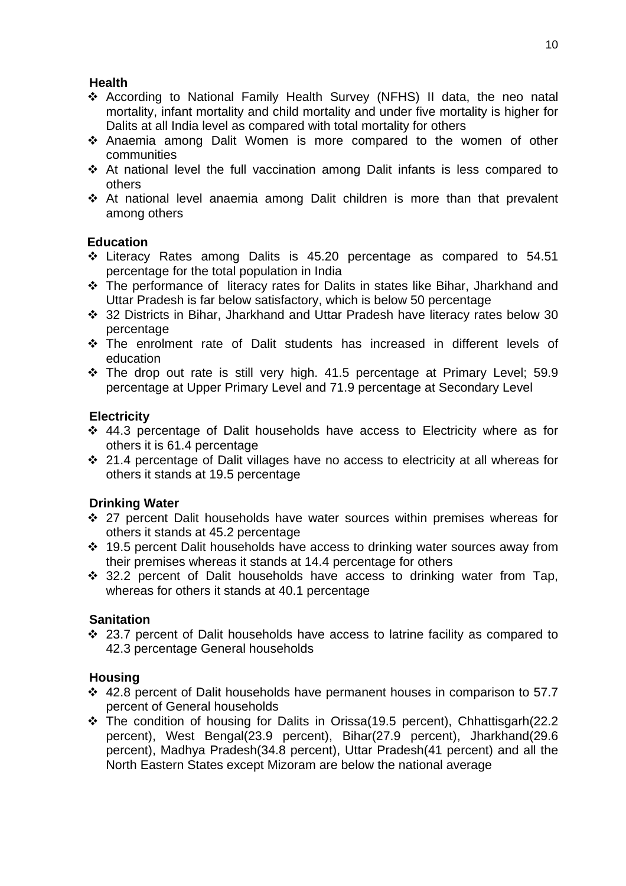**Health**

- According to National Family Health Survey (NFHS) II data, the neo natal mortality, infant mortality and child mortality and under five mortality is higher for Dalits at all India level as compared with total mortality for others
- Anaemia among Dalit Women is more compared to the women of other communities
- At national level the full vaccination among Dalit infants is less compared to others
- At national level anaemia among Dalit children is more than that prevalent among others

**Education**

- Literacy Rates among Dalits is 45.20 percentage as compared to 54.51 percentage for the total population in India
- The performance of literacy rates for Dalits in states like Bihar, Jharkhand and Uttar Pradesh is far below satisfactory, which is below 50 percentage
- 32 Districts in Bihar, Jharkhand and Uttar Pradesh have literacy rates below 30 percentage
- The enrolment rate of Dalit students has increased in different levels of education
- The drop out rate is still very high. 41.5 percentage at Primary Level; 59.9 percentage at Upper Primary Level and 71.9 percentage at Secondary Level

**Electricity**

- 44.3 percentage of Dalit households have access to Electricity where as for others it is 61.4 percentage
- 21.4 percentage of Dalit villages have no access to electricity at all whereas for others it stands at 19.5 percentage

**Drinking Water**

- 27 percent Dalit households have water sources within premises whereas for others it stands at 45.2 percentage
- 19.5 percent Dalit households have access to drinking water sources away from their premises whereas it stands at 14.4 percentage for others
- 32.2 percent of Dalit households have access to drinking water from Tap, whereas for others it stands at 40.1 percentage

**Sanitation**

- 23.7 percent of Dalit households have access to latrine facility as compared to 42.3 percentage General households

**Housing**

- 42.8 percent of Dalit households have permanent houses in comparison to 57.7 percent of General households
- The condition of housing for Dalits in Orissa(19.5 percent), Chhattisgarh(22.2 percent), West Bengal(23.9 percent), Bihar(27.9 percent), Jharkhand(29.6 percent), Madhya Pradesh(34.8 percent), Uttar Pradesh(41 percent) and all the North Eastern States except Mizoram are below the national average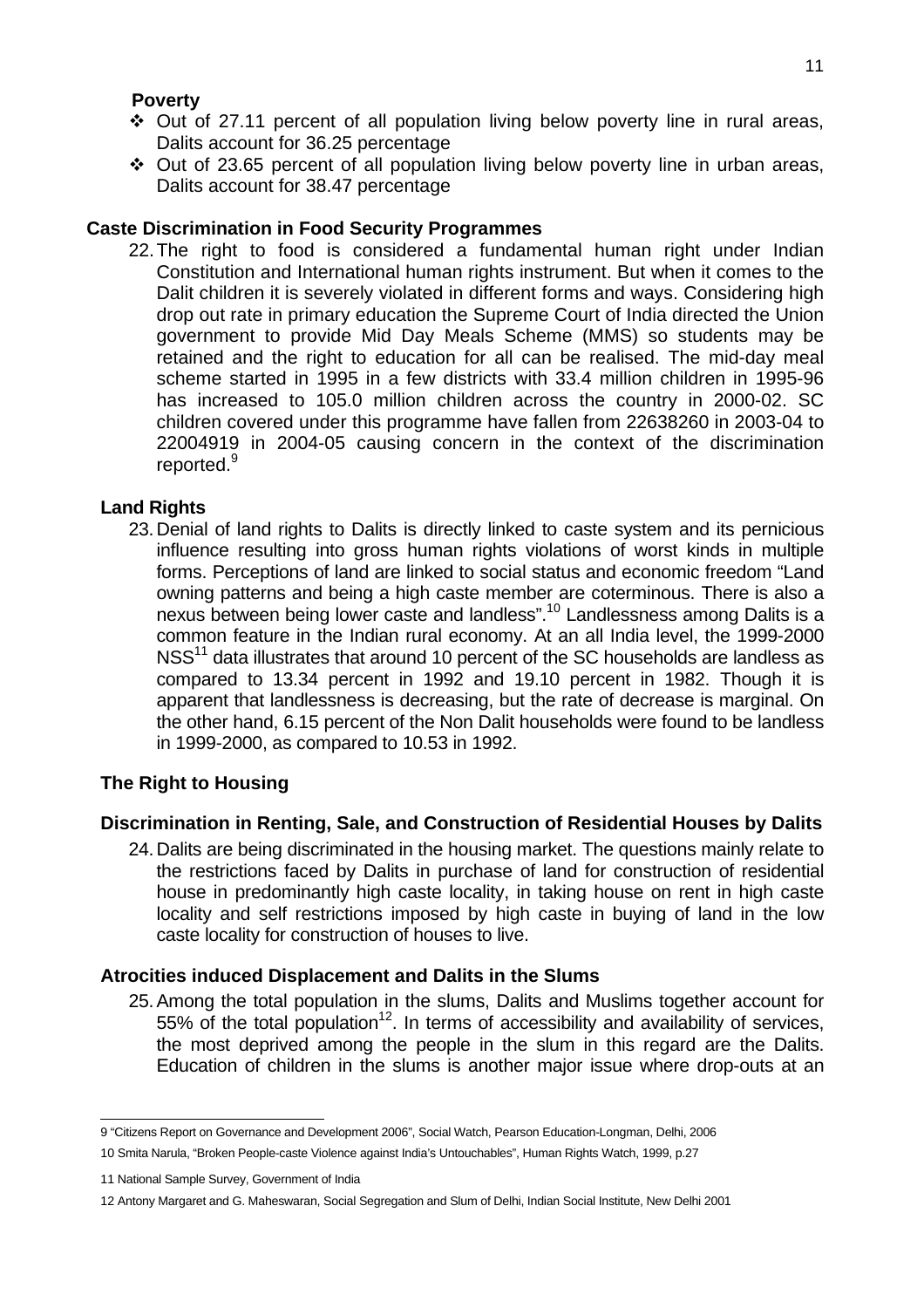**Poverty**

- Out of 27.11 percent of all population living below poverty line in rural areas, Dalits account for 36.25 percentage
- Out of 23.65 percent of all population living below poverty line in urban areas, Dalits account for 38.47 percentage

## Caste Discrimination in Food Security Programmes

22. The right to food is considered a fundamental human right under Indian Constitution and International human rights instrument. But when it comes to the Dalit children it is severely violated in different forms and ways. Considering high drop out rate in primary education the Supreme Court of India directed the Union government to provide Mid Day Meals Scheme (MMS) so students may be retained and the right to education for all can be realised. The mid-day meal scheme started in 1995 in a few districts with 33.4 million children in 1995-96 has increased to 105.0 million children across the country in 2000-02. SC children covered under this programme have fallen from 22638260 in 2003-04 to 22004919 in 2004-05 causing concern in the context of the discrimination reported.[9]

## Land Rights

23. Denial of land rights to Dalits is directly linked to caste system and its pernicious influence resulting into gross human rights violations of worst kinds in multiple forms. Perceptions of land are linked to social status and economic freedom "Land owning patterns and being a high caste member are coterminous. There is also a nexus between being lower caste and landless".[10] Landlessness among Dalits is a common feature in the Indian rural economy. At an all India level, the 1999-2000 NSS[11] data illustrates that around 10 percent of the SC households are landless as compared to 13.34 percent in 1992 and 19.10 percent in 1982. Though it is apparent that landlessness is decreasing, but the rate of decrease is marginal. On the other hand, 6.15 percent of the Non Dalit households were found to be landless in 1999-2000, as compared to 10.53 in 1992.

## The Right to Housing

### Discrimination in Renting, Sale, and Construction of Residential Houses by Dalits

24. Dalits are being discriminated in the housing market. The questions mainly relate to the restrictions faced by Dalits in purchase of land for construction of residential house in predominantly high caste locality, in taking house on rent in high caste locality and self restrictions imposed by high caste in buying of land in the low caste locality for construction of houses to live.

### Atrocities induced Displacement and Dalits in the Slums

25. Among the total population in the slums, Dalits and Muslims together account for 55% of the total population[12]. In terms of accessibility and availability of services, the most deprived among the people in the slum in this regard are the Dalits. Education of children in the slums is another major issue where drop-outs at an

---

9 "Citizens Report on Governance and Development 2006", Social Watch, Pearson Education-Longman, Delhi, 2006

10 Smita Narula, "Broken People-caste Violence against India's Untouchables", Human Rights Watch, 1999, p.27

11 National Sample Survey, Government of India

12 Antony Margaret and G. Maheswaran, Social Segregation and Slum of Delhi, Indian Social Institute, New Delhi 2001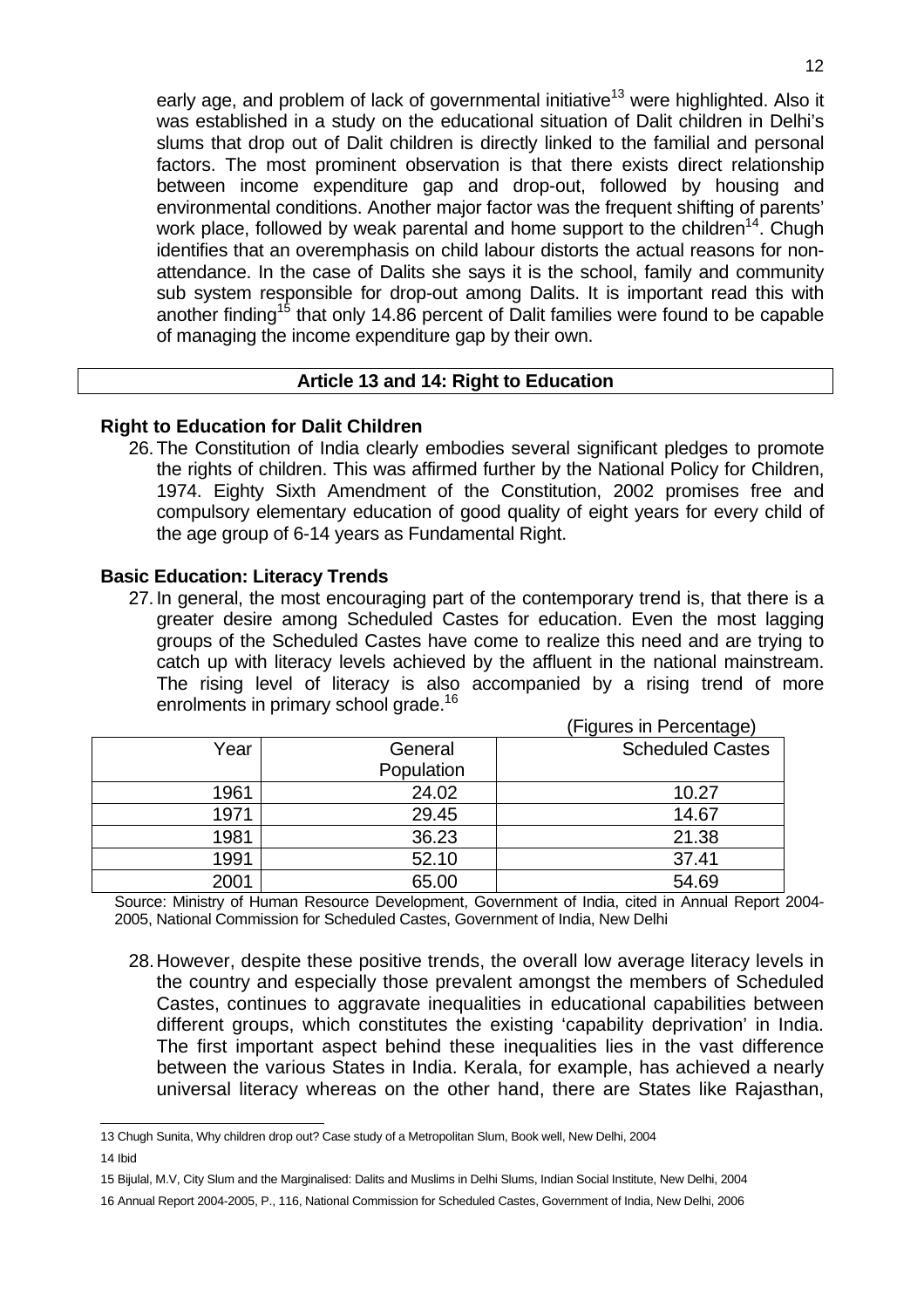early age, and problem of lack of governmental initiative[13] were highlighted. Also it was established in a study on the educational situation of Dalit children in Delhi's slums that drop out of Dalit children is directly linked to the familial and personal factors. The most prominent observation is that there exists direct relationship between income expenditure gap and drop-out, followed by housing and environmental conditions. Another major factor was the frequent shifting of parents' work place, followed by weak parental and home support to the children[14]. Chugh identifies that an overemphasis on child labour distorts the actual reasons for non-attendance. In the case of Dalits she says it is the school, family and community sub system responsible for drop-out among Dalits. It is important read this with another finding[15] that only 14.86 percent of Dalit families were found to be capable of managing the income expenditure gap by their own.

## Article 13 and 14: Right to Education

### Right to Education for Dalit Children

26. The Constitution of India clearly embodies several significant pledges to promote the rights of children. This was affirmed further by the National Policy for Children, 1974. Eighty Sixth Amendment of the Constitution, 2002 promises free and compulsory elementary education of good quality of eight years for every child of the age group of 6-14 years as Fundamental Right.

### Basic Education: Literacy Trends

27. In general, the most encouraging part of the contemporary trend is, that there is a greater desire among Scheduled Castes for education. Even the most lagging groups of the Scheduled Castes have come to realize this need and are trying to catch up with literacy levels achieved by the affluent in the national mainstream. The rising level of literacy is also accompanied by a rising trend of more enrolments in primary school grade.[16]

(Figures in Percentage)

| Year | General Population | Scheduled Castes |
|---|---|---|
| 1961 | 24.02 | 10.27 |
| 1971 | 29.45 | 14.67 |
| 1981 | 36.23 | 21.38 |
| 1991 | 52.10 | 37.41 |
| 2001 | 65.00 | 54.69 |

Source: Ministry of Human Resource Development, Government of India, cited in Annual Report 2004-2005, National Commission for Scheduled Castes, Government of India, New Delhi

28. However, despite these positive trends, the overall low average literacy levels in the country and especially those prevalent amongst the members of Scheduled Castes, continues to aggravate inequalities in educational capabilities between different groups, which constitutes the existing 'capability deprivation' in India. The first important aspect behind these inequalities lies in the vast difference between the various States in India. Kerala, for example, has achieved a nearly universal literacy whereas on the other hand, there are States like Rajasthan,

---

13 Chugh Sunita, Why children drop out? Case study of a Metropolitan Slum, Book well, New Delhi, 2004

14 Ibid

15 Bijulal, M.V, City Slum and the Marginalised: Dalits and Muslims in Delhi Slums, Indian Social Institute, New Delhi, 2004

16 Annual Report 2004-2005, P., 116, National Commission for Scheduled Castes, Government of India, New Delhi, 2006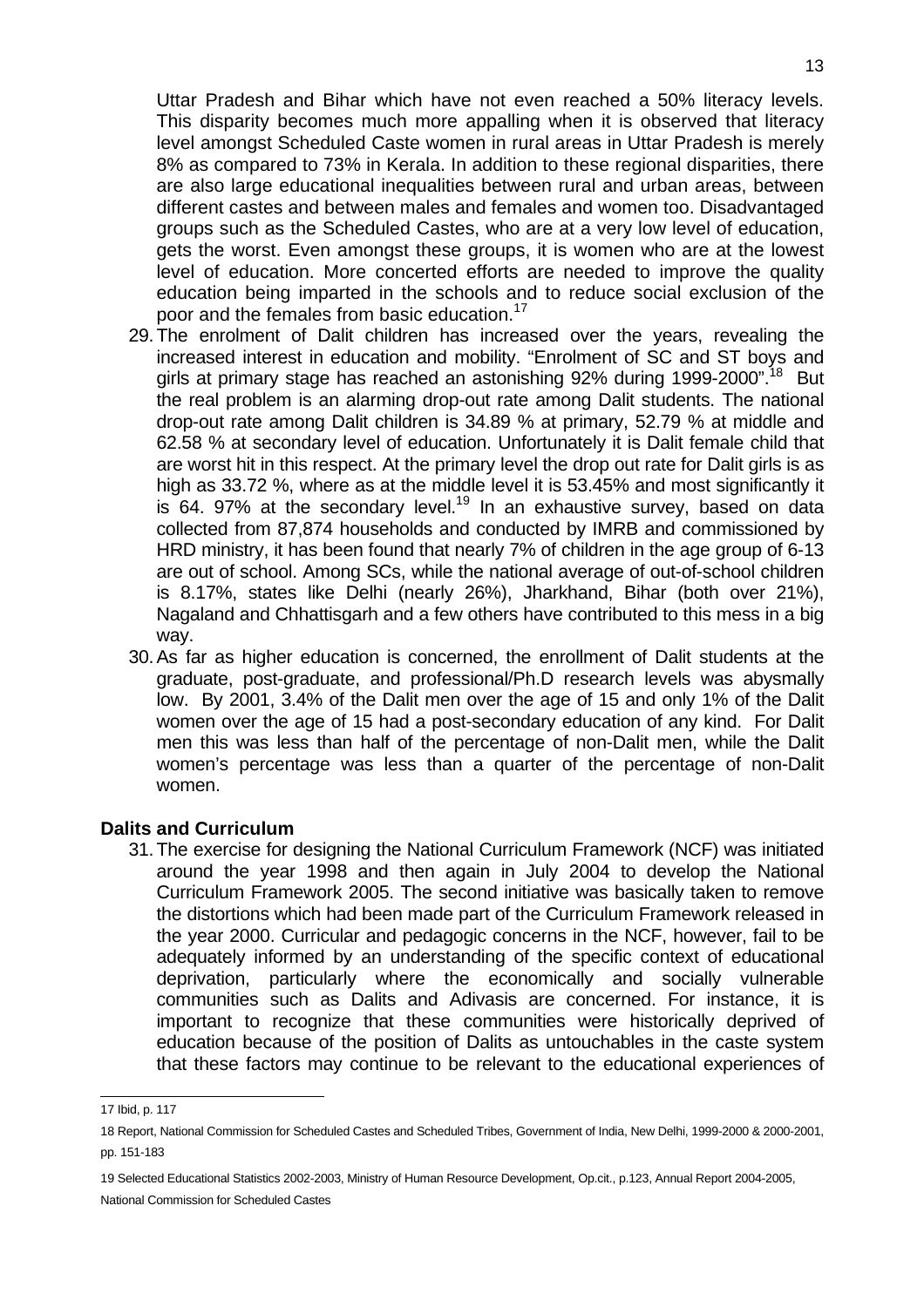Uttar Pradesh and Bihar which have not even reached a 50% literacy levels. This disparity becomes much more appalling when it is observed that literacy level amongst Scheduled Caste women in rural areas in Uttar Pradesh is merely 8% as compared to 73% in Kerala. In addition to these regional disparities, there are also large educational inequalities between rural and urban areas, between different castes and between males and females and women too. Disadvantaged groups such as the Scheduled Castes, who are at a very low level of education, gets the worst. Even amongst these groups, it is women who are at the lowest level of education. More concerted efforts are needed to improve the quality education being imparted in the schools and to reduce social exclusion of the poor and the females from basic education.[17]

29. The enrolment of Dalit children has increased over the years, revealing the increased interest in education and mobility. "Enrolment of SC and ST boys and girls at primary stage has reached an astonishing 92% during 1999-2000".[18] But the real problem is an alarming drop-out rate among Dalit students. The national drop-out rate among Dalit children is 34.89 % at primary, 52.79 % at middle and 62.58 % at secondary level of education. Unfortunately it is Dalit female child that are worst hit in this respect. At the primary level the drop out rate for Dalit girls is as high as 33.72 %, where as at the middle level it is 53.45% and most significantly it is 64. 97% at the secondary level.[19] In an exhaustive survey, based on data collected from 87,874 households and conducted by IMRB and commissioned by HRD ministry, it has been found that nearly 7% of children in the age group of 6-13 are out of school. Among SCs, while the national average of out-of-school children is 8.17%, states like Delhi (nearly 26%), Jharkhand, Bihar (both over 21%), Nagaland and Chhattisgarh and a few others have contributed to this mess in a big way.

30. As far as higher education is concerned, the enrollment of Dalit students at the graduate, post-graduate, and professional/Ph.D research levels was abysmally low. By 2001, 3.4% of the Dalit men over the age of 15 and only 1% of the Dalit women over the age of 15 had a post-secondary education of any kind. For Dalit men this was less than half of the percentage of non-Dalit men, while the Dalit women's percentage was less than a quarter of the percentage of non-Dalit women.

**Dalits and Curriculum**

31. The exercise for designing the National Curriculum Framework (NCF) was initiated around the year 1998 and then again in July 2004 to develop the National Curriculum Framework 2005. The second initiative was basically taken to remove the distortions which had been made part of the Curriculum Framework released in the year 2000. Curricular and pedagogic concerns in the NCF, however, fail to be adequately informed by an understanding of the specific context of educational deprivation, particularly where the economically and socially vulnerable communities such as Dalits and Adivasis are concerned. For instance, it is important to recognize that these communities were historically deprived of education because of the position of Dalits as untouchables in the caste system that these factors may continue to be relevant to the educational experiences of

---

17 Ibid, p. 117

18 Report, National Commission for Scheduled Castes and Scheduled Tribes, Government of India, New Delhi, 1999-2000 & 2000-2001, pp. 151-183

19 Selected Educational Statistics 2002-2003, Ministry of Human Resource Development, Op.cit., p.123, Annual Report 2004-2005, National Commission for Scheduled Castes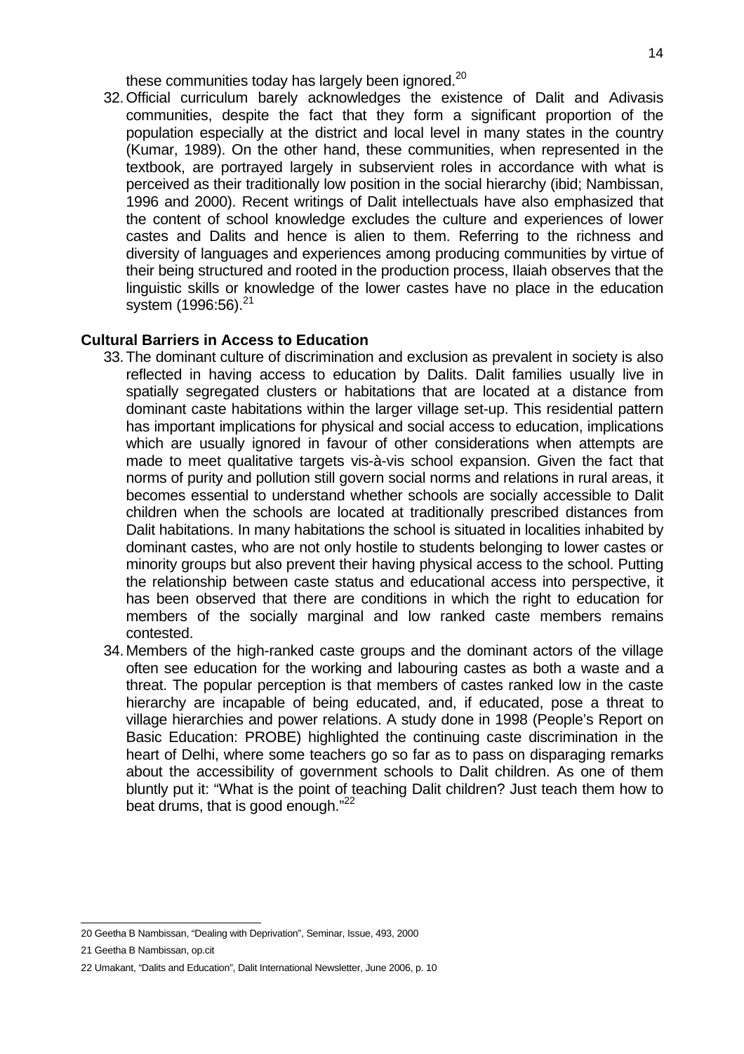these communities today has largely been ignored.[20]

32. Official curriculum barely acknowledges the existence of Dalit and Adivasis communities, despite the fact that they form a significant proportion of the population especially at the district and local level in many states in the country (Kumar, 1989). On the other hand, these communities, when represented in the textbook, are portrayed largely in subservient roles in accordance with what is perceived as their traditionally low position in the social hierarchy (ibid; Nambissan, 1996 and 2000). Recent writings of Dalit intellectuals have also emphasized that the content of school knowledge excludes the culture and experiences of lower castes and Dalits and hence is alien to them. Referring to the richness and diversity of languages and experiences among producing communities by virtue of their being structured and rooted in the production process, Ilaiah observes that the linguistic skills or knowledge of the lower castes have no place in the education system (1996:56).[21]

**Cultural Barriers in Access to Education**

33. The dominant culture of discrimination and exclusion as prevalent in society is also reflected in having access to education by Dalits. Dalit families usually live in spatially segregated clusters or habitations that are located at a distance from dominant caste habitations within the larger village set-up. This residential pattern has important implications for physical and social access to education, implications which are usually ignored in favour of other considerations when attempts are made to meet qualitative targets vis-à-vis school expansion. Given the fact that norms of purity and pollution still govern social norms and relations in rural areas, it becomes essential to understand whether schools are socially accessible to Dalit children when the schools are located at traditionally prescribed distances from Dalit habitations. In many habitations the school is situated in localities inhabited by dominant castes, who are not only hostile to students belonging to lower castes or minority groups but also prevent their having physical access to the school. Putting the relationship between caste status and educational access into perspective, it has been observed that there are conditions in which the right to education for members of the socially marginal and low ranked caste members remains contested.
34. Members of the high-ranked caste groups and the dominant actors of the village often see education for the working and labouring castes as both a waste and a threat. The popular perception is that members of castes ranked low in the caste hierarchy are incapable of being educated, and, if educated, pose a threat to village hierarchies and power relations. A study done in 1998 (People's Report on Basic Education: PROBE) highlighted the continuing caste discrimination in the heart of Delhi, where some teachers go so far as to pass on disparaging remarks about the accessibility of government schools to Dalit children. As one of them bluntly put it: "What is the point of teaching Dalit children? Just teach them how to beat drums, that is good enough."[22]

---

20 Geetha B Nambissan, "Dealing with Deprivation", Seminar, Issue, 493, 2000

21 Geetha B Nambissan, op.cit

22 Umakant, "Dalits and Education", Dalit International Newsletter, June 2006, p. 10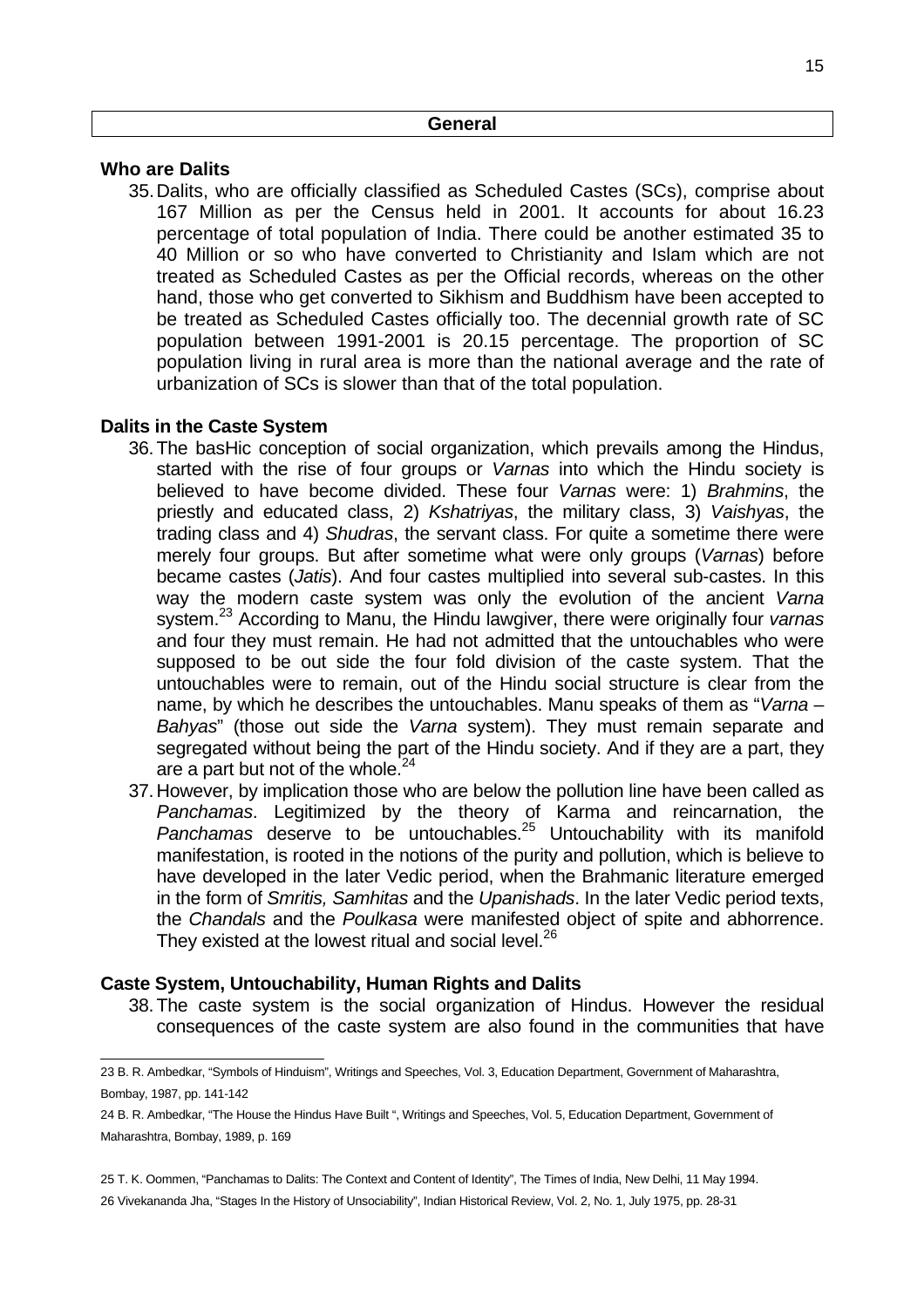## General

### Who are Dalits

35. Dalits, who are officially classified as Scheduled Castes (SCs), comprise about 167 Million as per the Census held in 2001. It accounts for about 16.23 percentage of total population of India. There could be another estimated 35 to 40 Million or so who have converted to Christianity and Islam which are not treated as Scheduled Castes as per the Official records, whereas on the other hand, those who get converted to Sikhism and Buddhism have been accepted to be treated as Scheduled Castes officially too. The decennial growth rate of SC population between 1991-2001 is 20.15 percentage. The proportion of SC population living in rural area is more than the national average and the rate of urbanization of SCs is slower than that of the total population.

### Dalits in the Caste System

36. The basHic conception of social organization, which prevails among the Hindus, started with the rise of four groups or *Varnas* into which the Hindu society is believed to have become divided. These four *Varnas* were: 1) *Brahmins*, the priestly and educated class, 2) *Kshatriyas*, the military class, 3) *Vaishyas*, the trading class and 4) *Shudras*, the servant class. For quite a sometime there were merely four groups. But after sometime what were only groups (*Varnas*) before became castes (*Jatis*). And four castes multiplied into several sub-castes. In this way the modern caste system was only the evolution of the ancient *Varna* system.[23] According to Manu, the Hindu lawgiver, there were originally four *varnas* and four they must remain. He had not admitted that the untouchables who were supposed to be out side the four fold division of the caste system. That the untouchables were to remain, out of the Hindu social structure is clear from the name, by which he describes the untouchables. Manu speaks of them as "*Varna – Bahyas*" (those out side the *Varna* system). They must remain separate and segregated without being the part of the Hindu society. And if they are a part, they are a part but not of the whole.[24]

37. However, by implication those who are below the pollution line have been called as *Panchamas*. Legitimized by the theory of Karma and reincarnation, the *Panchamas* deserve to be untouchables.[25] Untouchability with its manifold manifestation, is rooted in the notions of the purity and pollution, which is believe to have developed in the later Vedic period, when the Brahmanic literature emerged in the form of *Smritis, Samhitas* and the *Upanishads*. In the later Vedic period texts, the *Chandals* and the *Poulkasa* were manifested object of spite and abhorrence. They existed at the lowest ritual and social level.[26]

### Caste System, Untouchability, Human Rights and Dalits

38. The caste system is the social organization of Hindus. However the residual consequences of the caste system are also found in the communities that have

---

23 B. R. Ambedkar, "Symbols of Hinduism", Writings and Speeches, Vol. 3, Education Department, Government of Maharashtra, Bombay, 1987, pp. 141-142

24 B. R. Ambedkar, "The House the Hindus Have Built ", Writings and Speeches, Vol. 5, Education Department, Government of Maharashtra, Bombay, 1989, p. 169

25 T. K. Oommen, "Panchamas to Dalits: The Context and Content of Identity", The Times of India, New Delhi, 11 May 1994.

26 Vivekananda Jha, "Stages In the History of Unsociability", Indian Historical Review, Vol. 2, No. 1, July 1975, pp. 28-31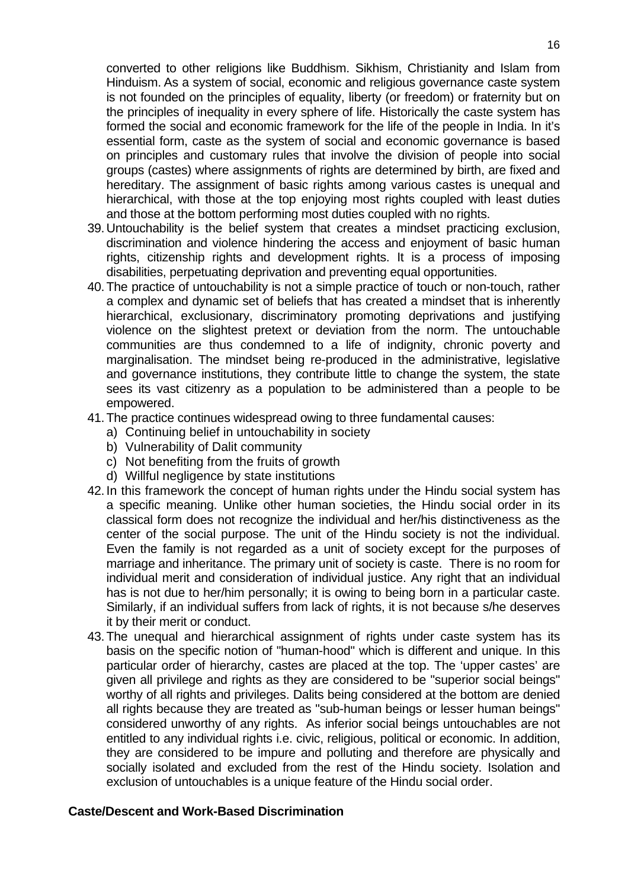converted to other religions like Buddhism. Sikhism, Christianity and Islam from Hinduism. As a system of social, economic and religious governance caste system is not founded on the principles of equality, liberty (or freedom) or fraternity but on the principles of inequality in every sphere of life. Historically the caste system has formed the social and economic framework for the life of the people in India. In it's essential form, caste as the system of social and economic governance is based on principles and customary rules that involve the division of people into social groups (castes) where assignments of rights are determined by birth, are fixed and hereditary. The assignment of basic rights among various castes is unequal and hierarchical, with those at the top enjoying most rights coupled with least duties and those at the bottom performing most duties coupled with no rights.

39. Untouchability is the belief system that creates a mindset practicing exclusion, discrimination and violence hindering the access and enjoyment of basic human rights, citizenship rights and development rights. It is a process of imposing disabilities, perpetuating deprivation and preventing equal opportunities.
40. The practice of untouchability is not a simple practice of touch or non-touch, rather a complex and dynamic set of beliefs that has created a mindset that is inherently hierarchical, exclusionary, discriminatory promoting deprivations and justifying violence on the slightest pretext or deviation from the norm. The untouchable communities are thus condemned to a life of indignity, chronic poverty and marginalisation. The mindset being re-produced in the administrative, legislative and governance institutions, they contribute little to change the system, the state sees its vast citizenry as a population to be administered than a people to be empowered.
41. The practice continues widespread owing to three fundamental causes:
    a) Continuing belief in untouchability in society
    b) Vulnerability of Dalit community
    c) Not benefiting from the fruits of growth
    d) Willful negligence by state institutions
42. In this framework the concept of human rights under the Hindu social system has a specific meaning. Unlike other human societies, the Hindu social order in its classical form does not recognize the individual and her/his distinctiveness as the center of the social purpose. The unit of the Hindu society is not the individual. Even the family is not regarded as a unit of society except for the purposes of marriage and inheritance. The primary unit of society is caste. There is no room for individual merit and consideration of individual justice. Any right that an individual has is not due to her/him personally; it is owing to being born in a particular caste. Similarly, if an individual suffers from lack of rights, it is not because s/he deserves it by their merit or conduct.
43. The unequal and hierarchical assignment of rights under caste system has its basis on the specific notion of "human-hood" which is different and unique. In this particular order of hierarchy, castes are placed at the top. The 'upper castes' are given all privilege and rights as they are considered to be "superior social beings" worthy of all rights and privileges. Dalits being considered at the bottom are denied all rights because they are treated as "sub-human beings or lesser human beings" considered unworthy of any rights. As inferior social beings untouchables are not entitled to any individual rights i.e. civic, religious, political or economic. In addition, they are considered to be impure and polluting and therefore are physically and socially isolated and excluded from the rest of the Hindu society. Isolation and exclusion of untouchables is a unique feature of the Hindu social order.

**Caste/Descent and Work-Based Discrimination**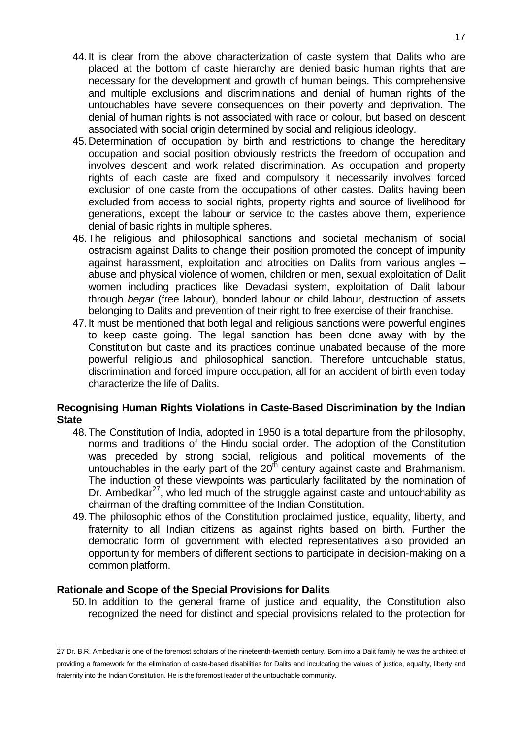44. It is clear from the above characterization of caste system that Dalits who are placed at the bottom of caste hierarchy are denied basic human rights that are necessary for the development and growth of human beings. This comprehensive and multiple exclusions and discriminations and denial of human rights of the untouchables have severe consequences on their poverty and deprivation. The denial of human rights is not associated with race or colour, but based on descent associated with social origin determined by social and religious ideology.
45. Determination of occupation by birth and restrictions to change the hereditary occupation and social position obviously restricts the freedom of occupation and involves descent and work related discrimination. As occupation and property rights of each caste are fixed and compulsory it necessarily involves forced exclusion of one caste from the occupations of other castes. Dalits having been excluded from access to social rights, property rights and source of livelihood for generations, except the labour or service to the castes above them, experience denial of basic rights in multiple spheres.
46. The religious and philosophical sanctions and societal mechanism of social ostracism against Dalits to change their position promoted the concept of impunity against harassment, exploitation and atrocities on Dalits from various angles – abuse and physical violence of women, children or men, sexual exploitation of Dalit women including practices like Devadasi system, exploitation of Dalit labour through *begar* (free labour), bonded labour or child labour, destruction of assets belonging to Dalits and prevention of their right to free exercise of their franchise.
47. It must be mentioned that both legal and religious sanctions were powerful engines to keep caste going. The legal sanction has been done away with by the Constitution but caste and its practices continue unabated because of the more powerful religious and philosophical sanction. Therefore untouchable status, discrimination and forced impure occupation, all for an accident of birth even today characterize the life of Dalits.

**Recognising Human Rights Violations in Caste-Based Discrimination by the Indian State**

48. The Constitution of India, adopted in 1950 is a total departure from the philosophy, norms and traditions of the Hindu social order. The adoption of the Constitution was preceded by strong social, religious and political movements of the untouchables in the early part of the 20th century against caste and Brahmanism. The induction of these viewpoints was particularly facilitated by the nomination of Dr. Ambedkar[27], who led much of the struggle against caste and untouchability as chairman of the drafting committee of the Indian Constitution.
49. The philosophic ethos of the Constitution proclaimed justice, equality, liberty, and fraternity to all Indian citizens as against rights based on birth. Further the democratic form of government with elected representatives also provided an opportunity for members of different sections to participate in decision-making on a common platform.

**Rationale and Scope of the Special Provisions for Dalits**

50. In addition to the general frame of justice and equality, the Constitution also recognized the need for distinct and special provisions related to the protection for

---

27 Dr. B.R. Ambedkar is one of the foremost scholars of the nineteenth-twentieth century. Born into a Dalit family he was the architect of providing a framework for the elimination of caste-based disabilities for Dalits and inculcating the values of justice, equality, liberty and fraternity into the Indian Constitution. He is the foremost leader of the untouchable community.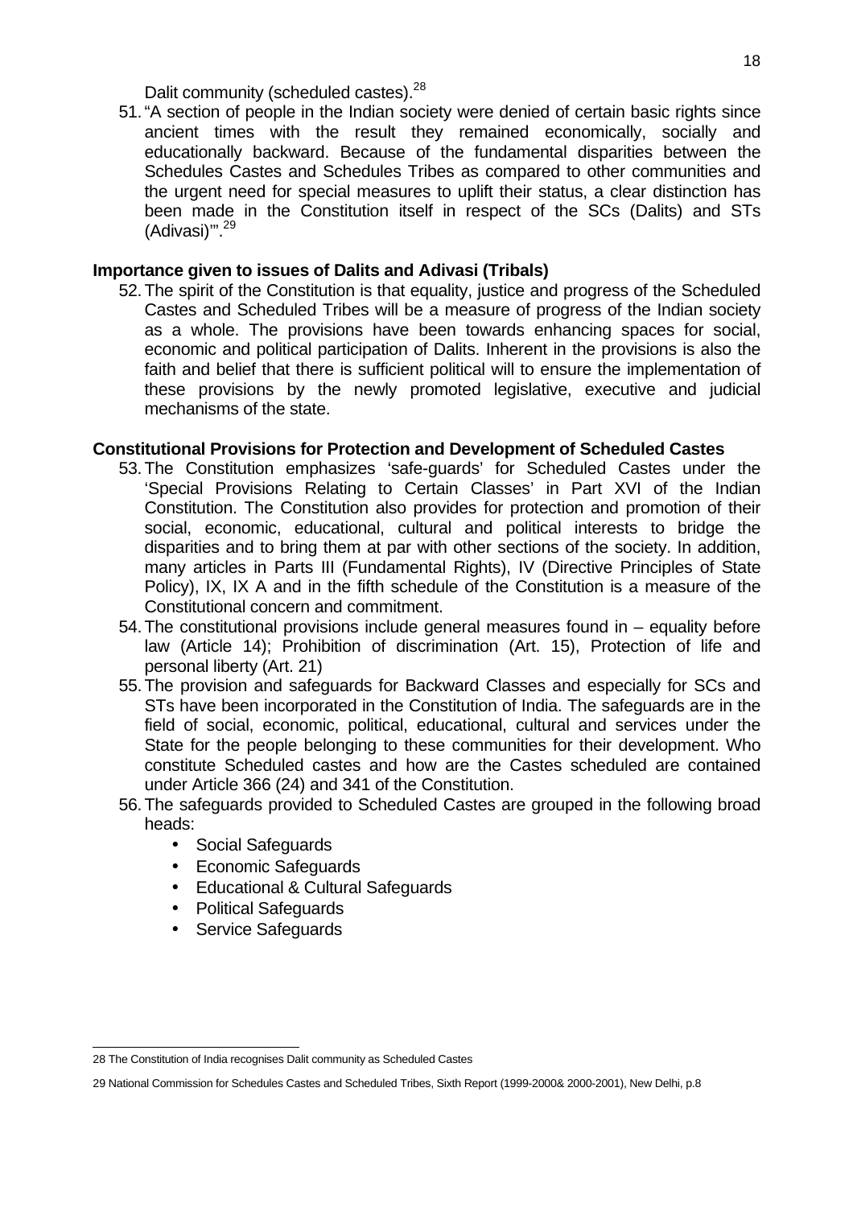Dalit community (scheduled castes).[28]

51. "A section of people in the Indian society were denied of certain basic rights since ancient times with the result they remained economically, socially and educationally backward. Because of the fundamental disparities between the Schedules Castes and Schedules Tribes as compared to other communities and the urgent need for special measures to uplift their status, a clear distinction has been made in the Constitution itself in respect of the SCs (Dalits) and STs (Adivasi)"'.[29]

**Importance given to issues of Dalits and Adivasi (Tribals)**

52. The spirit of the Constitution is that equality, justice and progress of the Scheduled Castes and Scheduled Tribes will be a measure of progress of the Indian society as a whole. The provisions have been towards enhancing spaces for social, economic and political participation of Dalits. Inherent in the provisions is also the faith and belief that there is sufficient political will to ensure the implementation of these provisions by the newly promoted legislative, executive and judicial mechanisms of the state.

**Constitutional Provisions for Protection and Development of Scheduled Castes**

53. The Constitution emphasizes 'safe-guards' for Scheduled Castes under the 'Special Provisions Relating to Certain Classes' in Part XVI of the Indian Constitution. The Constitution also provides for protection and promotion of their social, economic, educational, cultural and political interests to bridge the disparities and to bring them at par with other sections of the society. In addition, many articles in Parts III (Fundamental Rights), IV (Directive Principles of State Policy), IX, IX A and in the fifth schedule of the Constitution is a measure of the Constitutional concern and commitment.
54. The constitutional provisions include general measures found in – equality before law (Article 14); Prohibition of discrimination (Art. 15), Protection of life and personal liberty (Art. 21)
55. The provision and safeguards for Backward Classes and especially for SCs and STs have been incorporated in the Constitution of India. The safeguards are in the field of social, economic, political, educational, cultural and services under the State for the people belonging to these communities for their development. Who constitute Scheduled castes and how are the Castes scheduled are contained under Article 366 (24) and 341 of the Constitution.
56. The safeguards provided to Scheduled Castes are grouped in the following broad heads:
    - Social Safeguards
    - Economic Safeguards
    - Educational & Cultural Safeguards
    - Political Safeguards
    - Service Safeguards

---

28 The Constitution of India recognises Dalit community as Scheduled Castes

29 National Commission for Schedules Castes and Scheduled Tribes, Sixth Report (1999-2000& 2000-2001), New Delhi, p.8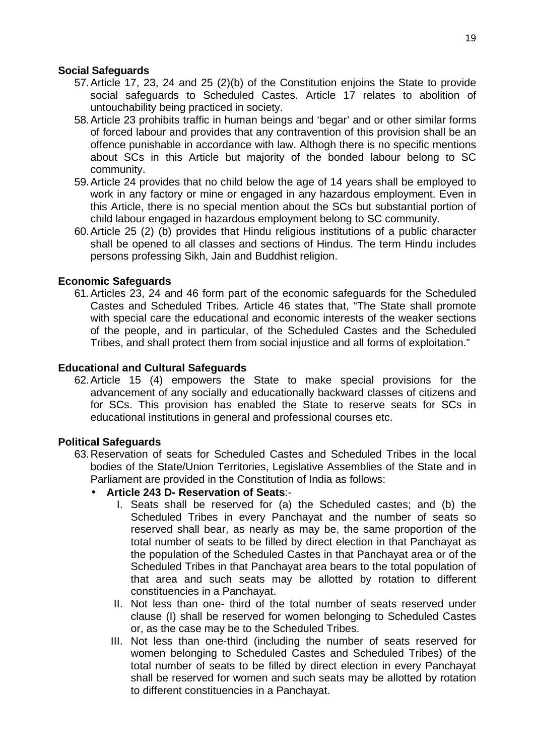**Social Safeguards**

57. Article 17, 23, 24 and 25 (2)(b) of the Constitution enjoins the State to provide social safeguards to Scheduled Castes. Article 17 relates to abolition of untouchability being practiced in society.
58. Article 23 prohibits traffic in human beings and 'begar' and or other similar forms of forced labour and provides that any contravention of this provision shall be an offence punishable in accordance with law. Althogh there is no specific mentions about SCs in this Article but majority of the bonded labour belong to SC community.
59. Article 24 provides that no child below the age of 14 years shall be employed to work in any factory or mine or engaged in any hazardous employment. Even in this Article, there is no special mention about the SCs but substantial portion of child labour engaged in hazardous employment belong to SC community.
60. Article 25 (2) (b) provides that Hindu religious institutions of a public character shall be opened to all classes and sections of Hindus. The term Hindu includes persons professing Sikh, Jain and Buddhist religion.

**Economic Safeguards**

61. Articles 23, 24 and 46 form part of the economic safeguards for the Scheduled Castes and Scheduled Tribes. Article 46 states that, "The State shall promote with special care the educational and economic interests of the weaker sections of the people, and in particular, of the Scheduled Castes and the Scheduled Tribes, and shall protect them from social injustice and all forms of exploitation."

**Educational and Cultural Safeguards**

62. Article 15 (4) empowers the State to make special provisions for the advancement of any socially and educationally backward classes of citizens and for SCs. This provision has enabled the State to reserve seats for SCs in educational institutions in general and professional courses etc.

**Political Safeguards**

63. Reservation of seats for Scheduled Castes and Scheduled Tribes in the local bodies of the State/Union Territories, Legislative Assemblies of the State and in Parliament are provided in the Constitution of India as follows:
    - **Article 243 D- Reservation of Seats**:-
        I. Seats shall be reserved for (a) the Scheduled castes; and (b) the Scheduled Tribes in every Panchayat and the number of seats so reserved shall bear, as nearly as may be, the same proportion of the total number of seats to be filled by direct election in that Panchayat as the population of the Scheduled Castes in that Panchayat area or of the Scheduled Tribes in that Panchayat area bears to the total population of that area and such seats may be allotted by rotation to different constituencies in a Panchayat.
        II. Not less than one- third of the total number of seats reserved under clause (I) shall be reserved for women belonging to Scheduled Castes or, as the case may be to the Scheduled Tribes.
        III. Not less than one-third (including the number of seats reserved for women belonging to Scheduled Castes and Scheduled Tribes) of the total number of seats to be filled by direct election in every Panchayat shall be reserved for women and such seats may be allotted by rotation to different constituencies in a Panchayat.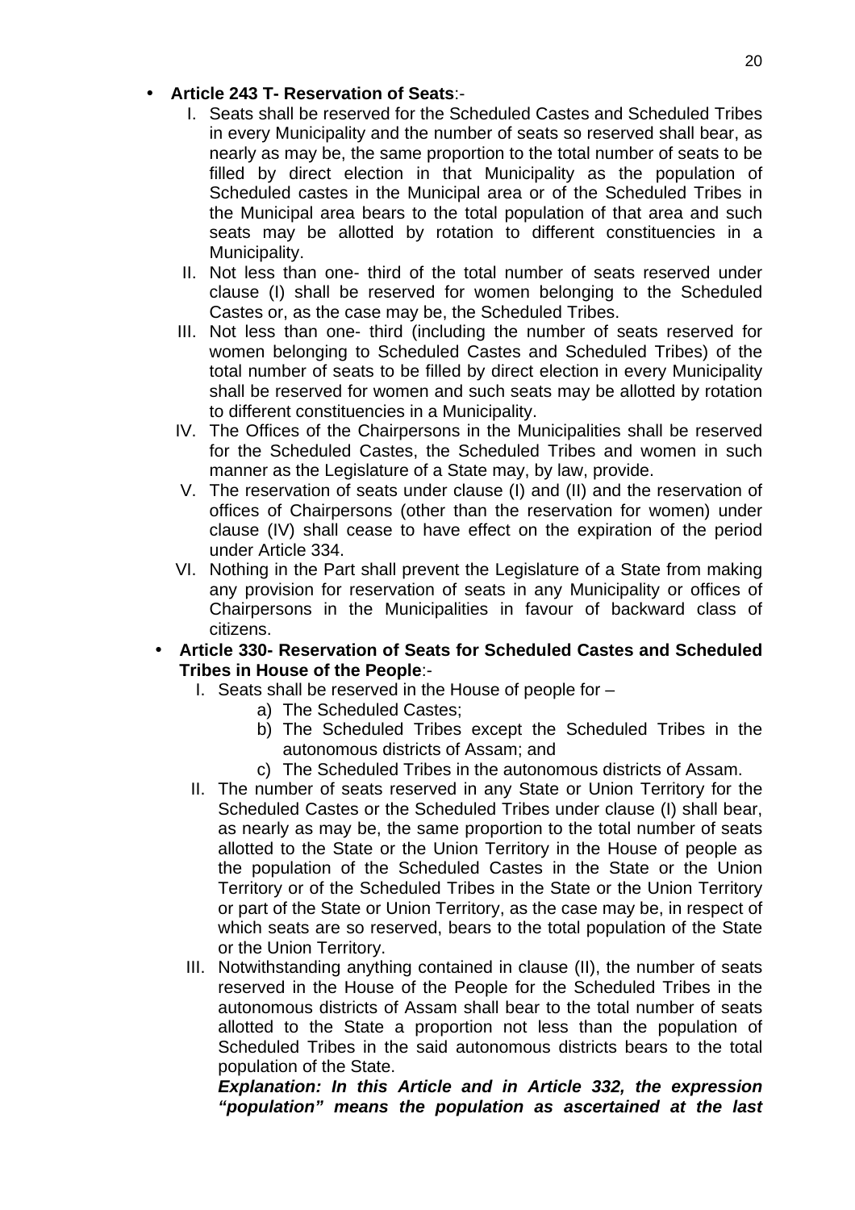- **Article 243 T- Reservation of Seats**:-
    I. Seats shall be reserved for the Scheduled Castes and Scheduled Tribes in every Municipality and the number of seats so reserved shall bear, as nearly as may be, the same proportion to the total number of seats to be filled by direct election in that Municipality as the population of Scheduled castes in the Municipal area or of the Scheduled Tribes in the Municipal area bears to the total population of that area and such seats may be allotted by rotation to different constituencies in a Municipality.
    II. Not less than one- third of the total number of seats reserved under clause (I) shall be reserved for women belonging to the Scheduled Castes or, as the case may be, the Scheduled Tribes.
    III. Not less than one- third (including the number of seats reserved for women belonging to Scheduled Castes and Scheduled Tribes) of the total number of seats to be filled by direct election in every Municipality shall be reserved for women and such seats may be allotted by rotation to different constituencies in a Municipality.
    IV. The Offices of the Chairpersons in the Municipalities shall be reserved for the Scheduled Castes, the Scheduled Tribes and women in such manner as the Legislature of a State may, by law, provide.
    V. The reservation of seats under clause (I) and (II) and the reservation of offices of Chairpersons (other than the reservation for women) under clause (IV) shall cease to have effect on the expiration of the period under Article 334.
    VI. Nothing in the Part shall prevent the Legislature of a State from making any provision for reservation of seats in any Municipality or offices of Chairpersons in the Municipalities in favour of backward class of citizens.
- **Article 330- Reservation of Seats for Scheduled Castes and Scheduled Tribes in House of the People**:-
    I. Seats shall be reserved in the House of people for –
        a) The Scheduled Castes;
        b) The Scheduled Tribes except the Scheduled Tribes in the autonomous districts of Assam; and
        c) The Scheduled Tribes in the autonomous districts of Assam.
    II. The number of seats reserved in any State or Union Territory for the Scheduled Castes or the Scheduled Tribes under clause (I) shall bear, as nearly as may be, the same proportion to the total number of seats allotted to the State or the Union Territory in the House of people as the population of the Scheduled Castes in the State or the Union Territory or of the Scheduled Tribes in the State or the Union Territory or part of the State or Union Territory, as the case may be, in respect of which seats are so reserved, bears to the total population of the State or the Union Territory.
    III. Notwithstanding anything contained in clause (II), the number of seats reserved in the House of the People for the Scheduled Tribes in the autonomous districts of Assam shall bear to the total number of seats allotted to the State a proportion not less than the population of Scheduled Tribes in the said autonomous districts bears to the total population of the State.

    ***Explanation: In this Article and in Article 332, the expression "population" means the population as ascertained at the last***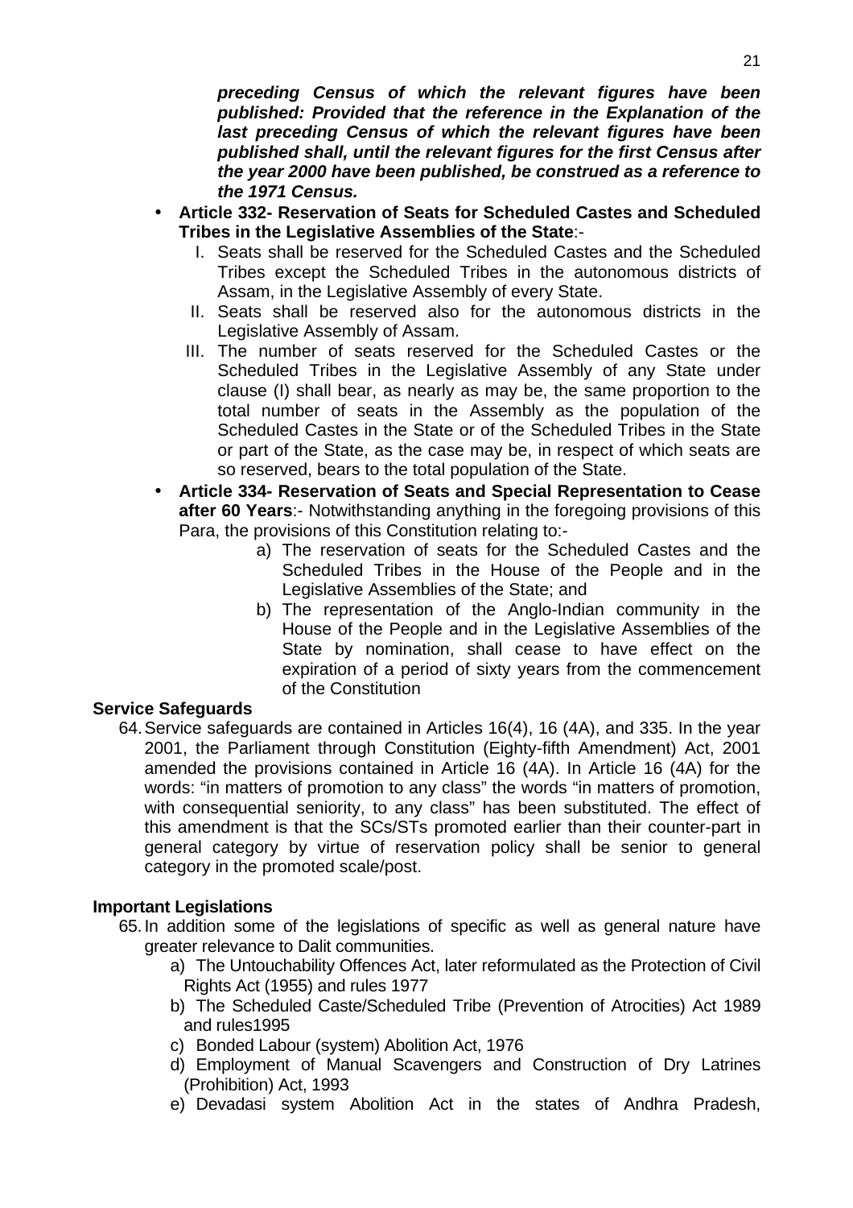***preceding Census of which the relevant figures have been published: Provided that the reference in the Explanation of the last preceding Census of which the relevant figures have been published shall, until the relevant figures for the first Census after the year 2000 have been published, be construed as a reference to the 1971 Census.***

- **Article 332- Reservation of Seats for Scheduled Castes and Scheduled Tribes in the Legislative Assemblies of the State**:-
    I. Seats shall be reserved for the Scheduled Castes and the Scheduled Tribes except the Scheduled Tribes in the autonomous districts of Assam, in the Legislative Assembly of every State.
    II. Seats shall be reserved also for the autonomous districts in the Legislative Assembly of Assam.
    III. The number of seats reserved for the Scheduled Castes or the Scheduled Tribes in the Legislative Assembly of any State under clause (I) shall bear, as nearly as may be, the same proportion to the total number of seats in the Assembly as the population of the Scheduled Castes in the State or of the Scheduled Tribes in the State or part of the State, as the case may be, in respect of which seats are so reserved, bears to the total population of the State.
- **Article 334- Reservation of Seats and Special Representation to Cease after 60 Years**:- Notwithstanding anything in the foregoing provisions of this Para, the provisions of this Constitution relating to:-
    a) The reservation of seats for the Scheduled Castes and the Scheduled Tribes in the House of the People and in the Legislative Assemblies of the State; and
    b) The representation of the Anglo-Indian community in the House of the People and in the Legislative Assemblies of the State by nomination, shall cease to have effect on the expiration of a period of sixty years from the commencement of the Constitution

**Service Safeguards**

64. Service safeguards are contained in Articles 16(4), 16 (4A), and 335. In the year 2001, the Parliament through Constitution (Eighty-fifth Amendment) Act, 2001 amended the provisions contained in Article 16 (4A). In Article 16 (4A) for the words: "in matters of promotion to any class" the words "in matters of promotion, with consequential seniority, to any class" has been substituted. The effect of this amendment is that the SCs/STs promoted earlier than their counter-part in general category by virtue of reservation policy shall be senior to general category in the promoted scale/post.

**Important Legislations**

65. In addition some of the legislations of specific as well as general nature have greater relevance to Dalit communities.
    a) The Untouchability Offences Act, later reformulated as the Protection of Civil Rights Act (1955) and rules 1977
    b) The Scheduled Caste/Scheduled Tribe (Prevention of Atrocities) Act 1989 and rules1995
    c) Bonded Labour (system) Abolition Act, 1976
    d) Employment of Manual Scavengers and Construction of Dry Latrines (Prohibition) Act, 1993
    e) Devadasi system Abolition Act in the states of Andhra Pradesh,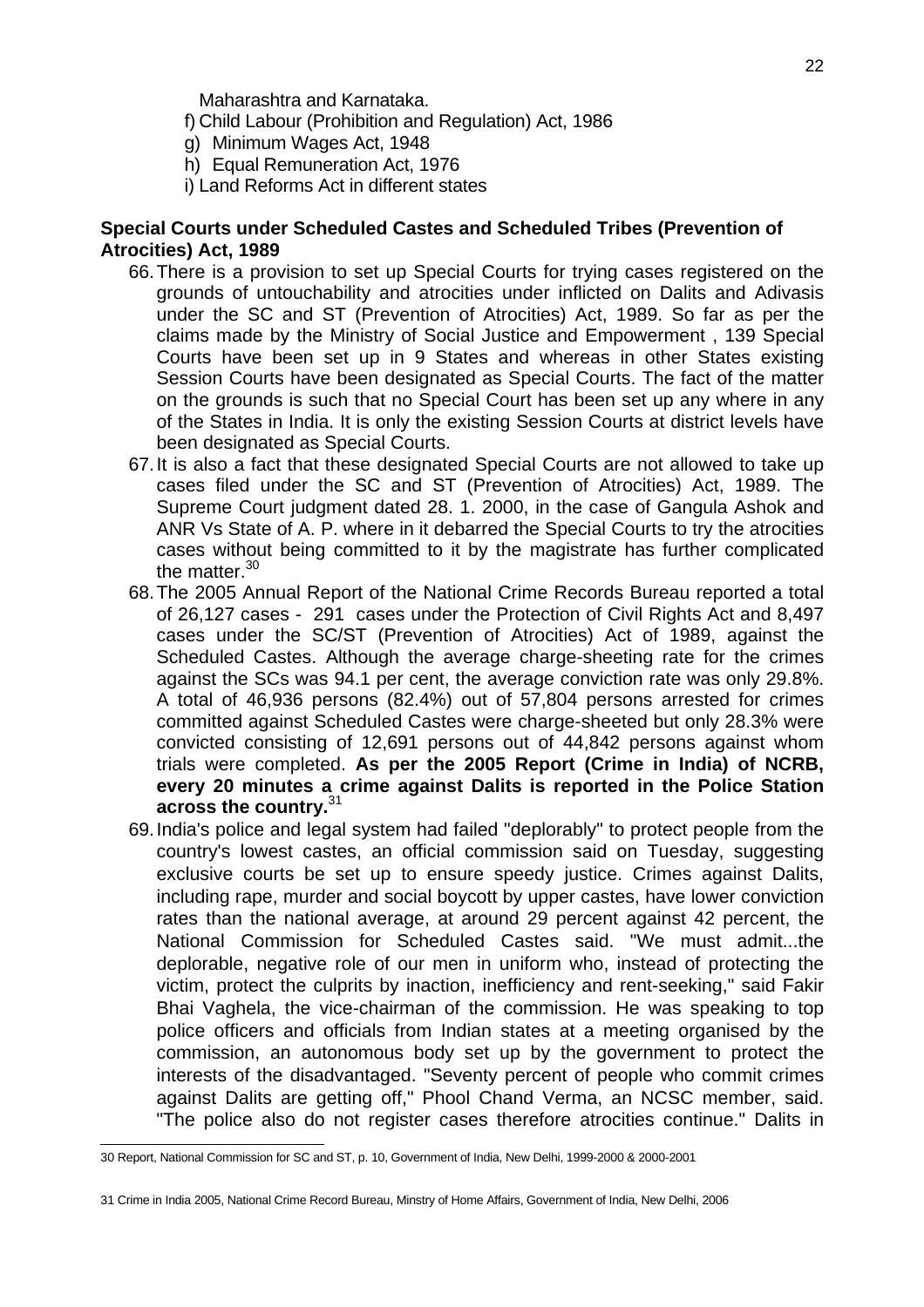Maharashtra and Karnataka.

f) Child Labour (Prohibition and Regulation) Act, 1986

g) Minimum Wages Act, 1948

h) Equal Remuneration Act, 1976

i) Land Reforms Act in different states

**Special Courts under Scheduled Castes and Scheduled Tribes (Prevention of Atrocities) Act, 1989**

66. There is a provision to set up Special Courts for trying cases registered on the grounds of untouchability and atrocities under inflicted on Dalits and Adivasis under the SC and ST (Prevention of Atrocities) Act, 1989. So far as per the claims made by the Ministry of Social Justice and Empowerment , 139 Special Courts have been set up in 9 States and whereas in other States existing Session Courts have been designated as Special Courts. The fact of the matter on the grounds is such that no Special Court has been set up any where in any of the States in India. It is only the existing Session Courts at district levels have been designated as Special Courts.
67. It is also a fact that these designated Special Courts are not allowed to take up cases filed under the SC and ST (Prevention of Atrocities) Act, 1989. The Supreme Court judgment dated 28. 1. 2000, in the case of Gangula Ashok and ANR Vs State of A. P. where in it debarred the Special Courts to try the atrocities cases without being committed to it by the magistrate has further complicated the matter.[30]
68. The 2005 Annual Report of the National Crime Records Bureau reported a total of 26,127 cases - 291 cases under the Protection of Civil Rights Act and 8,497 cases under the SC/ST (Prevention of Atrocities) Act of 1989, against the Scheduled Castes. Although the average charge-sheeting rate for the crimes against the SCs was 94.1 per cent, the average conviction rate was only 29.8%. A total of 46,936 persons (82.4%) out of 57,804 persons arrested for crimes committed against Scheduled Castes were charge-sheeted but only 28.3% were convicted consisting of 12,691 persons out of 44,842 persons against whom trials were completed. **As per the 2005 Report (Crime in India) of NCRB, every 20 minutes a crime against Dalits is reported in the Police Station across the country.**[31]
69. India's police and legal system had failed "deplorably" to protect people from the country's lowest castes, an official commission said on Tuesday, suggesting exclusive courts be set up to ensure speedy justice. Crimes against Dalits, including rape, murder and social boycott by upper castes, have lower conviction rates than the national average, at around 29 percent against 42 percent, the National Commission for Scheduled Castes said. "We must admit...the deplorable, negative role of our men in uniform who, instead of protecting the victim, protect the culprits by inaction, inefficiency and rent-seeking," said Fakir Bhai Vaghela, the vice-chairman of the commission. He was speaking to top police officers and officials from Indian states at a meeting organised by the commission, an autonomous body set up by the government to protect the interests of the disadvantaged. "Seventy percent of people who commit crimes against Dalits are getting off," Phool Chand Verma, an NCSC member, said. "The police also do not register cases therefore atrocities continue." Dalits in

---

30 Report, National Commission for SC and ST, p. 10, Government of India, New Delhi, 1999-2000 & 2000-2001

31 Crime in India 2005, National Crime Record Bureau, Minstry of Home Affairs, Government of India, New Delhi, 2006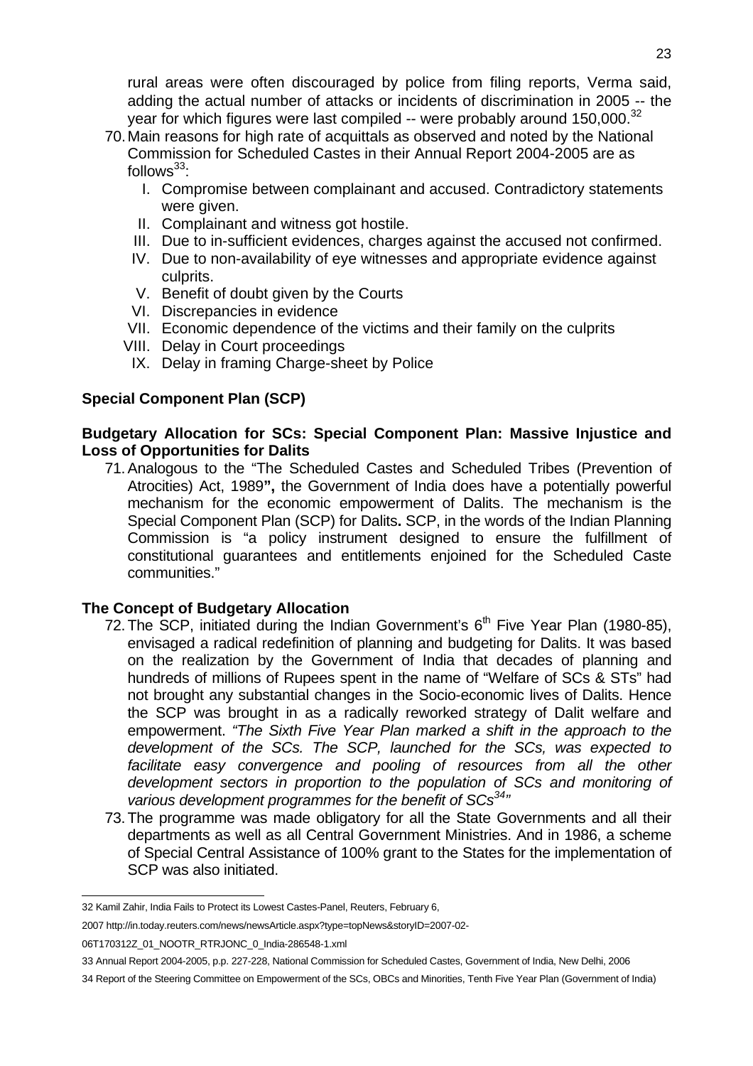rural areas were often discouraged by police from filing reports, Verma said, adding the actual number of attacks or incidents of discrimination in 2005 -- the year for which figures were last compiled -- were probably around 150,000.[32]

70. Main reasons for high rate of acquittals as observed and noted by the National Commission for Scheduled Castes in their Annual Report 2004-2005 are as follows[33]:

    I. Compromise between complainant and accused. Contradictory statements were given.
    II. Complainant and witness got hostile.
    III. Due to in-sufficient evidences, charges against the accused not confirmed.
    IV. Due to non-availability of eye witnesses and appropriate evidence against culprits.
    V. Benefit of doubt given by the Courts
    VI. Discrepancies in evidence
    VII. Economic dependence of the victims and their family on the culprits
    VIII. Delay in Court proceedings
    IX. Delay in framing Charge-sheet by Police

## Special Component Plan (SCP)

### Budgetary Allocation for SCs: Special Component Plan: Massive Injustice and Loss of Opportunities for Dalits

71. Analogous to the "The Scheduled Castes and Scheduled Tribes (Prevention of Atrocities) Act, 1989**",** the Government of India does have a potentially powerful mechanism for the economic empowerment of Dalits. The mechanism is the Special Component Plan (SCP) for Dalits**.** SCP, in the words of the Indian Planning Commission is "a policy instrument designed to ensure the fulfillment of constitutional guarantees and entitlements enjoined for the Scheduled Caste communities."

### The Concept of Budgetary Allocation

72. The SCP, initiated during the Indian Government's 6th Five Year Plan (1980-85), envisaged a radical redefinition of planning and budgeting for Dalits. It was based on the realization by the Government of India that decades of planning and hundreds of millions of Rupees spent in the name of "Welfare of SCs & STs" had not brought any substantial changes in the Socio-economic lives of Dalits. Hence the SCP was brought in as a radically reworked strategy of Dalit welfare and empowerment. *"The Sixth Five Year Plan marked a shift in the approach to the development of the SCs. The SCP, launched for the SCs, was expected to facilitate easy convergence and pooling of resources from all the other development sectors in proportion to the population of SCs and monitoring of various development programmes for the benefit of SCs[34]"*

73. The programme was made obligatory for all the State Governments and all their departments as well as all Central Government Ministries. And in 1986, a scheme of Special Central Assistance of 100% grant to the States for the implementation of SCP was also initiated.

---

32 Kamil Zahir, India Fails to Protect its Lowest Castes-Panel, Reuters, February 6, 2007 http://in.today.reuters.com/news/newsArticle.aspx?type=topNews&storyID=2007-02-06T170312Z_01_NOOTR_RTRJONC_0_India-286548-1.xml

33 Annual Report 2004-2005, p.p. 227-228, National Commission for Scheduled Castes, Government of India, New Delhi, 2006

34 Report of the Steering Committee on Empowerment of the SCs, OBCs and Minorities, Tenth Five Year Plan (Government of India)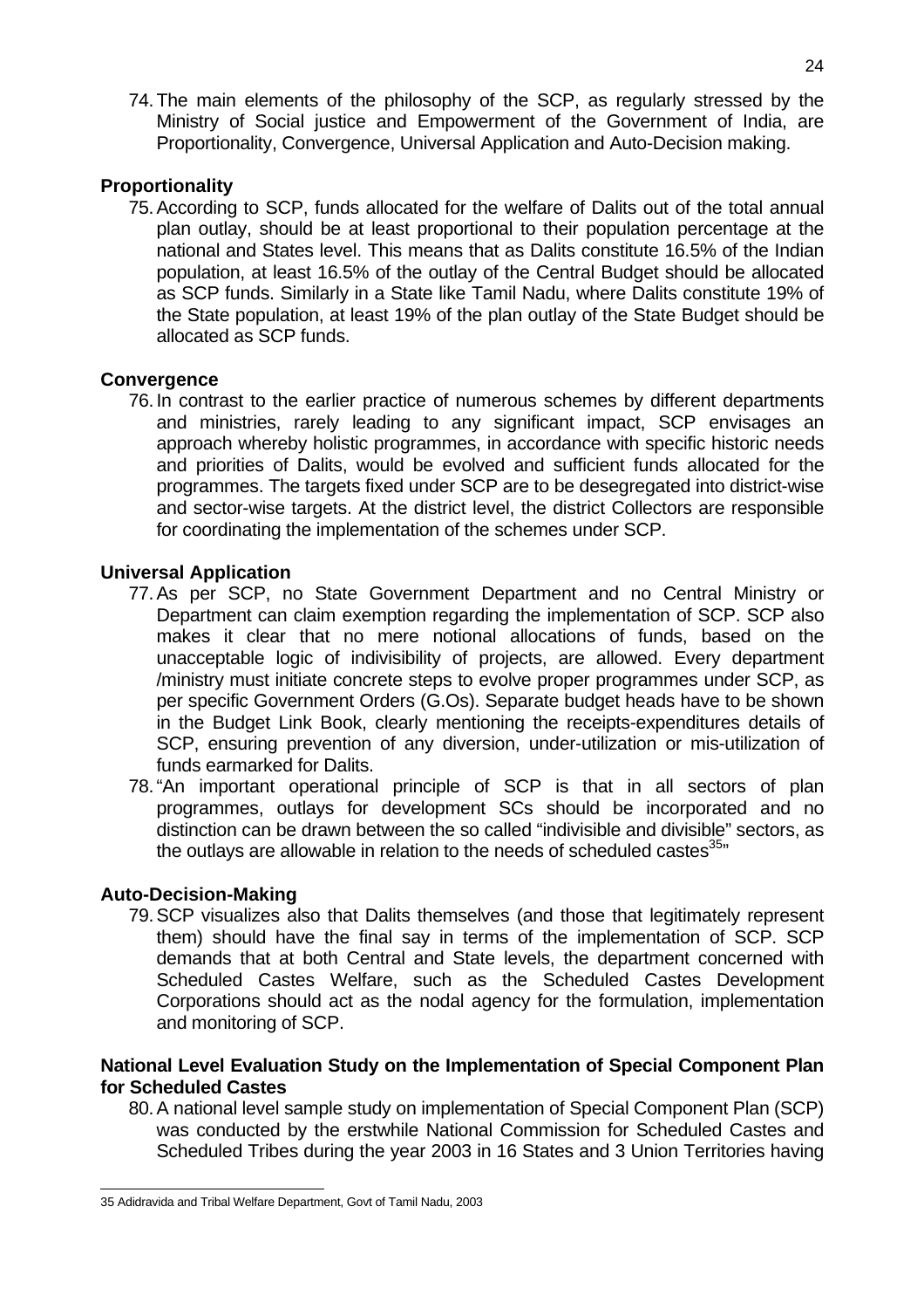74. The main elements of the philosophy of the SCP, as regularly stressed by the Ministry of Social justice and Empowerment of the Government of India, are Proportionality, Convergence, Universal Application and Auto-Decision making.

### Proportionality

75. According to SCP, funds allocated for the welfare of Dalits out of the total annual plan outlay, should be at least proportional to their population percentage at the national and States level. This means that as Dalits constitute 16.5% of the Indian population, at least 16.5% of the outlay of the Central Budget should be allocated as SCP funds. Similarly in a State like Tamil Nadu, where Dalits constitute 19% of the State population, at least 19% of the plan outlay of the State Budget should be allocated as SCP funds.

### Convergence

76. In contrast to the earlier practice of numerous schemes by different departments and ministries, rarely leading to any significant impact, SCP envisages an approach whereby holistic programmes, in accordance with specific historic needs and priorities of Dalits, would be evolved and sufficient funds allocated for the programmes. The targets fixed under SCP are to be desegregated into district-wise and sector-wise targets. At the district level, the district Collectors are responsible for coordinating the implementation of the schemes under SCP.

### Universal Application

77. As per SCP, no State Government Department and no Central Ministry or Department can claim exemption regarding the implementation of SCP. SCP also makes it clear that no mere notional allocations of funds, based on the unacceptable logic of indivisibility of projects, are allowed. Every department /ministry must initiate concrete steps to evolve proper programmes under SCP, as per specific Government Orders (G.Os). Separate budget heads have to be shown in the Budget Link Book, clearly mentioning the receipts-expenditures details of SCP, ensuring prevention of any diversion, under-utilization or mis-utilization of funds earmarked for Dalits.
78. "An important operational principle of SCP is that in all sectors of plan programmes, outlays for development SCs should be incorporated and no distinction can be drawn between the so called "indivisible and divisible" sectors, as the outlays are allowable in relation to the needs of scheduled castes[35]"

### Auto-Decision-Making

79. SCP visualizes also that Dalits themselves (and those that legitimately represent them) should have the final say in terms of the implementation of SCP. SCP demands that at both Central and State levels, the department concerned with Scheduled Castes Welfare, such as the Scheduled Castes Development Corporations should act as the nodal agency for the formulation, implementation and monitoring of SCP.

### National Level Evaluation Study on the Implementation of Special Component Plan for Scheduled Castes

80. A national level sample study on implementation of Special Component Plan (SCP) was conducted by the erstwhile National Commission for Scheduled Castes and Scheduled Tribes during the year 2003 in 16 States and 3 Union Territories having

---

35 Adidravida and Tribal Welfare Department, Govt of Tamil Nadu, 2003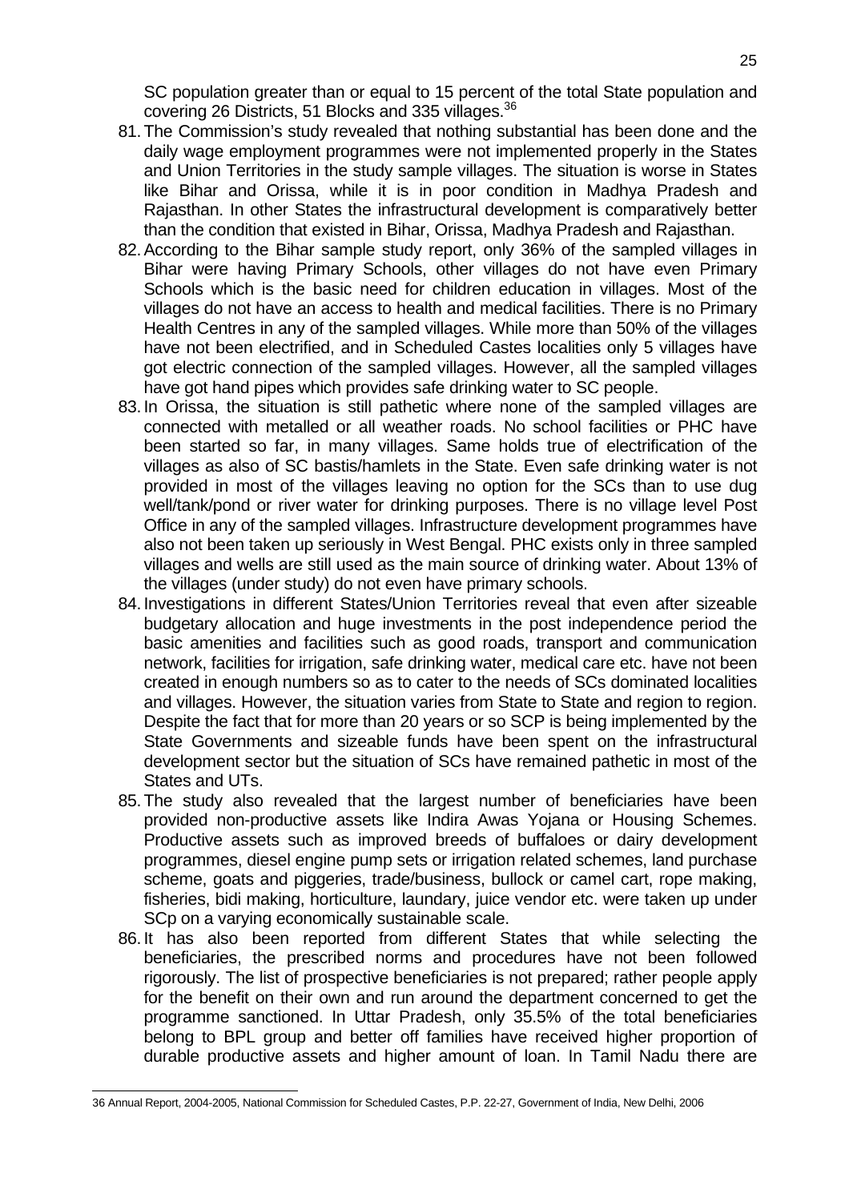SC population greater than or equal to 15 percent of the total State population and covering 26 Districts, 51 Blocks and 335 villages.[36]

81. The Commission's study revealed that nothing substantial has been done and the daily wage employment programmes were not implemented properly in the States and Union Territories in the study sample villages. The situation is worse in States like Bihar and Orissa, while it is in poor condition in Madhya Pradesh and Rajasthan. In other States the infrastructural development is comparatively better than the condition that existed in Bihar, Orissa, Madhya Pradesh and Rajasthan.

82. According to the Bihar sample study report, only 36% of the sampled villages in Bihar were having Primary Schools, other villages do not have even Primary Schools which is the basic need for children education in villages. Most of the villages do not have an access to health and medical facilities. There is no Primary Health Centres in any of the sampled villages. While more than 50% of the villages have not been electrified, and in Scheduled Castes localities only 5 villages have got electric connection of the sampled villages. However, all the sampled villages have got hand pipes which provides safe drinking water to SC people.

83. In Orissa, the situation is still pathetic where none of the sampled villages are connected with metalled or all weather roads. No school facilities or PHC have been started so far, in many villages. Same holds true of electrification of the villages as also of SC bastis/hamlets in the State. Even safe drinking water is not provided in most of the villages leaving no option for the SCs than to use dug well/tank/pond or river water for drinking purposes. There is no village level Post Office in any of the sampled villages. Infrastructure development programmes have also not been taken up seriously in West Bengal. PHC exists only in three sampled villages and wells are still used as the main source of drinking water. About 13% of the villages (under study) do not even have primary schools.

84. Investigations in different States/Union Territories reveal that even after sizeable budgetary allocation and huge investments in the post independence period the basic amenities and facilities such as good roads, transport and communication network, facilities for irrigation, safe drinking water, medical care etc. have not been created in enough numbers so as to cater to the needs of SCs dominated localities and villages. However, the situation varies from State to State and region to region. Despite the fact that for more than 20 years or so SCP is being implemented by the State Governments and sizeable funds have been spent on the infrastructural development sector but the situation of SCs have remained pathetic in most of the States and UTs.

85. The study also revealed that the largest number of beneficiaries have been provided non-productive assets like Indira Awas Yojana or Housing Schemes. Productive assets such as improved breeds of buffaloes or dairy development programmes, diesel engine pump sets or irrigation related schemes, land purchase scheme, goats and piggeries, trade/business, bullock or camel cart, rope making, fisheries, bidi making, horticulture, laundary, juice vendor etc. were taken up under SCp on a varying economically sustainable scale.

86. It has also been reported from different States that while selecting the beneficiaries, the prescribed norms and procedures have not been followed rigorously. The list of prospective beneficiaries is not prepared; rather people apply for the benefit on their own and run around the department concerned to get the programme sanctioned. In Uttar Pradesh, only 35.5% of the total beneficiaries belong to BPL group and better off families have received higher proportion of durable productive assets and higher amount of loan. In Tamil Nadu there are

---

36 Annual Report, 2004-2005, National Commission for Scheduled Castes, P.P. 22-27, Government of India, New Delhi, 2006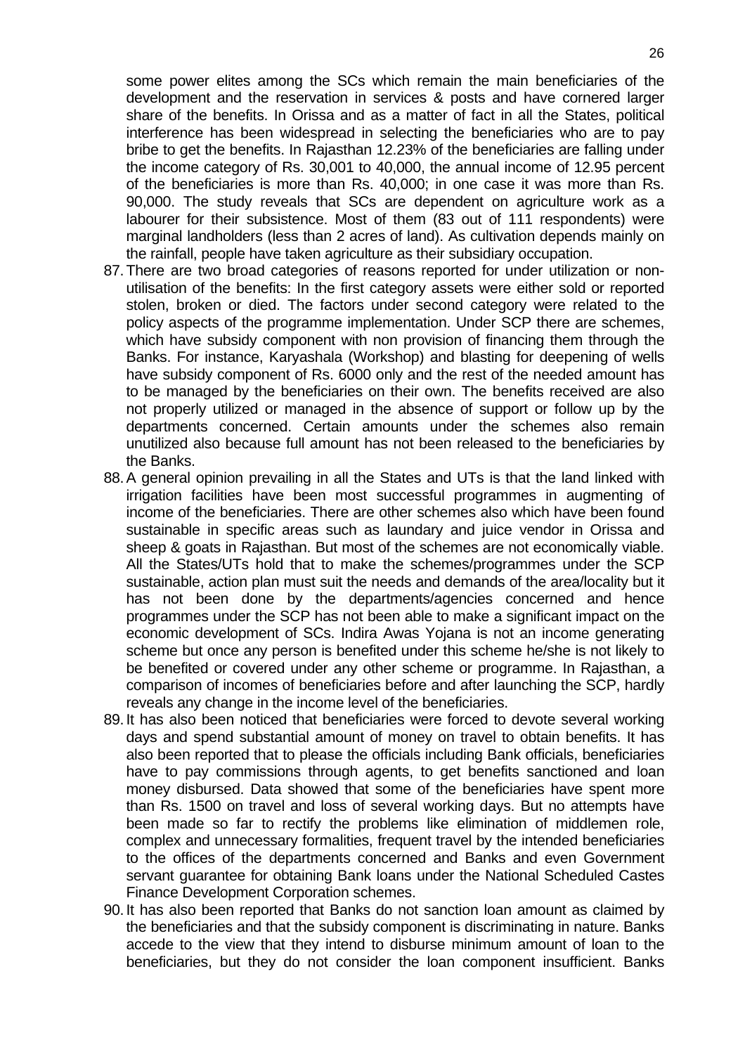some power elites among the SCs which remain the main beneficiaries of the development and the reservation in services & posts and have cornered larger share of the benefits. In Orissa and as a matter of fact in all the States, political interference has been widespread in selecting the beneficiaries who are to pay bribe to get the benefits. In Rajasthan 12.23% of the beneficiaries are falling under the income category of Rs. 30,001 to 40,000, the annual income of 12.95 percent of the beneficiaries is more than Rs. 40,000; in one case it was more than Rs. 90,000. The study reveals that SCs are dependent on agriculture work as a labourer for their subsistence. Most of them (83 out of 111 respondents) were marginal landholders (less than 2 acres of land). As cultivation depends mainly on the rainfall, people have taken agriculture as their subsidiary occupation.

87. There are two broad categories of reasons reported for under utilization or non-utilisation of the benefits: In the first category assets were either sold or reported stolen, broken or died. The factors under second category were related to the policy aspects of the programme implementation. Under SCP there are schemes, which have subsidy component with non provision of financing them through the Banks. For instance, Karyashala (Workshop) and blasting for deepening of wells have subsidy component of Rs. 6000 only and the rest of the needed amount has to be managed by the beneficiaries on their own. The benefits received are also not properly utilized or managed in the absence of support or follow up by the departments concerned. Certain amounts under the schemes also remain unutilized also because full amount has not been released to the beneficiaries by the Banks.

88. A general opinion prevailing in all the States and UTs is that the land linked with irrigation facilities have been most successful programmes in augmenting of income of the beneficiaries. There are other schemes also which have been found sustainable in specific areas such as laundary and juice vendor in Orissa and sheep & goats in Rajasthan. But most of the schemes are not economically viable. All the States/UTs hold that to make the schemes/programmes under the SCP sustainable, action plan must suit the needs and demands of the area/locality but it has not been done by the departments/agencies concerned and hence programmes under the SCP has not been able to make a significant impact on the economic development of SCs. Indira Awas Yojana is not an income generating scheme but once any person is benefited under this scheme he/she is not likely to be benefited or covered under any other scheme or programme. In Rajasthan, a comparison of incomes of beneficiaries before and after launching the SCP, hardly reveals any change in the income level of the beneficiaries.

89. It has also been noticed that beneficiaries were forced to devote several working days and spend substantial amount of money on travel to obtain benefits. It has also been reported that to please the officials including Bank officials, beneficiaries have to pay commissions through agents, to get benefits sanctioned and loan money disbursed. Data showed that some of the beneficiaries have spent more than Rs. 1500 on travel and loss of several working days. But no attempts have been made so far to rectify the problems like elimination of middlemen role, complex and unnecessary formalities, frequent travel by the intended beneficiaries to the offices of the departments concerned and Banks and even Government servant guarantee for obtaining Bank loans under the National Scheduled Castes Finance Development Corporation schemes.

90. It has also been reported that Banks do not sanction loan amount as claimed by the beneficiaries and that the subsidy component is discriminating in nature. Banks accede to the view that they intend to disburse minimum amount of loan to the beneficiaries, but they do not consider the loan component insufficient. Banks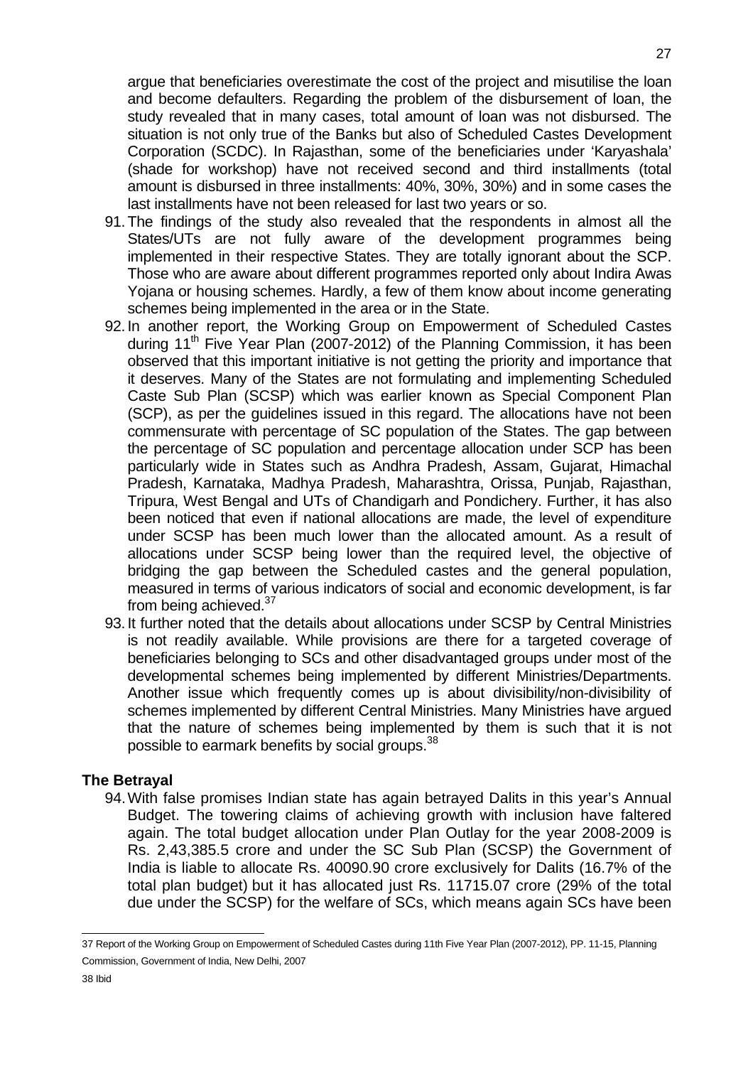argue that beneficiaries overestimate the cost of the project and misutilise the loan and become defaulters. Regarding the problem of the disbursement of loan, the study revealed that in many cases, total amount of loan was not disbursed. The situation is not only true of the Banks but also of Scheduled Castes Development Corporation (SCDC). In Rajasthan, some of the beneficiaries under 'Karyashala' (shade for workshop) have not received second and third installments (total amount is disbursed in three installments: 40%, 30%, 30%) and in some cases the last installments have not been released for last two years or so.

91. The findings of the study also revealed that the respondents in almost all the States/UTs are not fully aware of the development programmes being implemented in their respective States. They are totally ignorant about the SCP. Those who are aware about different programmes reported only about Indira Awas Yojana or housing schemes. Hardly, a few of them know about income generating schemes being implemented in the area or in the State.

92. In another report, the Working Group on Empowerment of Scheduled Castes during 11th Five Year Plan (2007-2012) of the Planning Commission, it has been observed that this important initiative is not getting the priority and importance that it deserves. Many of the States are not formulating and implementing Scheduled Caste Sub Plan (SCSP) which was earlier known as Special Component Plan (SCP), as per the guidelines issued in this regard. The allocations have not been commensurate with percentage of SC population of the States. The gap between the percentage of SC population and percentage allocation under SCP has been particularly wide in States such as Andhra Pradesh, Assam, Gujarat, Himachal Pradesh, Karnataka, Madhya Pradesh, Maharashtra, Orissa, Punjab, Rajasthan, Tripura, West Bengal and UTs of Chandigarh and Pondichery. Further, it has also been noticed that even if national allocations are made, the level of expenditure under SCSP has been much lower than the allocated amount. As a result of allocations under SCSP being lower than the required level, the objective of bridging the gap between the Scheduled castes and the general population, measured in terms of various indicators of social and economic development, is far from being achieved.[37]

93. It further noted that the details about allocations under SCSP by Central Ministries is not readily available. While provisions are there for a targeted coverage of beneficiaries belonging to SCs and other disadvantaged groups under most of the developmental schemes being implemented by different Ministries/Departments. Another issue which frequently comes up is about divisibility/non-divisibility of schemes implemented by different Central Ministries. Many Ministries have argued that the nature of schemes being implemented by them is such that it is not possible to earmark benefits by social groups.[38]

### The Betrayal

94. With false promises Indian state has again betrayed Dalits in this year's Annual Budget. The towering claims of achieving growth with inclusion have faltered again. The total budget allocation under Plan Outlay for the year 2008-2009 is Rs. 2,43,385.5 crore and under the SC Sub Plan (SCSP) the Government of India is liable to allocate Rs. 40090.90 crore exclusively for Dalits (16.7% of the total plan budget) but it has allocated just Rs. 11715.07 crore (29% of the total due under the SCSP) for the welfare of SCs, which means again SCs have been

---

37 Report of the Working Group on Empowerment of Scheduled Castes during 11th Five Year Plan (2007-2012), PP. 11-15, Planning Commission, Government of India, New Delhi, 2007

38 Ibid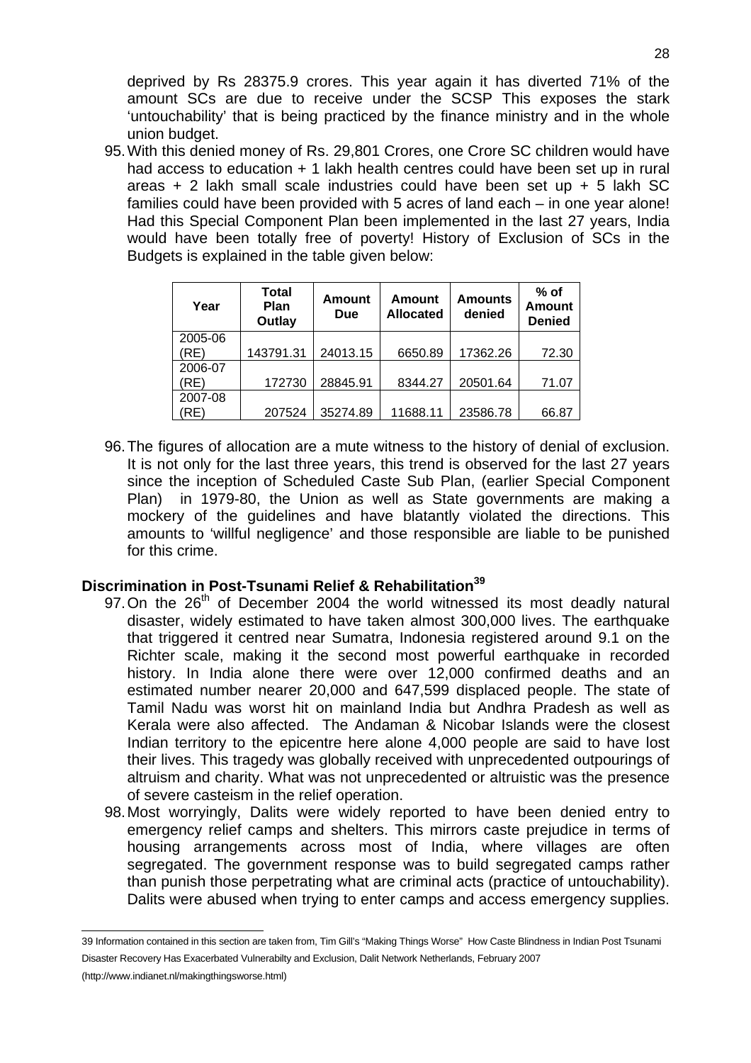deprived by Rs 28375.9 crores. This year again it has diverted 71% of the amount SCs are due to receive under the SCSP This exposes the stark 'untouchability' that is being practiced by the finance ministry and in the whole union budget.

95. With this denied money of Rs. 29,801 Crores, one Crore SC children would have had access to education + 1 lakh health centres could have been set up in rural areas + 2 lakh small scale industries could have been set up + 5 lakh SC families could have been provided with 5 acres of land each – in one year alone! Had this Special Component Plan been implemented in the last 27 years, India would have been totally free of poverty! History of Exclusion of SCs in the Budgets is explained in the table given below:

| Year | Total Plan Outlay | Amount Due | Amount Allocated | Amounts denied | % of Amount Denied |
|---|---|---|---|---|---|
| 2005-06 (RE) | 143791.31 | 24013.15 | 6650.89 | 17362.26 | 72.30 |
| 2006-07 (RE) | 172730 | 28845.91 | 8344.27 | 20501.64 | 71.07 |
| 2007-08 (RE) | 207524 | 35274.89 | 11688.11 | 23586.78 | 66.87 |

96. The figures of allocation are a mute witness to the history of denial of exclusion. It is not only for the last three years, this trend is observed for the last 27 years since the inception of Scheduled Caste Sub Plan, (earlier Special Component Plan) in 1979-80, the Union as well as State governments are making a mockery of the guidelines and have blatantly violated the directions. This amounts to 'willful negligence' and those responsible are liable to be punished for this crime.

## Discrimination in Post-Tsunami Relief & Rehabilitation[39]

97. On the 26th of December 2004 the world witnessed its most deadly natural disaster, widely estimated to have taken almost 300,000 lives. The earthquake that triggered it centred near Sumatra, Indonesia registered around 9.1 on the Richter scale, making it the second most powerful earthquake in recorded history. In India alone there were over 12,000 confirmed deaths and an estimated number nearer 20,000 and 647,599 displaced people. The state of Tamil Nadu was worst hit on mainland India but Andhra Pradesh as well as Kerala were also affected. The Andaman & Nicobar Islands were the closest Indian territory to the epicentre here alone 4,000 people are said to have lost their lives. This tragedy was globally received with unprecedented outpourings of altruism and charity. What was not unprecedented or altruistic was the presence of severe casteism in the relief operation.

98. Most worryingly, Dalits were widely reported to have been denied entry to emergency relief camps and shelters. This mirrors caste prejudice in terms of housing arrangements across most of India, where villages are often segregated. The government response was to build segregated camps rather than punish those perpetrating what are criminal acts (practice of untouchability). Dalits were abused when trying to enter camps and access emergency supplies.

---

39 Information contained in this section are taken from, Tim Gill's "Making Things Worse" How Caste Blindness in Indian Post Tsunami Disaster Recovery Has Exacerbated Vulnerabilty and Exclusion, Dalit Network Netherlands, February 2007 (http://www.indianet.nl/makingthingsworse.html)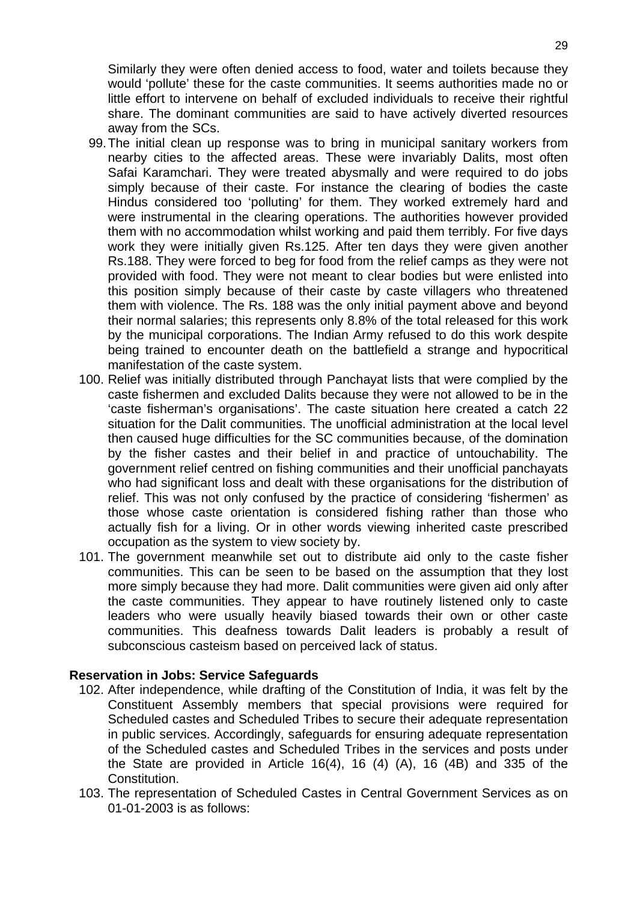Similarly they were often denied access to food, water and toilets because they would 'pollute' these for the caste communities. It seems authorities made no or little effort to intervene on behalf of excluded individuals to receive their rightful share. The dominant communities are said to have actively diverted resources away from the SCs.

99. The initial clean up response was to bring in municipal sanitary workers from nearby cities to the affected areas. These were invariably Dalits, most often Safai Karamchari. They were treated abysmally and were required to do jobs simply because of their caste. For instance the clearing of bodies the caste Hindus considered too 'polluting' for them. They worked extremely hard and were instrumental in the clearing operations. The authorities however provided them with no accommodation whilst working and paid them terribly. For five days work they were initially given Rs.125. After ten days they were given another Rs.188. They were forced to beg for food from the relief camps as they were not provided with food. They were not meant to clear bodies but were enlisted into this position simply because of their caste by caste villagers who threatened them with violence. The Rs. 188 was the only initial payment above and beyond their normal salaries; this represents only 8.8% of the total released for this work by the municipal corporations. The Indian Army refused to do this work despite being trained to encounter death on the battlefield a strange and hypocritical manifestation of the caste system.
100. Relief was initially distributed through Panchayat lists that were complied by the caste fishermen and excluded Dalits because they were not allowed to be in the 'caste fisherman's organisations'. The caste situation here created a catch 22 situation for the Dalit communities. The unofficial administration at the local level then caused huge difficulties for the SC communities because, of the domination by the fisher castes and their belief in and practice of untouchability. The government relief centred on fishing communities and their unofficial panchayats who had significant loss and dealt with these organisations for the distribution of relief. This was not only confused by the practice of considering 'fishermen' as those whose caste orientation is considered fishing rather than those who actually fish for a living. Or in other words viewing inherited caste prescribed occupation as the system to view society by.
101. The government meanwhile set out to distribute aid only to the caste fisher communities. This can be seen to be based on the assumption that they lost more simply because they had more. Dalit communities were given aid only after the caste communities. They appear to have routinely listened only to caste leaders who were usually heavily biased towards their own or other caste communities. This deafness towards Dalit leaders is probably a result of subconscious casteism based on perceived lack of status.

**Reservation in Jobs: Service Safeguards**

102. After independence, while drafting of the Constitution of India, it was felt by the Constituent Assembly members that special provisions were required for Scheduled castes and Scheduled Tribes to secure their adequate representation in public services. Accordingly, safeguards for ensuring adequate representation of the Scheduled castes and Scheduled Tribes in the services and posts under the State are provided in Article 16(4), 16 (4) (A), 16 (4B) and 335 of the Constitution.
103. The representation of Scheduled Castes in Central Government Services as on 01-01-2003 is as follows: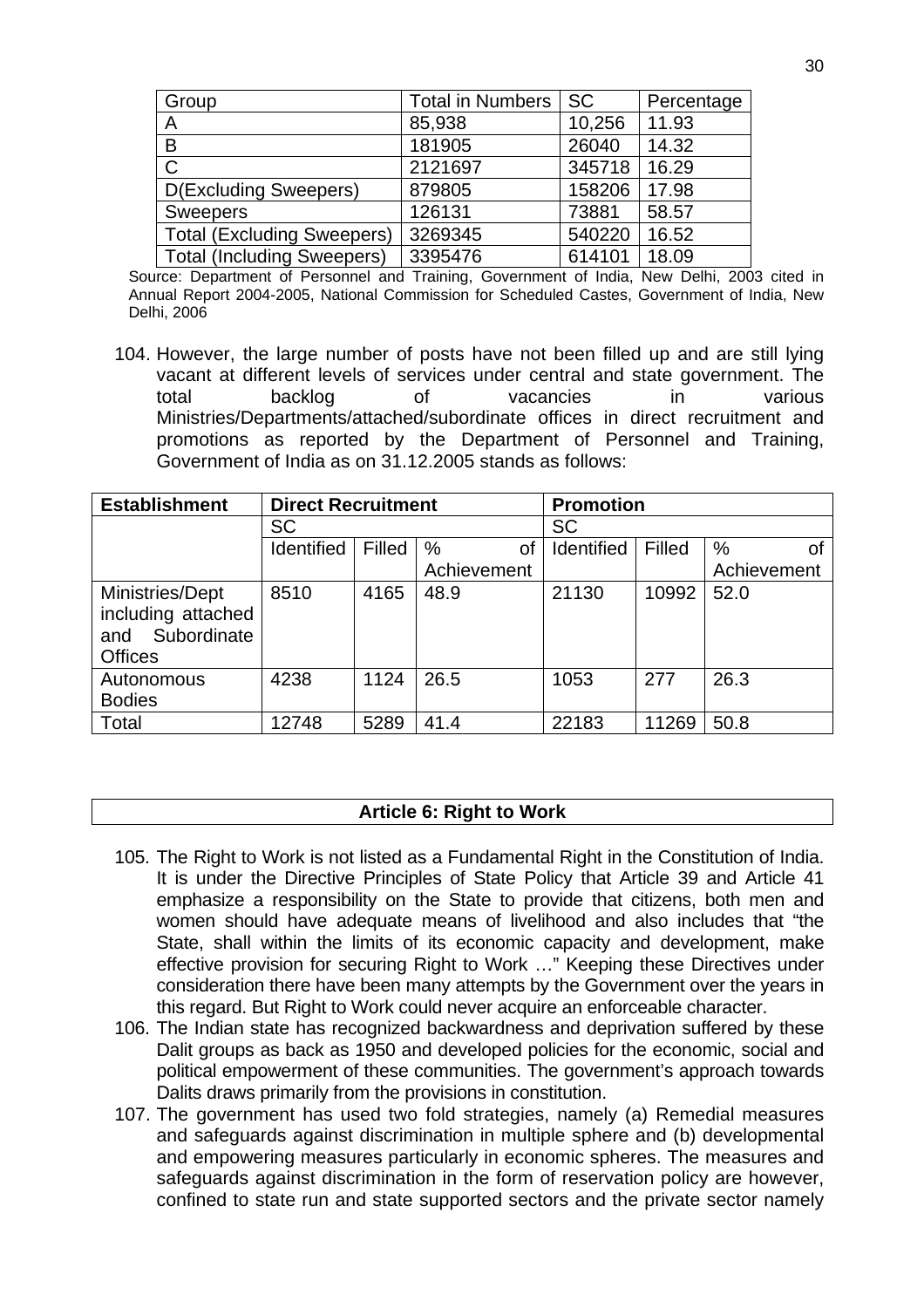| Group | Total in Numbers | SC | Percentage |
|---|---|---|---|
| A | 85,938 | 10,256 | 11.93 |
| B | 181905 | 26040 | 14.32 |
| C | 2121697 | 345718 | 16.29 |
| D(Excluding Sweepers) | 879805 | 158206 | 17.98 |
| Sweepers | 126131 | 73881 | 58.57 |
| Total (Excluding Sweepers) | 3269345 | 540220 | 16.52 |
| Total (Including Sweepers) | 3395476 | 614101 | 18.09 |

Source: Department of Personnel and Training, Government of India, New Delhi, 2003 cited in Annual Report 2004-2005, National Commission for Scheduled Castes, Government of India, New Delhi, 2006

104. However, the large number of posts have not been filled up and are still lying vacant at different levels of services under central and state government. The total backlog of vacancies in various Ministries/Departments/attached/subordinate offices in direct recruitment and promotions as reported by the Department of Personnel and Training, Government of India as on 31.12.2005 stands as follows:

| Establishment | Direct Recruitment | | | Promotion | | |
|---|---|---|---|---|---|---|
| | SC | | | SC | | |
| | Identified | Filled | % of Achievement | Identified | Filled | % of Achievement |
| Ministries/Dept including attached and Subordinate Offices | 8510 | 4165 | 48.9 | 21130 | 10992 | 52.0 |
| Autonomous Bodies | 4238 | 1124 | 26.5 | 1053 | 277 | 26.3 |
| Total | 12748 | 5289 | 41.4 | 22183 | 11269 | 50.8 |

## Article 6: Right to Work

105. The Right to Work is not listed as a Fundamental Right in the Constitution of India. It is under the Directive Principles of State Policy that Article 39 and Article 41 emphasize a responsibility on the State to provide that citizens, both men and women should have adequate means of livelihood and also includes that "the State, shall within the limits of its economic capacity and development, make effective provision for securing Right to Work …" Keeping these Directives under consideration there have been many attempts by the Government over the years in this regard. But Right to Work could never acquire an enforceable character.

106. The Indian state has recognized backwardness and deprivation suffered by these Dalit groups as back as 1950 and developed policies for the economic, social and political empowerment of these communities. The government's approach towards Dalits draws primarily from the provisions in constitution.

107. The government has used two fold strategies, namely (a) Remedial measures and safeguards against discrimination in multiple sphere and (b) developmental and empowering measures particularly in economic spheres. The measures and safeguards against discrimination in the form of reservation policy are however, confined to state run and state supported sectors and the private sector namely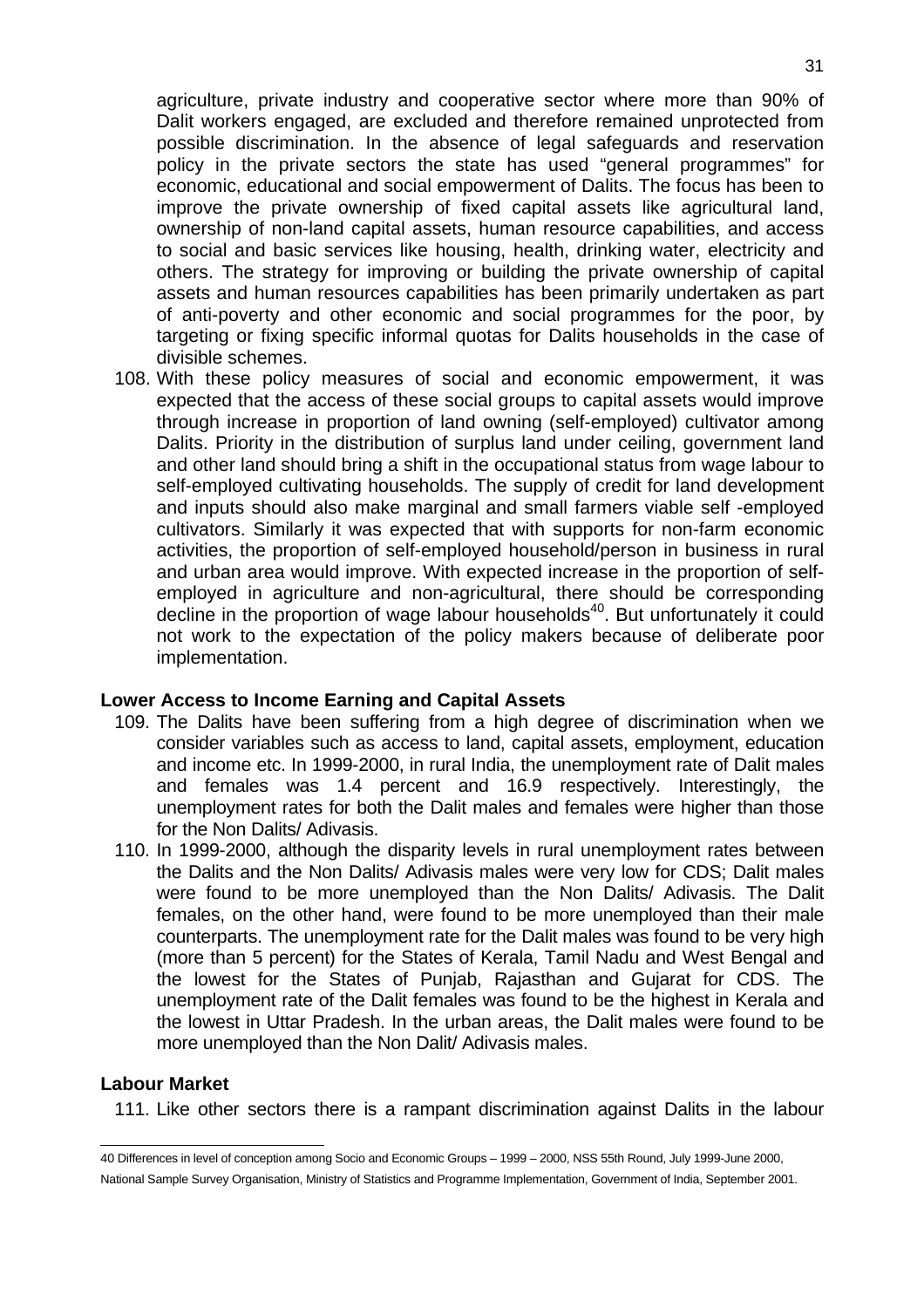agriculture, private industry and cooperative sector where more than 90% of Dalit workers engaged, are excluded and therefore remained unprotected from possible discrimination. In the absence of legal safeguards and reservation policy in the private sectors the state has used "general programmes" for economic, educational and social empowerment of Dalits. The focus has been to improve the private ownership of fixed capital assets like agricultural land, ownership of non-land capital assets, human resource capabilities, and access to social and basic services like housing, health, drinking water, electricity and others. The strategy for improving or building the private ownership of capital assets and human resources capabilities has been primarily undertaken as part of anti-poverty and other economic and social programmes for the poor, by targeting or fixing specific informal quotas for Dalits households in the case of divisible schemes.

108. With these policy measures of social and economic empowerment, it was expected that the access of these social groups to capital assets would improve through increase in proportion of land owning (self-employed) cultivator among Dalits. Priority in the distribution of surplus land under ceiling, government land and other land should bring a shift in the occupational status from wage labour to self-employed cultivating households. The supply of credit for land development and inputs should also make marginal and small farmers viable self -employed cultivators. Similarly it was expected that with supports for non-farm economic activities, the proportion of self-employed household/person in business in rural and urban area would improve. With expected increase in the proportion of self-employed in agriculture and non-agricultural, there should be corresponding decline in the proportion of wage labour households[40]. But unfortunately it could not work to the expectation of the policy makers because of deliberate poor implementation.

**Lower Access to Income Earning and Capital Assets**

109. The Dalits have been suffering from a high degree of discrimination when we consider variables such as access to land, capital assets, employment, education and income etc. In 1999-2000, in rural India, the unemployment rate of Dalit males and females was 1.4 percent and 16.9 respectively. Interestingly, the unemployment rates for both the Dalit males and females were higher than those for the Non Dalits/ Adivasis.

110. In 1999-2000, although the disparity levels in rural unemployment rates between the Dalits and the Non Dalits/ Adivasis males were very low for CDS; Dalit males were found to be more unemployed than the Non Dalits/ Adivasis. The Dalit females, on the other hand, were found to be more unemployed than their male counterparts. The unemployment rate for the Dalit males was found to be very high (more than 5 percent) for the States of Kerala, Tamil Nadu and West Bengal and the lowest for the States of Punjab, Rajasthan and Gujarat for CDS. The unemployment rate of the Dalit females was found to be the highest in Kerala and the lowest in Uttar Pradesh. In the urban areas, the Dalit males were found to be more unemployed than the Non Dalit/ Adivasis males.

**Labour Market**

111. Like other sectors there is a rampant discrimination against Dalits in the labour

---

40 Differences in level of conception among Socio and Economic Groups – 1999 – 2000, NSS 55th Round, July 1999-June 2000, National Sample Survey Organisation, Ministry of Statistics and Programme Implementation, Government of India, September 2001.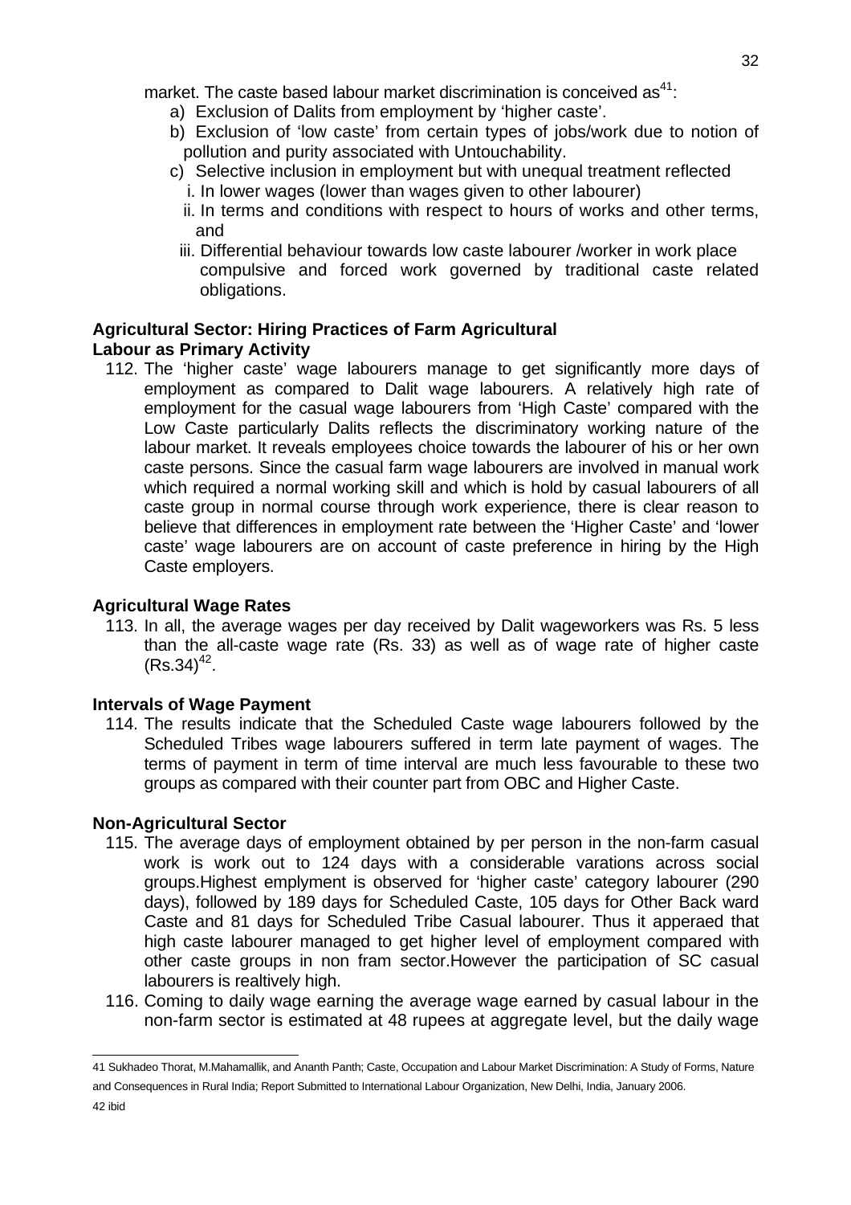market. The caste based labour market discrimination is conceived as[41]:

a) Exclusion of Dalits from employment by 'higher caste'.
b) Exclusion of 'low caste' from certain types of jobs/work due to notion of pollution and purity associated with Untouchability.
c) Selective inclusion in employment but with unequal treatment reflected
   i. In lower wages (lower than wages given to other labourer)
   ii. In terms and conditions with respect to hours of works and other terms, and
   iii. Differential behaviour towards low caste labourer /worker in work place compulsive and forced work governed by traditional caste related obligations.

**Agricultural Sector: Hiring Practices of Farm Agricultural Labour as Primary Activity**

112. The 'higher caste' wage labourers manage to get significantly more days of employment as compared to Dalit wage labourers. A relatively high rate of employment for the casual wage labourers from 'High Caste' compared with the Low Caste particularly Dalits reflects the discriminatory working nature of the labour market. It reveals employees choice towards the labourer of his or her own caste persons. Since the casual farm wage labourers are involved in manual work which required a normal working skill and which is hold by casual labourers of all caste group in normal course through work experience, there is clear reason to believe that differences in employment rate between the 'Higher Caste' and 'lower caste' wage labourers are on account of caste preference in hiring by the High Caste employers.

**Agricultural Wage Rates**

113. In all, the average wages per day received by Dalit wageworkers was Rs. 5 less than the all-caste wage rate (Rs. 33) as well as of wage rate of higher caste (Rs.34)[42].

**Intervals of Wage Payment**

114. The results indicate that the Scheduled Caste wage labourers followed by the Scheduled Tribes wage labourers suffered in term late payment of wages. The terms of payment in term of time interval are much less favourable to these two groups as compared with their counter part from OBC and Higher Caste.

**Non-Agricultural Sector**

115. The average days of employment obtained by per person in the non-farm casual work is work out to 124 days with a considerable varations across social groups.Highest emplyment is observed for 'higher caste' category labourer (290 days), followed by 189 days for Scheduled Caste, 105 days for Other Back ward Caste and 81 days for Scheduled Tribe Casual labourer. Thus it apperaed that high caste labourer managed to get higher level of employment compared with other caste groups in non fram sector.However the participation of SC casual labourers is realtively high.

116. Coming to daily wage earning the average wage earned by casual labour in the non-farm sector is estimated at 48 rupees at aggregate level, but the daily wage

---

41 Sukhadeo Thorat, M.Mahamallik, and Ananth Panth; Caste, Occupation and Labour Market Discrimination: A Study of Forms, Nature and Consequences in Rural India; Report Submitted to International Labour Organization, New Delhi, India, January 2006.

42 ibid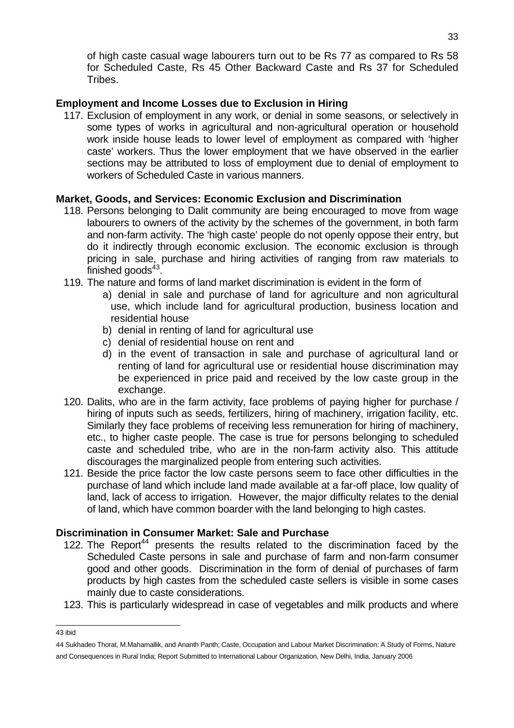of high caste casual wage labourers turn out to be Rs 77 as compared to Rs 58 for Scheduled Caste, Rs 45 Other Backward Caste and Rs 37 for Scheduled Tribes.

**Employment and Income Losses due to Exclusion in Hiring**

117. Exclusion of employment in any work, or denial in some seasons, or selectively in some types of works in agricultural and non-agricultural operation or household work inside house leads to lower level of employment as compared with 'higher caste' workers. Thus the lower employment that we have observed in the earlier sections may be attributed to loss of employment due to denial of employment to workers of Scheduled Caste in various manners.

**Market, Goods, and Services: Economic Exclusion and Discrimination**

118. Persons belonging to Dalit community are being encouraged to move from wage labourers to owners of the activity by the schemes of the government, in both farm and non-farm activity. The 'high caste' people do not openly oppose their entry, but do it indirectly through economic exclusion. The economic exclusion is through pricing in sale, purchase and hiring activities of ranging from raw materials to finished goods[43].
119. The nature and forms of land market discrimination is evident in the form of
    a) denial in sale and purchase of land for agriculture and non agricultural use, which include land for agricultural production, business location and residential house
    b) denial in renting of land for agricultural use
    c) denial of residential house on rent and
    d) in the event of transaction in sale and purchase of agricultural land or renting of land for agricultural use or residential house discrimination may be experienced in price paid and received by the low caste group in the exchange.
120. Dalits, who are in the farm activity, face problems of paying higher for purchase / hiring of inputs such as seeds, fertilizers, hiring of machinery, irrigation facility, etc. Similarly they face problems of receiving less remuneration for hiring of machinery, etc., to higher caste people. The case is true for persons belonging to scheduled caste and scheduled tribe, who are in the non-farm activity also. This attitude discourages the marginalized people from entering such activities.
121. Beside the price factor the low caste persons seem to face other difficulties in the purchase of land which include land made available at a far-off place, low quality of land, lack of access to irrigation. However, the major difficulty relates to the denial of land, which have common boarder with the land belonging to high castes.

**Discrimination in Consumer Market: Sale and Purchase**

122. The Report[44] presents the results related to the discrimination faced by the Scheduled Caste persons in sale and purchase of farm and non-farm consumer good and other goods. Discrimination in the form of denial of purchases of farm products by high castes from the scheduled caste sellers is visible in some cases mainly due to caste considerations.
123. This is particularly widespread in case of vegetables and milk products and where

---

43 ibid

44 Sukhadeo Thorat, M.Mahamallik, and Ananth Panth; Caste, Occupation and Labour Market Discrimination: A Study of Forms, Nature and Consequences in Rural India; Report Submitted to International Labour Organization, New Delhi, India, January 2006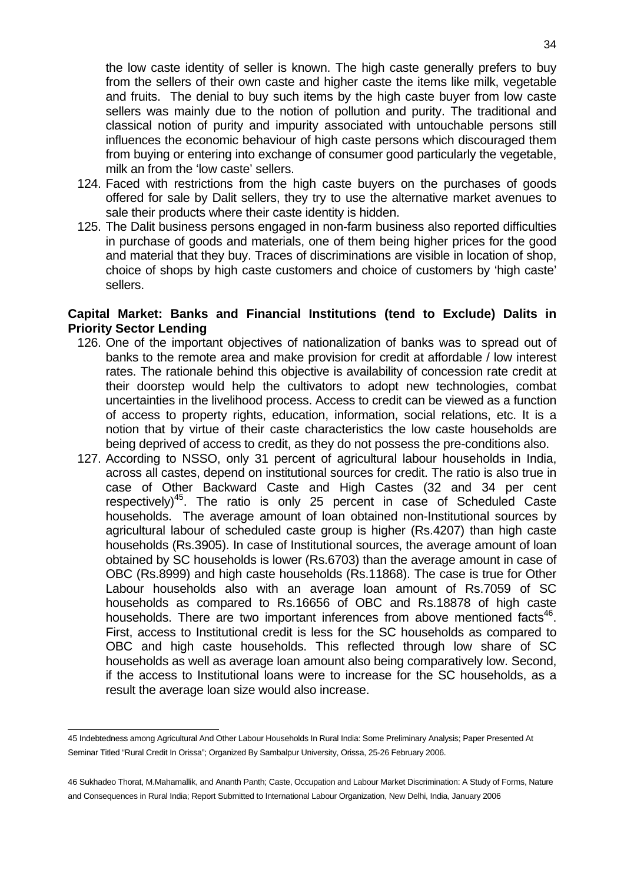the low caste identity of seller is known. The high caste generally prefers to buy from the sellers of their own caste and higher caste the items like milk, vegetable and fruits. The denial to buy such items by the high caste buyer from low caste sellers was mainly due to the notion of pollution and purity. The traditional and classical notion of purity and impurity associated with untouchable persons still influences the economic behaviour of high caste persons which discouraged them from buying or entering into exchange of consumer good particularly the vegetable, milk an from the 'low caste' sellers.

124. Faced with restrictions from the high caste buyers on the purchases of goods offered for sale by Dalit sellers, they try to use the alternative market avenues to sale their products where their caste identity is hidden.
125. The Dalit business persons engaged in non-farm business also reported difficulties in purchase of goods and materials, one of them being higher prices for the good and material that they buy. Traces of discriminations are visible in location of shop, choice of shops by high caste customers and choice of customers by 'high caste' sellers.

**Capital Market: Banks and Financial Institutions (tend to Exclude) Dalits in Priority Sector Lending**

126. One of the important objectives of nationalization of banks was to spread out of banks to the remote area and make provision for credit at affordable / low interest rates. The rationale behind this objective is availability of concession rate credit at their doorstep would help the cultivators to adopt new technologies, combat uncertainties in the livelihood process. Access to credit can be viewed as a function of access to property rights, education, information, social relations, etc. It is a notion that by virtue of their caste characteristics the low caste households are being deprived of access to credit, as they do not possess the pre-conditions also.
127. According to NSSO, only 31 percent of agricultural labour households in India, across all castes, depend on institutional sources for credit. The ratio is also true in case of Other Backward Caste and High Castes (32 and 34 per cent respectively)[45]. The ratio is only 25 percent in case of Scheduled Caste households. The average amount of loan obtained non-Institutional sources by agricultural labour of scheduled caste group is higher (Rs.4207) than high caste households (Rs.3905). In case of Institutional sources, the average amount of loan obtained by SC households is lower (Rs.6703) than the average amount in case of OBC (Rs.8999) and high caste households (Rs.11868). The case is true for Other Labour households also with an average loan amount of Rs.7059 of SC households as compared to Rs.16656 of OBC and Rs.18878 of high caste households. There are two important inferences from above mentioned facts[46]. First, access to Institutional credit is less for the SC households as compared to OBC and high caste households. This reflected through low share of SC households as well as average loan amount also being comparatively low. Second, if the access to Institutional loans were to increase for the SC households, as a result the average loan size would also increase.

---

45 Indebtedness among Agricultural And Other Labour Households In Rural India: Some Preliminary Analysis; Paper Presented At Seminar Titled "Rural Credit In Orissa"; Organized By Sambalpur University, Orissa, 25-26 February 2006.

46 Sukhadeo Thorat, M.Mahamallik, and Ananth Panth; Caste, Occupation and Labour Market Discrimination: A Study of Forms, Nature and Consequences in Rural India; Report Submitted to International Labour Organization, New Delhi, India, January 2006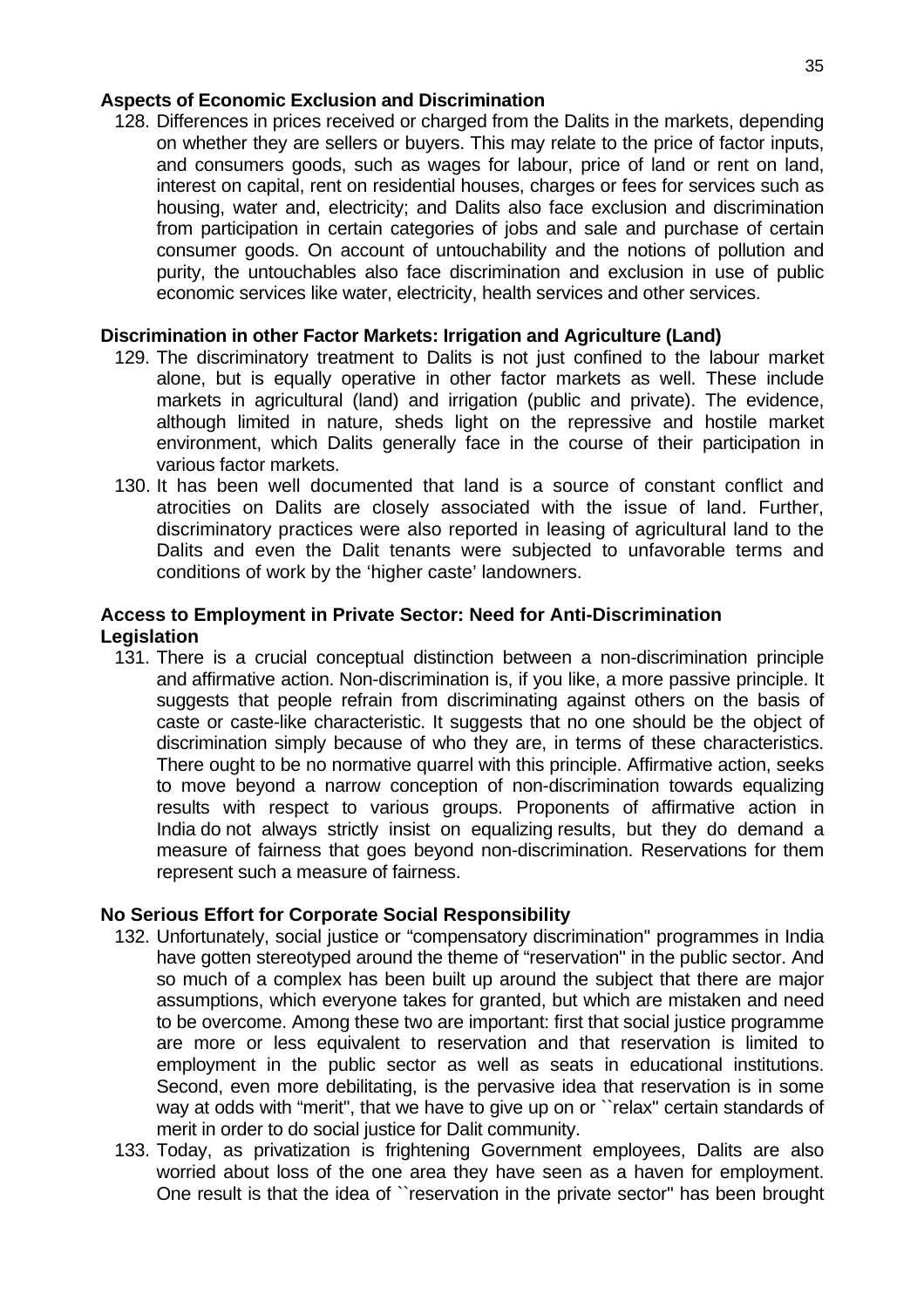**Aspects of Economic Exclusion and Discrimination**

128. Differences in prices received or charged from the Dalits in the markets, depending on whether they are sellers or buyers. This may relate to the price of factor inputs, and consumers goods, such as wages for labour, price of land or rent on land, interest on capital, rent on residential houses, charges or fees for services such as housing, water and, electricity; and Dalits also face exclusion and discrimination from participation in certain categories of jobs and sale and purchase of certain consumer goods. On account of untouchability and the notions of pollution and purity, the untouchables also face discrimination and exclusion in use of public economic services like water, electricity, health services and other services.

**Discrimination in other Factor Markets: Irrigation and Agriculture (Land)**

129. The discriminatory treatment to Dalits is not just confined to the labour market alone, but is equally operative in other factor markets as well. These include markets in agricultural (land) and irrigation (public and private). The evidence, although limited in nature, sheds light on the repressive and hostile market environment, which Dalits generally face in the course of their participation in various factor markets.
130. It has been well documented that land is a source of constant conflict and atrocities on Dalits are closely associated with the issue of land. Further, discriminatory practices were also reported in leasing of agricultural land to the Dalits and even the Dalit tenants were subjected to unfavorable terms and conditions of work by the 'higher caste' landowners.

**Access to Employment in Private Sector: Need for Anti-Discrimination Legislation**

131. There is a crucial conceptual distinction between a non-discrimination principle and affirmative action. Non-discrimination is, if you like, a more passive principle. It suggests that people refrain from discriminating against others on the basis of caste or caste-like characteristic. It suggests that no one should be the object of discrimination simply because of who they are, in terms of these characteristics. There ought to be no normative quarrel with this principle. Affirmative action, seeks to move beyond a narrow conception of non-discrimination towards equalizing results with respect to various groups. Proponents of affirmative action in India do not always strictly insist on equalizing results, but they do demand a measure of fairness that goes beyond non-discrimination. Reservations for them represent such a measure of fairness.

**No Serious Effort for Corporate Social Responsibility**

132. Unfortunately, social justice or "compensatory discrimination" programmes in India have gotten stereotyped around the theme of "reservation" in the public sector. And so much of a complex has been built up around the subject that there are major assumptions, which everyone takes for granted, but which are mistaken and need to be overcome. Among these two are important: first that social justice programme are more or less equivalent to reservation and that reservation is limited to employment in the public sector as well as seats in educational institutions. Second, even more debilitating, is the pervasive idea that reservation is in some way at odds with "merit", that we have to give up on or ``relax" certain standards of merit in order to do social justice for Dalit community.
133. Today, as privatization is frightening Government employees, Dalits are also worried about loss of the one area they have seen as a haven for employment. One result is that the idea of ``reservation in the private sector" has been brought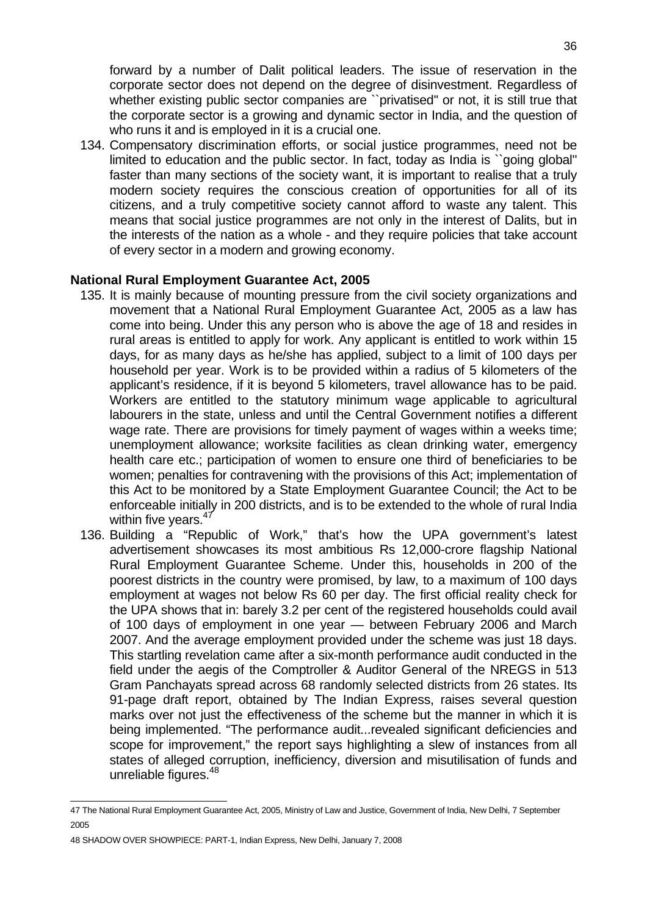forward by a number of Dalit political leaders. The issue of reservation in the corporate sector does not depend on the degree of disinvestment. Regardless of whether existing public sector companies are ``privatised" or not, it is still true that the corporate sector is a growing and dynamic sector in India, and the question of who runs it and is employed in it is a crucial one.

134. Compensatory discrimination efforts, or social justice programmes, need not be limited to education and the public sector. In fact, today as India is ``going global" faster than many sections of the society want, it is important to realise that a truly modern society requires the conscious creation of opportunities for all of its citizens, and a truly competitive society cannot afford to waste any talent. This means that social justice programmes are not only in the interest of Dalits, but in the interests of the nation as a whole - and they require policies that take account of every sector in a modern and growing economy.

**National Rural Employment Guarantee Act, 2005**

135. It is mainly because of mounting pressure from the civil society organizations and movement that a National Rural Employment Guarantee Act, 2005 as a law has come into being. Under this any person who is above the age of 18 and resides in rural areas is entitled to apply for work. Any applicant is entitled to work within 15 days, for as many days as he/she has applied, subject to a limit of 100 days per household per year. Work is to be provided within a radius of 5 kilometers of the applicant's residence, if it is beyond 5 kilometers, travel allowance has to be paid. Workers are entitled to the statutory minimum wage applicable to agricultural labourers in the state, unless and until the Central Government notifies a different wage rate. There are provisions for timely payment of wages within a weeks time; unemployment allowance; worksite facilities as clean drinking water, emergency health care etc.; participation of women to ensure one third of beneficiaries to be women; penalties for contravening with the provisions of this Act; implementation of this Act to be monitored by a State Employment Guarantee Council; the Act to be enforceable initially in 200 districts, and is to be extended to the whole of rural India within five years.[47]

136. Building a "Republic of Work," that's how the UPA government's latest advertisement showcases its most ambitious Rs 12,000-crore flagship National Rural Employment Guarantee Scheme. Under this, households in 200 of the poorest districts in the country were promised, by law, to a maximum of 100 days employment at wages not below Rs 60 per day. The first official reality check for the UPA shows that in: barely 3.2 per cent of the registered households could avail of 100 days of employment in one year — between February 2006 and March 2007. And the average employment provided under the scheme was just 18 days. This startling revelation came after a six-month performance audit conducted in the field under the aegis of the Comptroller & Auditor General of the NREGS in 513 Gram Panchayats spread across 68 randomly selected districts from 26 states. Its 91-page draft report, obtained by The Indian Express, raises several question marks over not just the effectiveness of the scheme but the manner in which it is being implemented. "The performance audit...revealed significant deficiencies and scope for improvement," the report says highlighting a slew of instances from all states of alleged corruption, inefficiency, diversion and misutilisation of funds and unreliable figures.[48]

---

47 The National Rural Employment Guarantee Act, 2005, Ministry of Law and Justice, Government of India, New Delhi, 7 September 2005

48 SHADOW OVER SHOWPIECE: PART-1, Indian Express, New Delhi, January 7, 2008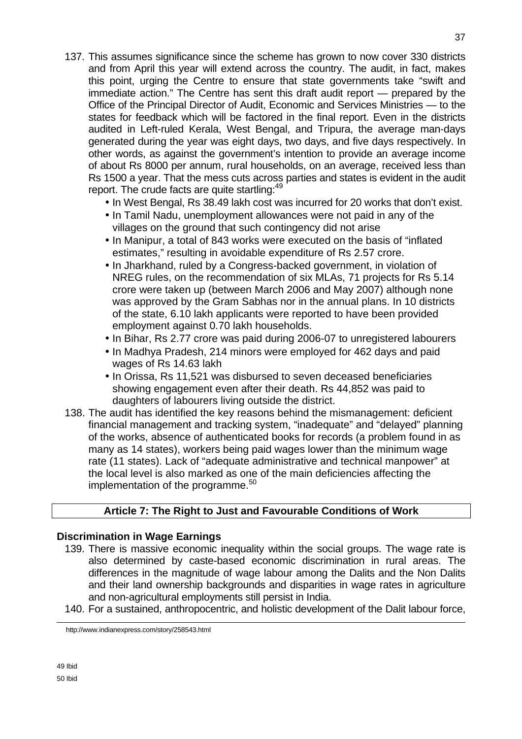137. This assumes significance since the scheme has grown to now cover 330 districts and from April this year will extend across the country. The audit, in fact, makes this point, urging the Centre to ensure that state governments take "swift and immediate action." The Centre has sent this draft audit report — prepared by the Office of the Principal Director of Audit, Economic and Services Ministries — to the states for feedback which will be factored in the final report. Even in the districts audited in Left-ruled Kerala, West Bengal, and Tripura, the average man-days generated during the year was eight days, two days, and five days respectively. In other words, as against the government's intention to provide an average income of about Rs 8000 per annum, rural households, on an average, received less than Rs 1500 a year. That the mess cuts across parties and states is evident in the audit report. The crude facts are quite startling:[49]
    - In West Bengal, Rs 38.49 lakh cost was incurred for 20 works that don't exist.
    - In Tamil Nadu, unemployment allowances were not paid in any of the villages on the ground that such contingency did not arise
    - In Manipur, a total of 843 works were executed on the basis of "inflated estimates," resulting in avoidable expenditure of Rs 2.57 crore.
    - In Jharkhand, ruled by a Congress-backed government, in violation of NREG rules, on the recommendation of six MLAs, 71 projects for Rs 5.14 crore were taken up (between March 2006 and May 2007) although none was approved by the Gram Sabhas nor in the annual plans. In 10 districts of the state, 6.10 lakh applicants were reported to have been provided employment against 0.70 lakh households.
    - In Bihar, Rs 2.77 crore was paid during 2006-07 to unregistered labourers
    - In Madhya Pradesh, 214 minors were employed for 462 days and paid wages of Rs 14.63 lakh
    - In Orissa, Rs 11,521 was disbursed to seven deceased beneficiaries showing engagement even after their death. Rs 44,852 was paid to daughters of labourers living outside the district.
138. The audit has identified the key reasons behind the mismanagement: deficient financial management and tracking system, "inadequate" and "delayed" planning of the works, absence of authenticated books for records (a problem found in as many as 14 states), workers being paid wages lower than the minimum wage rate (11 states). Lack of "adequate administrative and technical manpower" at the local level is also marked as one of the main deficiencies affecting the implementation of the programme.[50]

## Article 7: The Right to Just and Favourable Conditions of Work

### Discrimination in Wage Earnings

139. There is massive economic inequality within the social groups. The wage rate is also determined by caste-based economic discrimination in rural areas. The differences in the magnitude of wage labour among the Dalits and the Non Dalits and their land ownership backgrounds and disparities in wage rates in agriculture and non-agricultural employments still persist in India.
140. For a sustained, anthropocentric, and holistic development of the Dalit labour force,

---

http://www.indianexpress.com/story/258543.html

49 Ibid

50 Ibid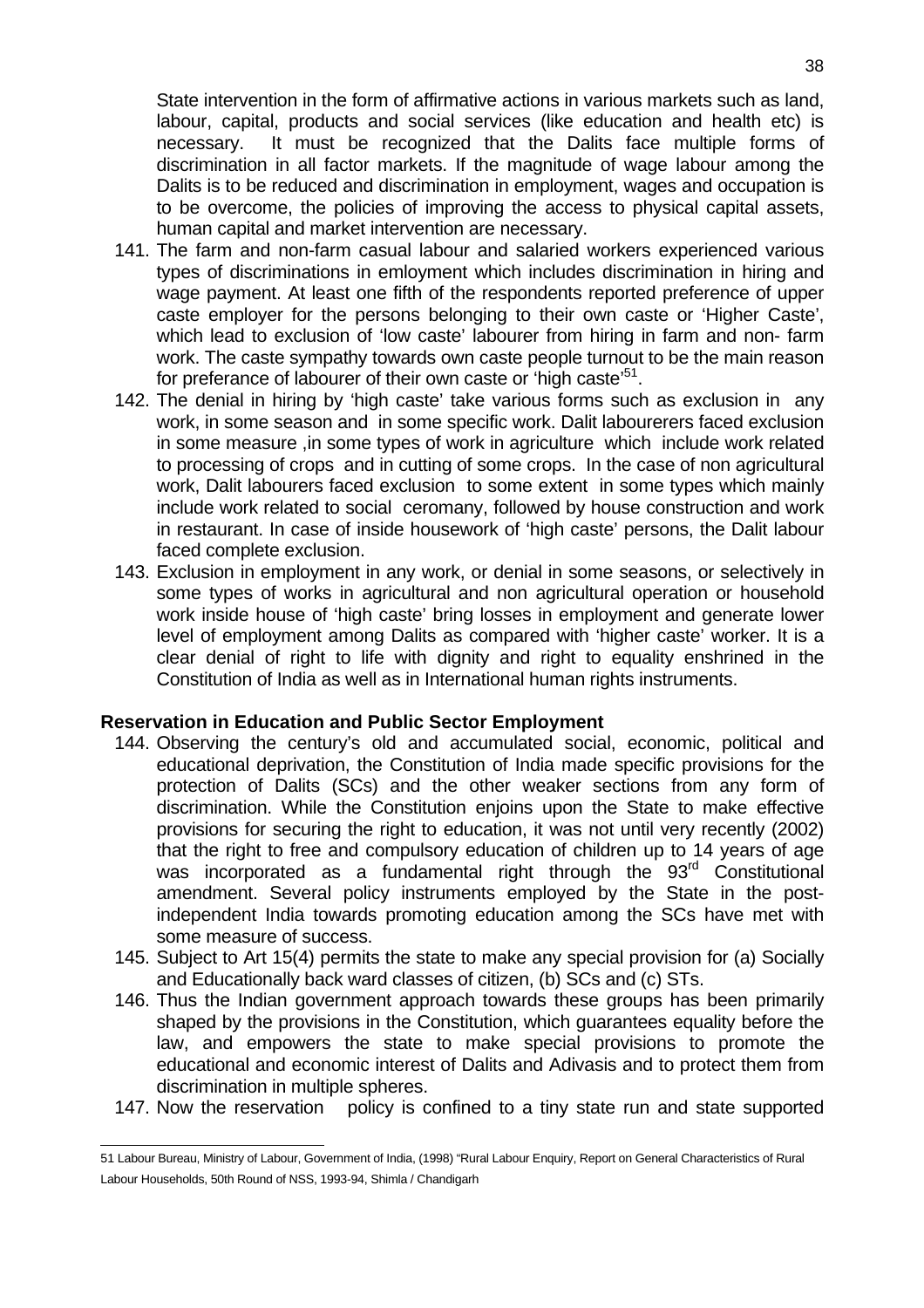State intervention in the form of affirmative actions in various markets such as land, labour, capital, products and social services (like education and health etc) is necessary. It must be recognized that the Dalits face multiple forms of discrimination in all factor markets. If the magnitude of wage labour among the Dalits is to be reduced and discrimination in employment, wages and occupation is to be overcome, the policies of improving the access to physical capital assets, human capital and market intervention are necessary.

141. The farm and non-farm casual labour and salaried workers experienced various types of discriminations in emloyment which includes discrimination in hiring and wage payment. At least one fifth of the respondents reported preference of upper caste employer for the persons belonging to their own caste or 'Higher Caste', which lead to exclusion of 'low caste' labourer from hiring in farm and non- farm work. The caste sympathy towards own caste people turnout to be the main reason for preferance of labourer of their own caste or 'high caste'[51].
142. The denial in hiring by 'high caste' take various forms such as exclusion in any work, in some season and in some specific work. Dalit labourerers faced exclusion in some measure ,in some types of work in agriculture which include work related to processing of crops and in cutting of some crops. In the case of non agricultural work, Dalit labourers faced exclusion to some extent in some types which mainly include work related to social ceromany, followed by house construction and work in restaurant. In case of inside housework of 'high caste' persons, the Dalit labour faced complete exclusion.
143. Exclusion in employment in any work, or denial in some seasons, or selectively in some types of works in agricultural and non agricultural operation or household work inside house of 'high caste' bring losses in employment and generate lower level of employment among Dalits as compared with 'higher caste' worker. It is a clear denial of right to life with dignity and right to equality enshrined in the Constitution of India as well as in International human rights instruments.

**Reservation in Education and Public Sector Employment**

144. Observing the century's old and accumulated social, economic, political and educational deprivation, the Constitution of India made specific provisions for the protection of Dalits (SCs) and the other weaker sections from any form of discrimination. While the Constitution enjoins upon the State to make effective provisions for securing the right to education, it was not until very recently (2002) that the right to free and compulsory education of children up to 14 years of age was incorporated as a fundamental right through the 93rd Constitutional amendment. Several policy instruments employed by the State in the post-independent India towards promoting education among the SCs have met with some measure of success.
145. Subject to Art 15(4) permits the state to make any special provision for (a) Socially and Educationally back ward classes of citizen, (b) SCs and (c) STs.
146. Thus the Indian government approach towards these groups has been primarily shaped by the provisions in the Constitution, which guarantees equality before the law, and empowers the state to make special provisions to promote the educational and economic interest of Dalits and Adivasis and to protect them from discrimination in multiple spheres.
147. Now the reservation policy is confined to a tiny state run and state supported

51 Labour Bureau, Ministry of Labour, Government of India, (1998) "Rural Labour Enquiry, Report on General Characteristics of Rural Labour Households, 50th Round of NSS, 1993-94, Shimla / Chandigarh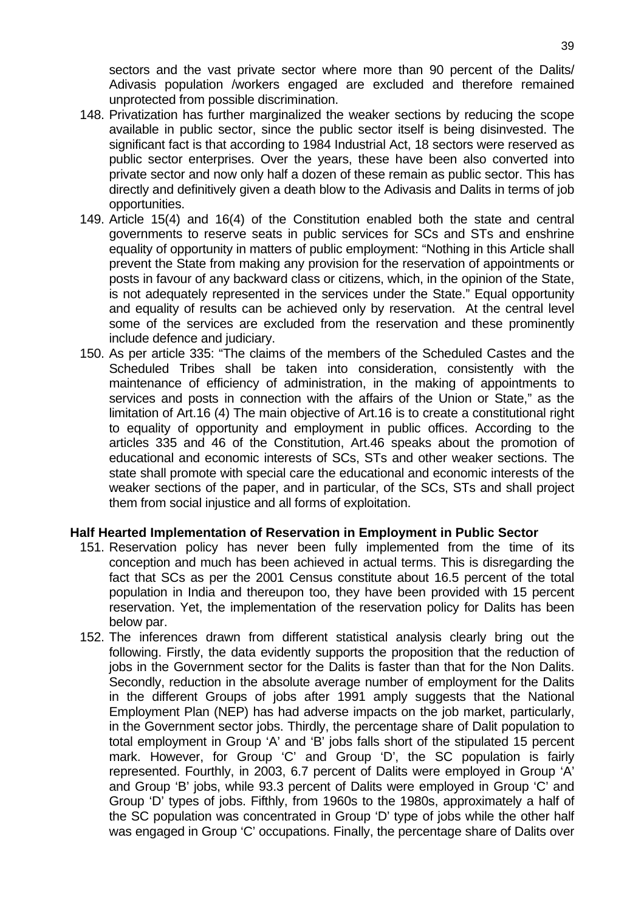sectors and the vast private sector where more than 90 percent of the Dalits/ Adivasis population /workers engaged are excluded and therefore remained unprotected from possible discrimination.

148. Privatization has further marginalized the weaker sections by reducing the scope available in public sector, since the public sector itself is being disinvested. The significant fact is that according to 1984 Industrial Act, 18 sectors were reserved as public sector enterprises. Over the years, these have been also converted into private sector and now only half a dozen of these remain as public sector. This has directly and definitively given a death blow to the Adivasis and Dalits in terms of job opportunities.

149. Article 15(4) and 16(4) of the Constitution enabled both the state and central governments to reserve seats in public services for SCs and STs and enshrine equality of opportunity in matters of public employment: "Nothing in this Article shall prevent the State from making any provision for the reservation of appointments or posts in favour of any backward class or citizens, which, in the opinion of the State, is not adequately represented in the services under the State." Equal opportunity and equality of results can be achieved only by reservation. At the central level some of the services are excluded from the reservation and these prominently include defence and judiciary.

150. As per article 335: "The claims of the members of the Scheduled Castes and the Scheduled Tribes shall be taken into consideration, consistently with the maintenance of efficiency of administration, in the making of appointments to services and posts in connection with the affairs of the Union or State," as the limitation of Art.16 (4) The main objective of Art.16 is to create a constitutional right to equality of opportunity and employment in public offices. According to the articles 335 and 46 of the Constitution, Art.46 speaks about the promotion of educational and economic interests of SCs, STs and other weaker sections. The state shall promote with special care the educational and economic interests of the weaker sections of the paper, and in particular, of the SCs, STs and shall project them from social injustice and all forms of exploitation.

**Half Hearted Implementation of Reservation in Employment in Public Sector**

151. Reservation policy has never been fully implemented from the time of its conception and much has been achieved in actual terms. This is disregarding the fact that SCs as per the 2001 Census constitute about 16.5 percent of the total population in India and thereupon too, they have been provided with 15 percent reservation. Yet, the implementation of the reservation policy for Dalits has been below par.

152. The inferences drawn from different statistical analysis clearly bring out the following. Firstly, the data evidently supports the proposition that the reduction of jobs in the Government sector for the Dalits is faster than that for the Non Dalits. Secondly, reduction in the absolute average number of employment for the Dalits in the different Groups of jobs after 1991 amply suggests that the National Employment Plan (NEP) has had adverse impacts on the job market, particularly, in the Government sector jobs. Thirdly, the percentage share of Dalit population to total employment in Group 'A' and 'B' jobs falls short of the stipulated 15 percent mark. However, for Group 'C' and Group 'D', the SC population is fairly represented. Fourthly, in 2003, 6.7 percent of Dalits were employed in Group 'A' and Group 'B' jobs, while 93.3 percent of Dalits were employed in Group 'C' and Group 'D' types of jobs. Fifthly, from 1960s to the 1980s, approximately a half of the SC population was concentrated in Group 'D' type of jobs while the other half was engaged in Group 'C' occupations. Finally, the percentage share of Dalits over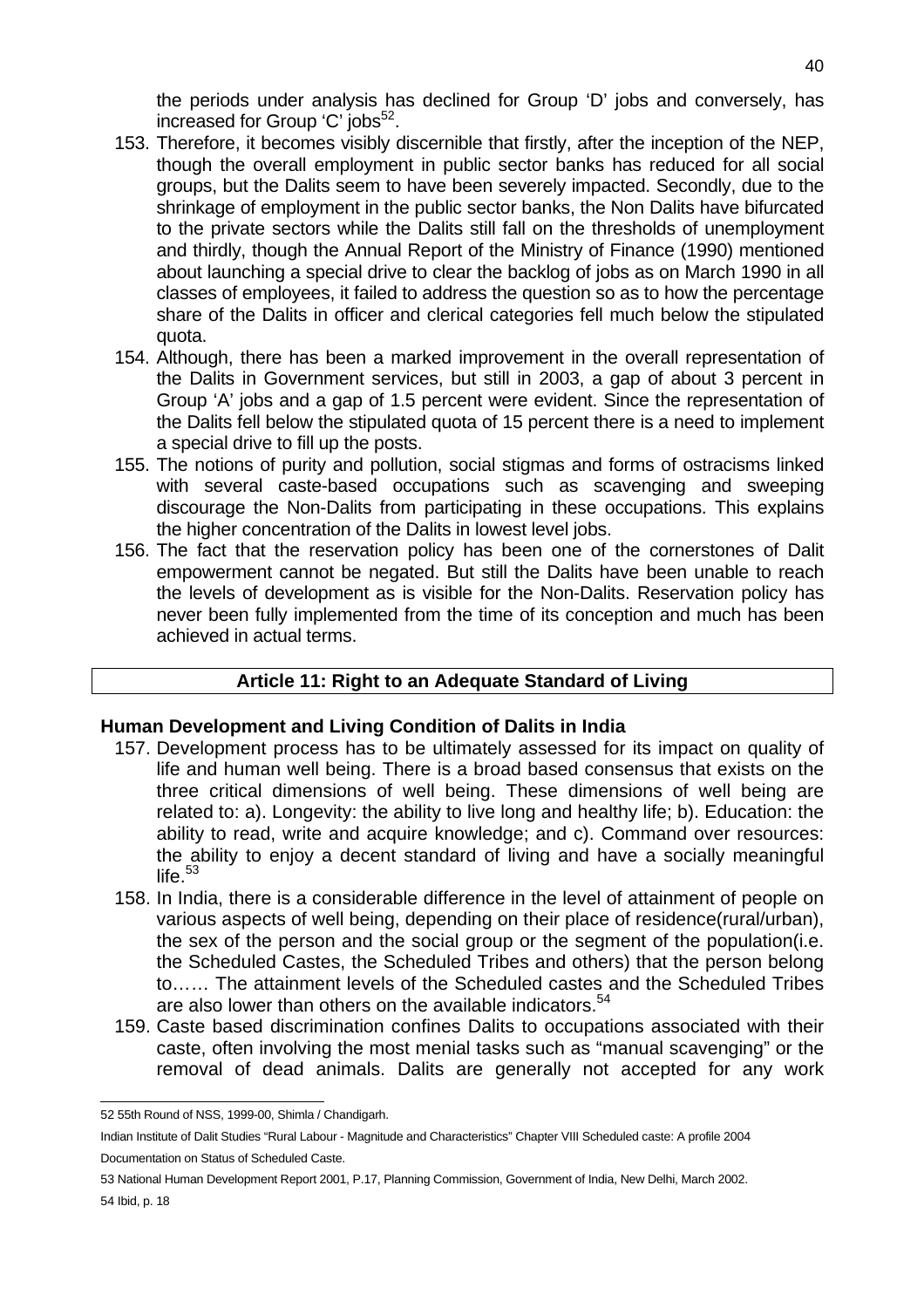the periods under analysis has declined for Group 'D' jobs and conversely, has increased for Group 'C' jobs[52].

153. Therefore, it becomes visibly discernible that firstly, after the inception of the NEP, though the overall employment in public sector banks has reduced for all social groups, but the Dalits seem to have been severely impacted. Secondly, due to the shrinkage of employment in the public sector banks, the Non Dalits have bifurcated to the private sectors while the Dalits still fall on the thresholds of unemployment and thirdly, though the Annual Report of the Ministry of Finance (1990) mentioned about launching a special drive to clear the backlog of jobs as on March 1990 in all classes of employees, it failed to address the question so as to how the percentage share of the Dalits in officer and clerical categories fell much below the stipulated quota.
154. Although, there has been a marked improvement in the overall representation of the Dalits in Government services, but still in 2003, a gap of about 3 percent in Group 'A' jobs and a gap of 1.5 percent were evident. Since the representation of the Dalits fell below the stipulated quota of 15 percent there is a need to implement a special drive to fill up the posts.
155. The notions of purity and pollution, social stigmas and forms of ostracisms linked with several caste-based occupations such as scavenging and sweeping discourage the Non-Dalits from participating in these occupations. This explains the higher concentration of the Dalits in lowest level jobs.
156. The fact that the reservation policy has been one of the cornerstones of Dalit empowerment cannot be negated. But still the Dalits have been unable to reach the levels of development as is visible for the Non-Dalits. Reservation policy has never been fully implemented from the time of its conception and much has been achieved in actual terms.

## Article 11: Right to an Adequate Standard of Living

### Human Development and Living Condition of Dalits in India

157. Development process has to be ultimately assessed for its impact on quality of life and human well being. There is a broad based consensus that exists on the three critical dimensions of well being. These dimensions of well being are related to: a). Longevity: the ability to live long and healthy life; b). Education: the ability to read, write and acquire knowledge; and c). Command over resources: the ability to enjoy a decent standard of living and have a socially meaningful life.[53]
158. In India, there is a considerable difference in the level of attainment of people on various aspects of well being, depending on their place of residence(rural/urban), the sex of the person and the social group or the segment of the population(i.e. the Scheduled Castes, the Scheduled Tribes and others) that the person belong to…… The attainment levels of the Scheduled castes and the Scheduled Tribes are also lower than others on the available indicators.[54]
159. Caste based discrimination confines Dalits to occupations associated with their caste, often involving the most menial tasks such as "manual scavenging" or the removal of dead animals. Dalits are generally not accepted for any work

---

52 55th Round of NSS, 1999-00, Shimla / Chandigarh.

Indian Institute of Dalit Studies "Rural Labour - Magnitude and Characteristics" Chapter VIII Scheduled caste: A profile 2004

Documentation on Status of Scheduled Caste.

53 National Human Development Report 2001, P.17, Planning Commission, Government of India, New Delhi, March 2002.

54 Ibid, p. 18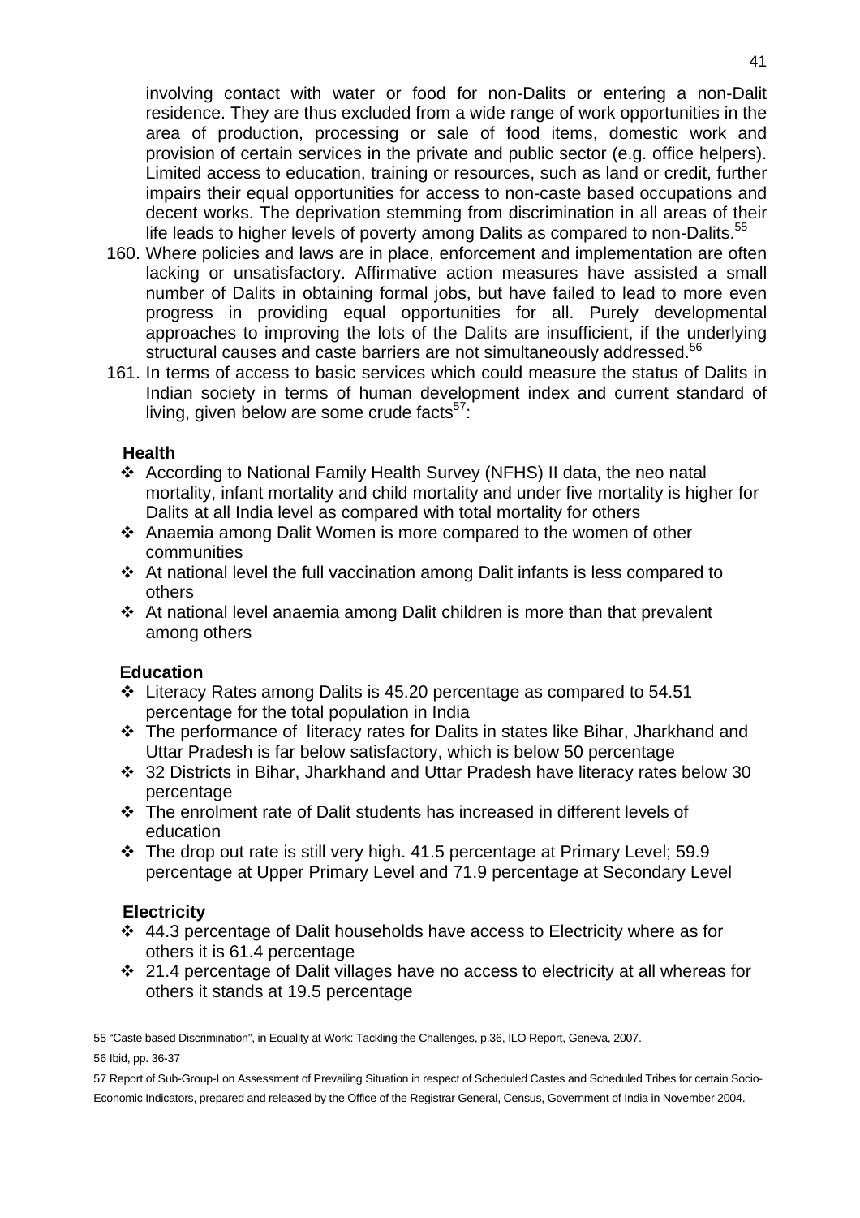involving contact with water or food for non-Dalits or entering a non-Dalit residence. They are thus excluded from a wide range of work opportunities in the area of production, processing or sale of food items, domestic work and provision of certain services in the private and public sector (e.g. office helpers). Limited access to education, training or resources, such as land or credit, further impairs their equal opportunities for access to non-caste based occupations and decent works. The deprivation stemming from discrimination in all areas of their life leads to higher levels of poverty among Dalits as compared to non-Dalits.[55]

160. Where policies and laws are in place, enforcement and implementation are often lacking or unsatisfactory. Affirmative action measures have assisted a small number of Dalits in obtaining formal jobs, but have failed to lead to more even progress in providing equal opportunities for all. Purely developmental approaches to improving the lots of the Dalits are insufficient, if the underlying structural causes and caste barriers are not simultaneously addressed.[56]

161. In terms of access to basic services which could measure the status of Dalits in Indian society in terms of human development index and current standard of living, given below are some crude facts[57]:

**Health**

- According to National Family Health Survey (NFHS) II data, the neo natal mortality, infant mortality and child mortality and under five mortality is higher for Dalits at all India level as compared with total mortality for others
- Anaemia among Dalit Women is more compared to the women of other communities
- At national level the full vaccination among Dalit infants is less compared to others
- At national level anaemia among Dalit children is more than that prevalent among others

**Education**

- Literacy Rates among Dalits is 45.20 percentage as compared to 54.51 percentage for the total population in India
- The performance of literacy rates for Dalits in states like Bihar, Jharkhand and Uttar Pradesh is far below satisfactory, which is below 50 percentage
- 32 Districts in Bihar, Jharkhand and Uttar Pradesh have literacy rates below 30 percentage
- The enrolment rate of Dalit students has increased in different levels of education
- The drop out rate is still very high. 41.5 percentage at Primary Level; 59.9 percentage at Upper Primary Level and 71.9 percentage at Secondary Level

**Electricity**

- 44.3 percentage of Dalit households have access to Electricity where as for others it is 61.4 percentage
- 21.4 percentage of Dalit villages have no access to electricity at all whereas for others it stands at 19.5 percentage

---

55 "Caste based Discrimination", in Equality at Work: Tackling the Challenges, p.36, ILO Report, Geneva, 2007.

56 Ibid, pp. 36-37

57 Report of Sub-Group-I on Assessment of Prevailing Situation in respect of Scheduled Castes and Scheduled Tribes for certain Socio-Economic Indicators, prepared and released by the Office of the Registrar General, Census, Government of India in November 2004.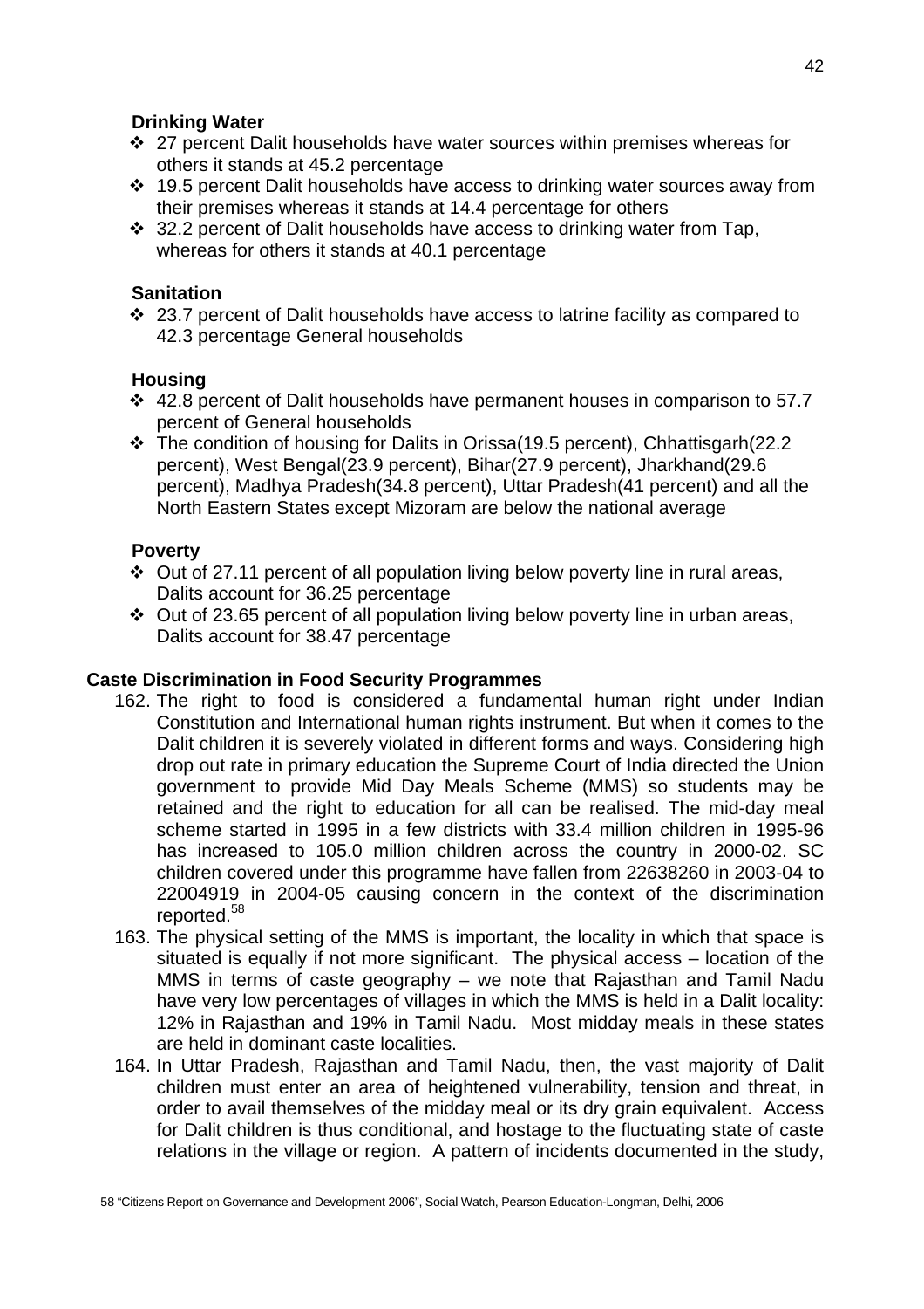### Drinking Water

- 27 percent Dalit households have water sources within premises whereas for others it stands at 45.2 percentage
- 19.5 percent Dalit households have access to drinking water sources away from their premises whereas it stands at 14.4 percentage for others
- 32.2 percent of Dalit households have access to drinking water from Tap, whereas for others it stands at 40.1 percentage

### Sanitation

- 23.7 percent of Dalit households have access to latrine facility as compared to 42.3 percentage General households

### Housing

- 42.8 percent of Dalit households have permanent houses in comparison to 57.7 percent of General households
- The condition of housing for Dalits in Orissa(19.5 percent), Chhattisgarh(22.2 percent), West Bengal(23.9 percent), Bihar(27.9 percent), Jharkhand(29.6 percent), Madhya Pradesh(34.8 percent), Uttar Pradesh(41 percent) and all the North Eastern States except Mizoram are below the national average

### Poverty

- Out of 27.11 percent of all population living below poverty line in rural areas, Dalits account for 36.25 percentage
- Out of 23.65 percent of all population living below poverty line in urban areas, Dalits account for 38.47 percentage

## Caste Discrimination in Food Security Programmes

162. The right to food is considered a fundamental human right under Indian Constitution and International human rights instrument. But when it comes to the Dalit children it is severely violated in different forms and ways. Considering high drop out rate in primary education the Supreme Court of India directed the Union government to provide Mid Day Meals Scheme (MMS) so students may be retained and the right to education for all can be realised. The mid-day meal scheme started in 1995 in a few districts with 33.4 million children in 1995-96 has increased to 105.0 million children across the country in 2000-02. SC children covered under this programme have fallen from 22638260 in 2003-04 to 22004919 in 2004-05 causing concern in the context of the discrimination reported.[58]

163. The physical setting of the MMS is important, the locality in which that space is situated is equally if not more significant. The physical access – location of the MMS in terms of caste geography – we note that Rajasthan and Tamil Nadu have very low percentages of villages in which the MMS is held in a Dalit locality: 12% in Rajasthan and 19% in Tamil Nadu. Most midday meals in these states are held in dominant caste localities.

164. In Uttar Pradesh, Rajasthan and Tamil Nadu, then, the vast majority of Dalit children must enter an area of heightened vulnerability, tension and threat, in order to avail themselves of the midday meal or its dry grain equivalent. Access for Dalit children is thus conditional, and hostage to the fluctuating state of caste relations in the village or region. A pattern of incidents documented in the study,

---

58 "Citizens Report on Governance and Development 2006", Social Watch, Pearson Education-Longman, Delhi, 2006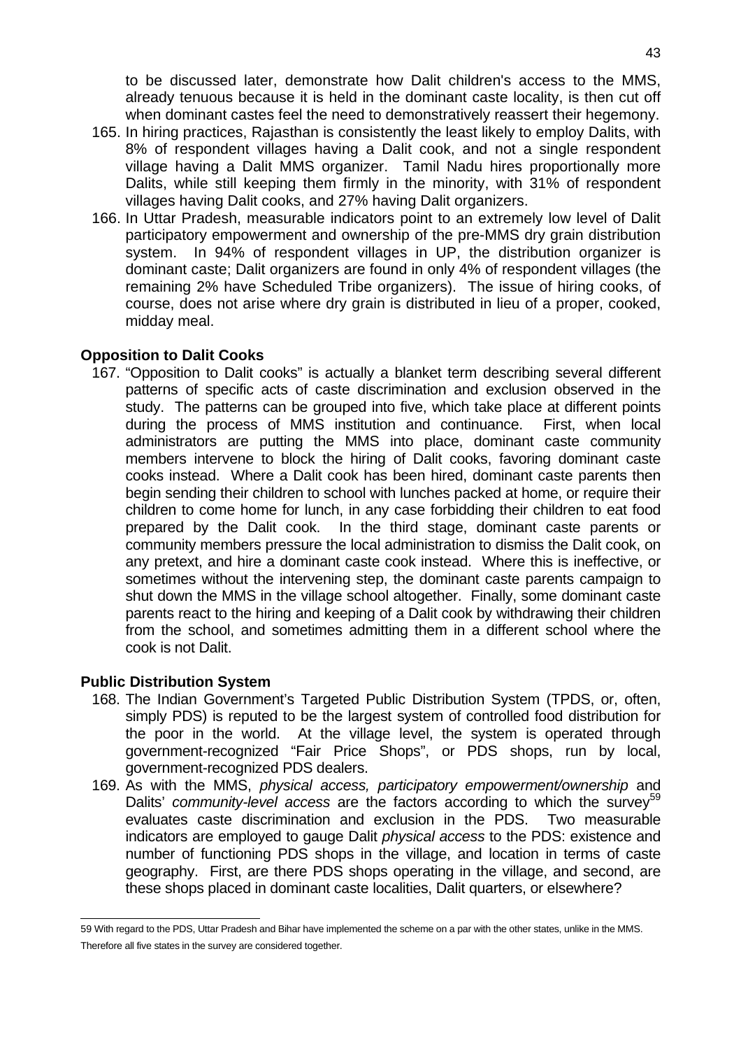to be discussed later, demonstrate how Dalit children's access to the MMS, already tenuous because it is held in the dominant caste locality, is then cut off when dominant castes feel the need to demonstratively reassert their hegemony.

165. In hiring practices, Rajasthan is consistently the least likely to employ Dalits, with 8% of respondent villages having a Dalit cook, and not a single respondent village having a Dalit MMS organizer. Tamil Nadu hires proportionally more Dalits, while still keeping them firmly in the minority, with 31% of respondent villages having Dalit cooks, and 27% having Dalit organizers.

166. In Uttar Pradesh, measurable indicators point to an extremely low level of Dalit participatory empowerment and ownership of the pre-MMS dry grain distribution system. In 94% of respondent villages in UP, the distribution organizer is dominant caste; Dalit organizers are found in only 4% of respondent villages (the remaining 2% have Scheduled Tribe organizers). The issue of hiring cooks, of course, does not arise where dry grain is distributed in lieu of a proper, cooked, midday meal.

### Opposition to Dalit Cooks

167. "Opposition to Dalit cooks" is actually a blanket term describing several different patterns of specific acts of caste discrimination and exclusion observed in the study. The patterns can be grouped into five, which take place at different points during the process of MMS institution and continuance. First, when local administrators are putting the MMS into place, dominant caste community members intervene to block the hiring of Dalit cooks, favoring dominant caste cooks instead. Where a Dalit cook has been hired, dominant caste parents then begin sending their children to school with lunches packed at home, or require their children to come home for lunch, in any case forbidding their children to eat food prepared by the Dalit cook. In the third stage, dominant caste parents or community members pressure the local administration to dismiss the Dalit cook, on any pretext, and hire a dominant caste cook instead. Where this is ineffective, or sometimes without the intervening step, the dominant caste parents campaign to shut down the MMS in the village school altogether. Finally, some dominant caste parents react to the hiring and keeping of a Dalit cook by withdrawing their children from the school, and sometimes admitting them in a different school where the cook is not Dalit.

### Public Distribution System

168. The Indian Government's Targeted Public Distribution System (TPDS, or, often, simply PDS) is reputed to be the largest system of controlled food distribution for the poor in the world. At the village level, the system is operated through government-recognized "Fair Price Shops", or PDS shops, run by local, government-recognized PDS dealers.

169. As with the MMS, *physical access, participatory empowerment/ownership* and Dalits' *community-level access* are the factors according to which the survey[59] evaluates caste discrimination and exclusion in the PDS. Two measurable indicators are employed to gauge Dalit *physical access* to the PDS: existence and number of functioning PDS shops in the village, and location in terms of caste geography. First, are there PDS shops operating in the village, and second, are these shops placed in dominant caste localities, Dalit quarters, or elsewhere?

---

59 With regard to the PDS, Uttar Pradesh and Bihar have implemented the scheme on a par with the other states, unlike in the MMS. Therefore all five states in the survey are considered together.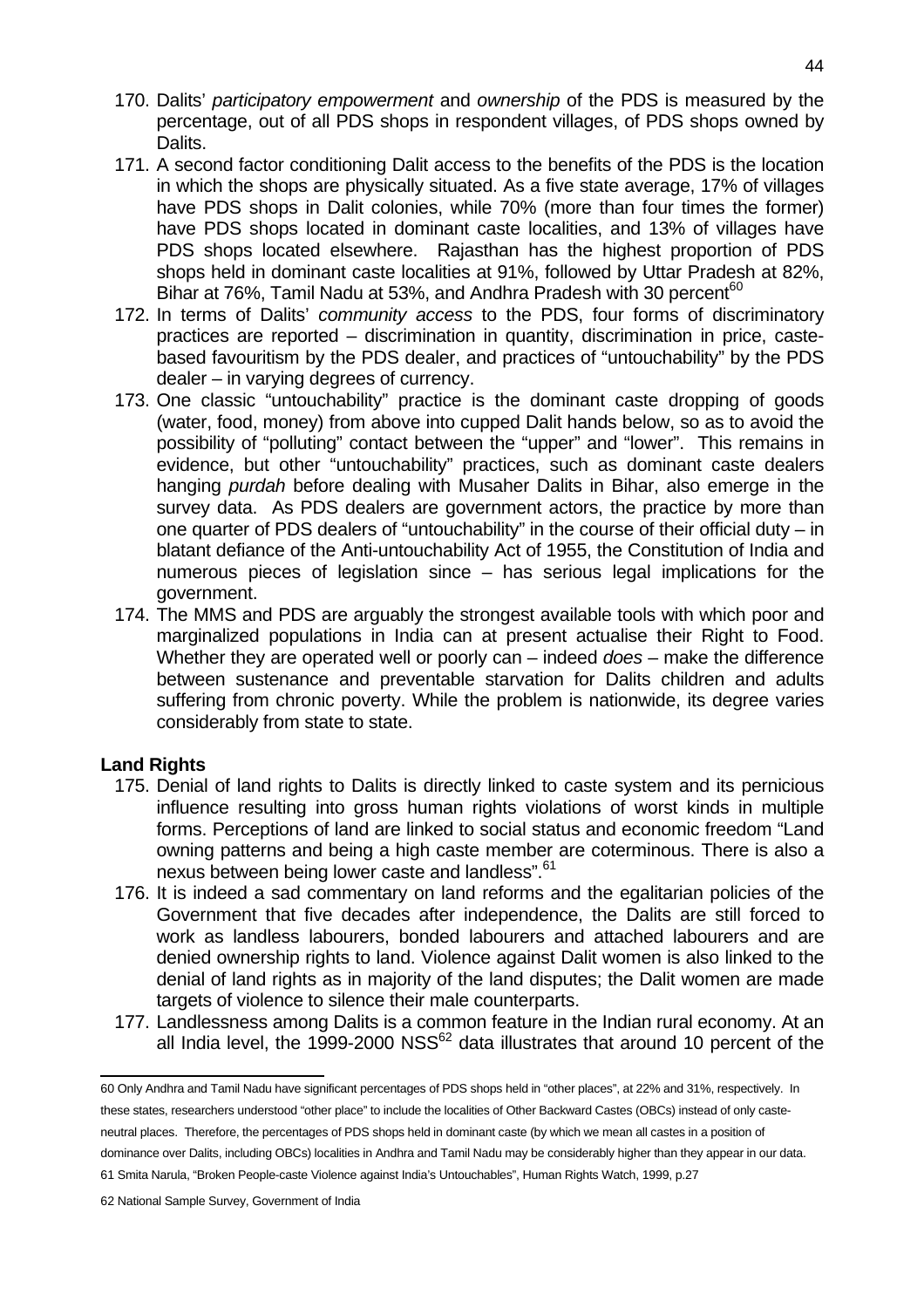170. Dalits' *participatory empowerment* and *ownership* of the PDS is measured by the percentage, out of all PDS shops in respondent villages, of PDS shops owned by Dalits.

171. A second factor conditioning Dalit access to the benefits of the PDS is the location in which the shops are physically situated. As a five state average, 17% of villages have PDS shops in Dalit colonies, while 70% (more than four times the former) have PDS shops located in dominant caste localities, and 13% of villages have PDS shops located elsewhere. Rajasthan has the highest proportion of PDS shops held in dominant caste localities at 91%, followed by Uttar Pradesh at 82%, Bihar at 76%, Tamil Nadu at 53%, and Andhra Pradesh with 30 percent[60]

172. In terms of Dalits' *community access* to the PDS, four forms of discriminatory practices are reported – discrimination in quantity, discrimination in price, caste-based favouritism by the PDS dealer, and practices of "untouchability" by the PDS dealer – in varying degrees of currency.

173. One classic "untouchability" practice is the dominant caste dropping of goods (water, food, money) from above into cupped Dalit hands below, so as to avoid the possibility of "polluting" contact between the "upper" and "lower". This remains in evidence, but other "untouchability" practices, such as dominant caste dealers hanging *purdah* before dealing with Musaher Dalits in Bihar, also emerge in the survey data. As PDS dealers are government actors, the practice by more than one quarter of PDS dealers of "untouchability" in the course of their official duty – in blatant defiance of the Anti-untouchability Act of 1955, the Constitution of India and numerous pieces of legislation since – has serious legal implications for the government.

174. The MMS and PDS are arguably the strongest available tools with which poor and marginalized populations in India can at present actualise their Right to Food. Whether they are operated well or poorly can – indeed *does* – make the difference between sustenance and preventable starvation for Dalits children and adults suffering from chronic poverty. While the problem is nationwide, its degree varies considerably from state to state.

**Land Rights**

175. Denial of land rights to Dalits is directly linked to caste system and its pernicious influence resulting into gross human rights violations of worst kinds in multiple forms. Perceptions of land are linked to social status and economic freedom "Land owning patterns and being a high caste member are coterminous. There is also a nexus between being lower caste and landless".[61]

176. It is indeed a sad commentary on land reforms and the egalitarian policies of the Government that five decades after independence, the Dalits are still forced to work as landless labourers, bonded labourers and attached labourers and are denied ownership rights to land. Violence against Dalit women is also linked to the denial of land rights as in majority of the land disputes; the Dalit women are made targets of violence to silence their male counterparts.

177. Landlessness among Dalits is a common feature in the Indian rural economy. At an all India level, the 1999-2000 NSS[62] data illustrates that around 10 percent of the

---

60 Only Andhra and Tamil Nadu have significant percentages of PDS shops held in "other places", at 22% and 31%, respectively. In these states, researchers understood "other place" to include the localities of Other Backward Castes (OBCs) instead of only caste-neutral places. Therefore, the percentages of PDS shops held in dominant caste (by which we mean all castes in a position of dominance over Dalits, including OBCs) localities in Andhra and Tamil Nadu may be considerably higher than they appear in our data.

61 Smita Narula, "Broken People-caste Violence against India's Untouchables", Human Rights Watch, 1999, p.27

62 National Sample Survey, Government of India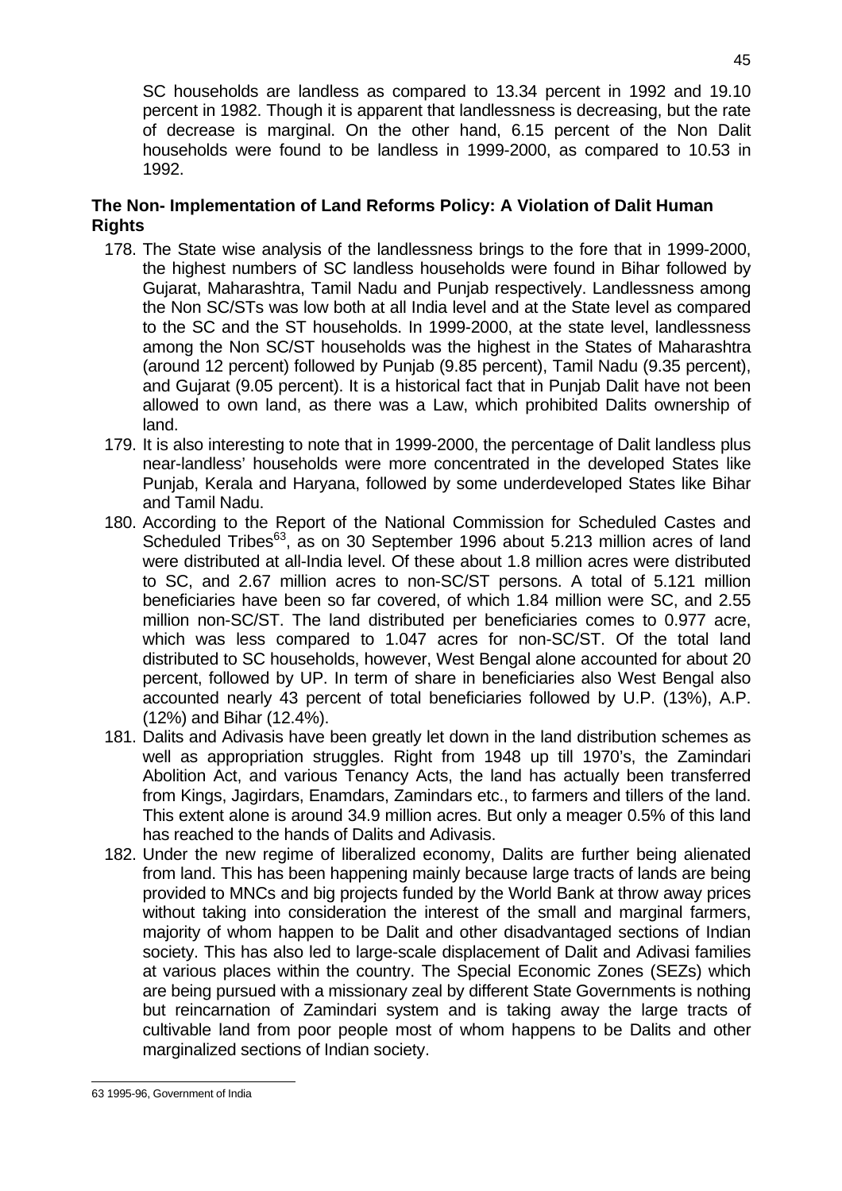SC households are landless as compared to 13.34 percent in 1992 and 19.10 percent in 1982. Though it is apparent that landlessness is decreasing, but the rate of decrease is marginal. On the other hand, 6.15 percent of the Non Dalit households were found to be landless in 1999-2000, as compared to 10.53 in 1992.

**The Non- Implementation of Land Reforms Policy: A Violation of Dalit Human Rights**

178. The State wise analysis of the landlessness brings to the fore that in 1999-2000, the highest numbers of SC landless households were found in Bihar followed by Gujarat, Maharashtra, Tamil Nadu and Punjab respectively. Landlessness among the Non SC/STs was low both at all India level and at the State level as compared to the SC and the ST households. In 1999-2000, at the state level, landlessness among the Non SC/ST households was the highest in the States of Maharashtra (around 12 percent) followed by Punjab (9.85 percent), Tamil Nadu (9.35 percent), and Gujarat (9.05 percent). It is a historical fact that in Punjab Dalit have not been allowed to own land, as there was a Law, which prohibited Dalits ownership of land.
179. It is also interesting to note that in 1999-2000, the percentage of Dalit landless plus near-landless' households were more concentrated in the developed States like Punjab, Kerala and Haryana, followed by some underdeveloped States like Bihar and Tamil Nadu.
180. According to the Report of the National Commission for Scheduled Castes and Scheduled Tribes[63], as on 30 September 1996 about 5.213 million acres of land were distributed at all-India level. Of these about 1.8 million acres were distributed to SC, and 2.67 million acres to non-SC/ST persons. A total of 5.121 million beneficiaries have been so far covered, of which 1.84 million were SC, and 2.55 million non-SC/ST. The land distributed per beneficiaries comes to 0.977 acre, which was less compared to 1.047 acres for non-SC/ST. Of the total land distributed to SC households, however, West Bengal alone accounted for about 20 percent, followed by UP. In term of share in beneficiaries also West Bengal also accounted nearly 43 percent of total beneficiaries followed by U.P. (13%), A.P. (12%) and Bihar (12.4%).
181. Dalits and Adivasis have been greatly let down in the land distribution schemes as well as appropriation struggles. Right from 1948 up till 1970's, the Zamindari Abolition Act, and various Tenancy Acts, the land has actually been transferred from Kings, Jagirdars, Enamdars, Zamindars etc., to farmers and tillers of the land. This extent alone is around 34.9 million acres. But only a meager 0.5% of this land has reached to the hands of Dalits and Adivasis.
182. Under the new regime of liberalized economy, Dalits are further being alienated from land. This has been happening mainly because large tracts of lands are being provided to MNCs and big projects funded by the World Bank at throw away prices without taking into consideration the interest of the small and marginal farmers, majority of whom happen to be Dalit and other disadvantaged sections of Indian society. This has also led to large-scale displacement of Dalit and Adivasi families at various places within the country. The Special Economic Zones (SEZs) which are being pursued with a missionary zeal by different State Governments is nothing but reincarnation of Zamindari system and is taking away the large tracts of cultivable land from poor people most of whom happens to be Dalits and other marginalized sections of Indian society.

---

63 1995-96, Government of India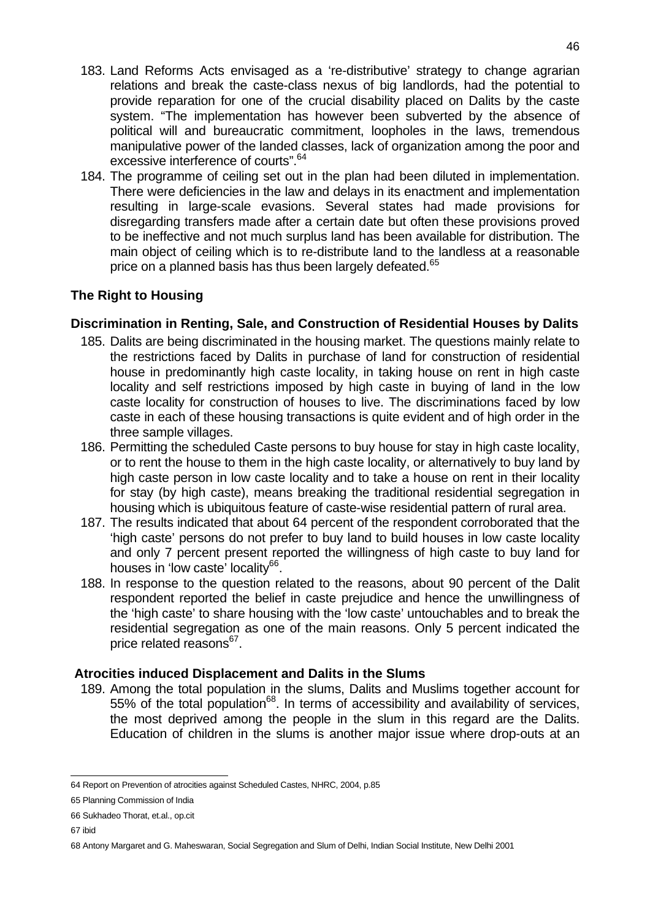183. Land Reforms Acts envisaged as a 're-distributive' strategy to change agrarian relations and break the caste-class nexus of big landlords, had the potential to provide reparation for one of the crucial disability placed on Dalits by the caste system. "The implementation has however been subverted by the absence of political will and bureaucratic commitment, loopholes in the laws, tremendous manipulative power of the landed classes, lack of organization among the poor and excessive interference of courts".[64]

184. The programme of ceiling set out in the plan had been diluted in implementation. There were deficiencies in the law and delays in its enactment and implementation resulting in large-scale evasions. Several states had made provisions for disregarding transfers made after a certain date but often these provisions proved to be ineffective and not much surplus land has been available for distribution. The main object of ceiling which is to re-distribute land to the landless at a reasonable price on a planned basis has thus been largely defeated.[65]

## The Right to Housing

### Discrimination in Renting, Sale, and Construction of Residential Houses by Dalits

185. Dalits are being discriminated in the housing market. The questions mainly relate to the restrictions faced by Dalits in purchase of land for construction of residential house in predominantly high caste locality, in taking house on rent in high caste locality and self restrictions imposed by high caste in buying of land in the low caste locality for construction of houses to live. The discriminations faced by low caste in each of these housing transactions is quite evident and of high order in the three sample villages.

186. Permitting the scheduled Caste persons to buy house for stay in high caste locality, or to rent the house to them in the high caste locality, or alternatively to buy land by high caste person in low caste locality and to take a house on rent in their locality for stay (by high caste), means breaking the traditional residential segregation in housing which is ubiquitous feature of caste-wise residential pattern of rural area.

187. The results indicated that about 64 percent of the respondent corroborated that the 'high caste' persons do not prefer to buy land to build houses in low caste locality and only 7 percent present reported the willingness of high caste to buy land for houses in 'low caste' locality[66].

188. In response to the question related to the reasons, about 90 percent of the Dalit respondent reported the belief in caste prejudice and hence the unwillingness of the 'high caste' to share housing with the 'low caste' untouchables and to break the residential segregation as one of the main reasons. Only 5 percent indicated the price related reasons[67].

### Atrocities induced Displacement and Dalits in the Slums

189. Among the total population in the slums, Dalits and Muslims together account for 55% of the total population[68]. In terms of accessibility and availability of services, the most deprived among the people in the slum in this regard are the Dalits. Education of children in the slums is another major issue where drop-outs at an

---

64 Report on Prevention of atrocities against Scheduled Castes, NHRC, 2004, p.85

65 Planning Commission of India

66 Sukhadeo Thorat, et.al., op.cit

67 ibid

68 Antony Margaret and G. Maheswaran, Social Segregation and Slum of Delhi, Indian Social Institute, New Delhi 2001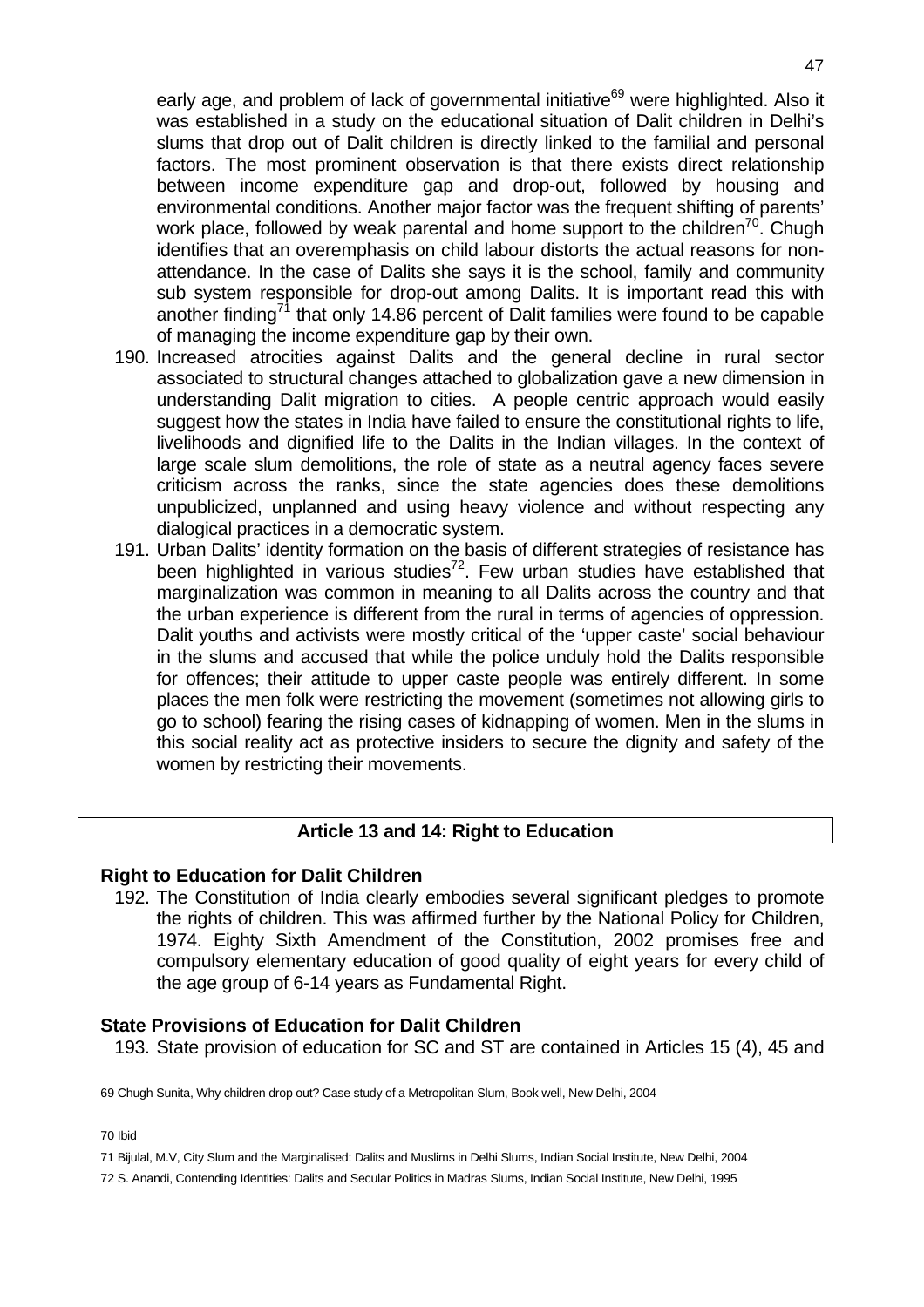early age, and problem of lack of governmental initiative[69] were highlighted. Also it was established in a study on the educational situation of Dalit children in Delhi's slums that drop out of Dalit children is directly linked to the familial and personal factors. The most prominent observation is that there exists direct relationship between income expenditure gap and drop-out, followed by housing and environmental conditions. Another major factor was the frequent shifting of parents' work place, followed by weak parental and home support to the children[70]. Chugh identifies that an overemphasis on child labour distorts the actual reasons for non-attendance. In the case of Dalits she says it is the school, family and community sub system responsible for drop-out among Dalits. It is important read this with another finding[71] that only 14.86 percent of Dalit families were found to be capable of managing the income expenditure gap by their own.

190. Increased atrocities against Dalits and the general decline in rural sector associated to structural changes attached to globalization gave a new dimension in understanding Dalit migration to cities. A people centric approach would easily suggest how the states in India have failed to ensure the constitutional rights to life, livelihoods and dignified life to the Dalits in the Indian villages. In the context of large scale slum demolitions, the role of state as a neutral agency faces severe criticism across the ranks, since the state agencies does these demolitions unpublicized, unplanned and using heavy violence and without respecting any dialogical practices in a democratic system.

191. Urban Dalits' identity formation on the basis of different strategies of resistance has been highlighted in various studies[72]. Few urban studies have established that marginalization was common in meaning to all Dalits across the country and that the urban experience is different from the rural in terms of agencies of oppression. Dalit youths and activists were mostly critical of the 'upper caste' social behaviour in the slums and accused that while the police unduly hold the Dalits responsible for offences; their attitude to upper caste people was entirely different. In some places the men folk were restricting the movement (sometimes not allowing girls to go to school) fearing the rising cases of kidnapping of women. Men in the slums in this social reality act as protective insiders to secure the dignity and safety of the women by restricting their movements.

## Article 13 and 14: Right to Education

### Right to Education for Dalit Children

192. The Constitution of India clearly embodies several significant pledges to promote the rights of children. This was affirmed further by the National Policy for Children, 1974. Eighty Sixth Amendment of the Constitution, 2002 promises free and compulsory elementary education of good quality of eight years for every child of the age group of 6-14 years as Fundamental Right.

### State Provisions of Education for Dalit Children

193. State provision of education for SC and ST are contained in Articles 15 (4), 45 and

---

69 Chugh Sunita, Why children drop out? Case study of a Metropolitan Slum, Book well, New Delhi, 2004

70 Ibid

71 Bijulal, M.V, City Slum and the Marginalised: Dalits and Muslims in Delhi Slums, Indian Social Institute, New Delhi, 2004

72 S. Anandi, Contending Identities: Dalits and Secular Politics in Madras Slums, Indian Social Institute, New Delhi, 1995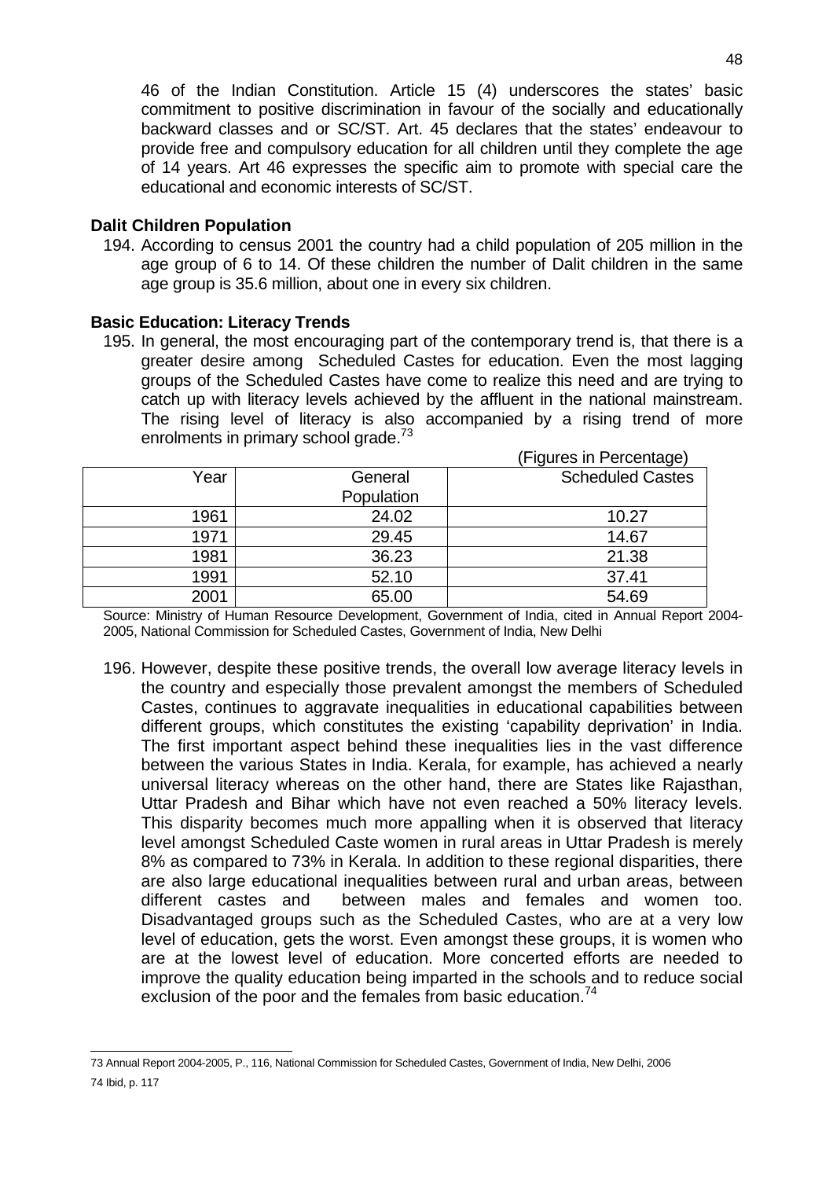46 of the Indian Constitution. Article 15 (4) underscores the states' basic commitment to positive discrimination in favour of the socially and educationally backward classes and or SC/ST. Art. 45 declares that the states' endeavour to provide free and compulsory education for all children until they complete the age of 14 years. Art 46 expresses the specific aim to promote with special care the educational and economic interests of SC/ST.

**Dalit Children Population**

194. According to census 2001 the country had a child population of 205 million in the age group of 6 to 14. Of these children the number of Dalit children in the same age group is 35.6 million, about one in every six children.

**Basic Education: Literacy Trends**

195. In general, the most encouraging part of the contemporary trend is, that there is a greater desire among Scheduled Castes for education. Even the most lagging groups of the Scheduled Castes have come to realize this need and are trying to catch up with literacy levels achieved by the affluent in the national mainstream. The rising level of literacy is also accompanied by a rising trend of more enrolments in primary school grade.[73]

(Figures in Percentage)

| Year | General Population | Scheduled Castes |
|---|---|---|
| 1961 | 24.02 | 10.27 |
| 1971 | 29.45 | 14.67 |
| 1981 | 36.23 | 21.38 |
| 1991 | 52.10 | 37.41 |
| 2001 | 65.00 | 54.69 |

Source: Ministry of Human Resource Development, Government of India, cited in Annual Report 2004-2005, National Commission for Scheduled Castes, Government of India, New Delhi

196. However, despite these positive trends, the overall low average literacy levels in the country and especially those prevalent amongst the members of Scheduled Castes, continues to aggravate inequalities in educational capabilities between different groups, which constitutes the existing 'capability deprivation' in India. The first important aspect behind these inequalities lies in the vast difference between the various States in India. Kerala, for example, has achieved a nearly universal literacy whereas on the other hand, there are States like Rajasthan, Uttar Pradesh and Bihar which have not even reached a 50% literacy levels. This disparity becomes much more appalling when it is observed that literacy level amongst Scheduled Caste women in rural areas in Uttar Pradesh is merely 8% as compared to 73% in Kerala. In addition to these regional disparities, there are also large educational inequalities between rural and urban areas, between different castes and between males and females and women too. Disadvantaged groups such as the Scheduled Castes, who are at a very low level of education, gets the worst. Even amongst these groups, it is women who are at the lowest level of education. More concerted efforts are needed to improve the quality education being imparted in the schools and to reduce social exclusion of the poor and the females from basic education.[74]

---

73 Annual Report 2004-2005, P., 116, National Commission for Scheduled Castes, Government of India, New Delhi, 2006

74 Ibid, p. 117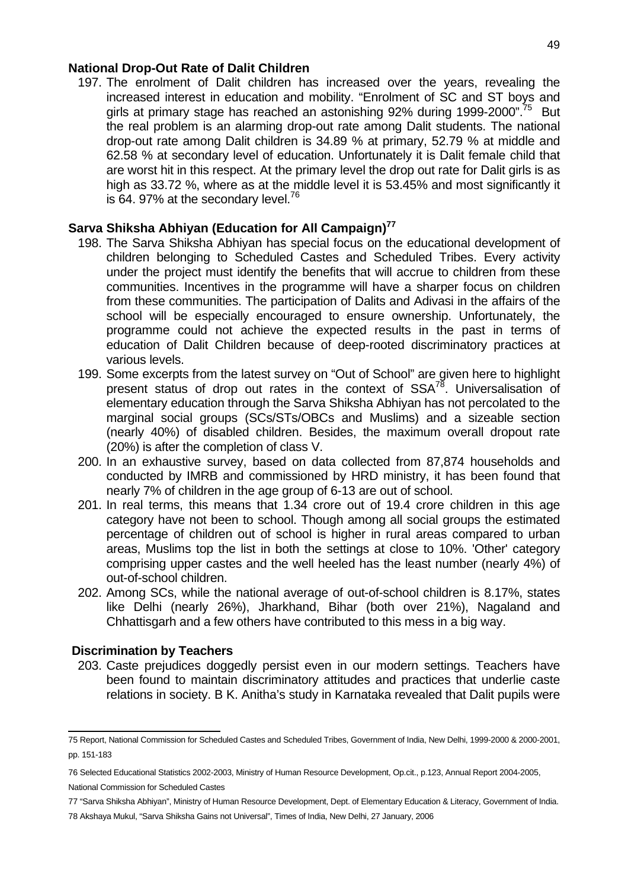### National Drop-Out Rate of Dalit Children

197. The enrolment of Dalit children has increased over the years, revealing the increased interest in education and mobility. "Enrolment of SC and ST boys and girls at primary stage has reached an astonishing 92% during 1999-2000".[75] But the real problem is an alarming drop-out rate among Dalit students. The national drop-out rate among Dalit children is 34.89 % at primary, 52.79 % at middle and 62.58 % at secondary level of education. Unfortunately it is Dalit female child that are worst hit in this respect. At the primary level the drop out rate for Dalit girls is as high as 33.72 %, where as at the middle level it is 53.45% and most significantly it is 64. 97% at the secondary level.[76]

### Sarva Shiksha Abhiyan (Education for All Campaign)[77]

198. The Sarva Shiksha Abhiyan has special focus on the educational development of children belonging to Scheduled Castes and Scheduled Tribes. Every activity under the project must identify the benefits that will accrue to children from these communities. Incentives in the programme will have a sharper focus on children from these communities. The participation of Dalits and Adivasi in the affairs of the school will be especially encouraged to ensure ownership. Unfortunately, the programme could not achieve the expected results in the past in terms of education of Dalit Children because of deep-rooted discriminatory practices at various levels.
199. Some excerpts from the latest survey on "Out of School" are given here to highlight present status of drop out rates in the context of SSA[78]. Universalisation of elementary education through the Sarva Shiksha Abhiyan has not percolated to the marginal social groups (SCs/STs/OBCs and Muslims) and a sizeable section (nearly 40%) of disabled children. Besides, the maximum overall dropout rate (20%) is after the completion of class V.
200. In an exhaustive survey, based on data collected from 87,874 households and conducted by IMRB and commissioned by HRD ministry, it has been found that nearly 7% of children in the age group of 6-13 are out of school.
201. In real terms, this means that 1.34 crore out of 19.4 crore children in this age category have not been to school. Though among all social groups the estimated percentage of children out of school is higher in rural areas compared to urban areas, Muslims top the list in both the settings at close to 10%. 'Other' category comprising upper castes and the well heeled has the least number (nearly 4%) of out-of-school children.
202. Among SCs, while the national average of out-of-school children is 8.17%, states like Delhi (nearly 26%), Jharkhand, Bihar (both over 21%), Nagaland and Chhattisgarh and a few others have contributed to this mess in a big way.

### Discrimination by Teachers

203. Caste prejudices doggedly persist even in our modern settings. Teachers have been found to maintain discriminatory attitudes and practices that underlie caste relations in society. B K. Anitha's study in Karnataka revealed that Dalit pupils were

---

75 Report, National Commission for Scheduled Castes and Scheduled Tribes, Government of India, New Delhi, 1999-2000 & 2000-2001, pp. 151-183

76 Selected Educational Statistics 2002-2003, Ministry of Human Resource Development, Op.cit., p.123, Annual Report 2004-2005, National Commission for Scheduled Castes

77 "Sarva Shiksha Abhiyan", Ministry of Human Resource Development, Dept. of Elementary Education & Literacy, Government of India.

78 Akshaya Mukul, "Sarva Shiksha Gains not Universal", Times of India, New Delhi, 27 January, 2006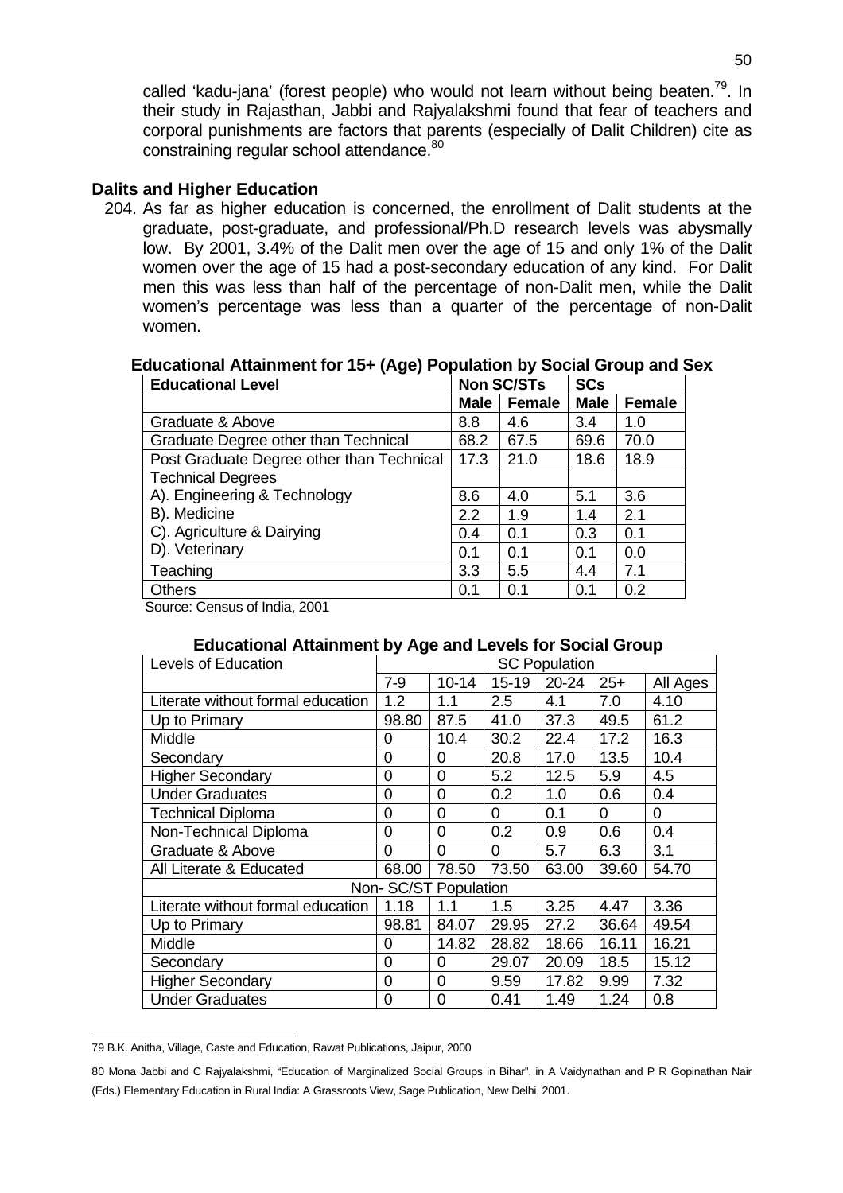called 'kadu-jana' (forest people) who would not learn without being beaten.[79]. In their study in Rajasthan, Jabbi and Rajyalakshmi found that fear of teachers and corporal punishments are factors that parents (especially of Dalit Children) cite as constraining regular school attendance.[80]

### Dalits and Higher Education

204. As far as higher education is concerned, the enrollment of Dalit students at the graduate, post-graduate, and professional/Ph.D research levels was abysmally low. By 2001, 3.4% of the Dalit men over the age of 15 and only 1% of the Dalit women over the age of 15 had a post-secondary education of any kind. For Dalit men this was less than half of the percentage of non-Dalit men, while the Dalit women's percentage was less than a quarter of the percentage of non-Dalit women.

**Educational Attainment for 15+ (Age) Population by Social Group and Sex**

| Educational Level | Non SC/STs | | SCs | |
|---|---|---|---|---|
| | Male | Female | Male | Female |
| Graduate & Above | 8.8 | 4.6 | 3.4 | 1.0 |
| Graduate Degree other than Technical | 68.2 | 67.5 | 69.6 | 70.0 |
| Post Graduate Degree other than Technical | 17.3 | 21.0 | 18.6 | 18.9 |
| Technical Degrees | | | | |
| A). Engineering & Technology | 8.6 | 4.0 | 5.1 | 3.6 |
| B). Medicine | 2.2 | 1.9 | 1.4 | 2.1 |
| C). Agriculture & Dairying | 0.4 | 0.1 | 0.3 | 0.1 |
| D). Veterinary | 0.1 | 0.1 | 0.1 | 0.0 |
| Teaching | 3.3 | 5.5 | 4.4 | 7.1 |
| Others | 0.1 | 0.1 | 0.1 | 0.2 |

Source: Census of India, 2001

**Educational Attainment by Age and Levels for Social Group**

| Levels of Education | SC Population | | | | | |
|---|---|---|---|---|---|---|
| | 7-9 | 10-14 | 15-19 | 20-24 | 25+ | All Ages |
| Literate without formal education | 1.2 | 1.1 | 2.5 | 4.1 | 7.0 | 4.10 |
| Up to Primary | 98.80 | 87.5 | 41.0 | 37.3 | 49.5 | 61.2 |
| Middle | 0 | 10.4 | 30.2 | 22.4 | 17.2 | 16.3 |
| Secondary | 0 | 0 | 20.8 | 17.0 | 13.5 | 10.4 |
| Higher Secondary | 0 | 0 | 5.2 | 12.5 | 5.9 | 4.5 |
| Under Graduates | 0 | 0 | 0.2 | 1.0 | 0.6 | 0.4 |
| Technical Diploma | 0 | 0 | 0 | 0.1 | 0 | 0 |
| Non-Technical Diploma | 0 | 0 | 0.2 | 0.9 | 0.6 | 0.4 |
| Graduate & Above | 0 | 0 | 0 | 5.7 | 6.3 | 3.1 |
| All Literate & Educated | 68.00 | 78.50 | 73.50 | 63.00 | 39.60 | 54.70 |
| Non- SC/ST Population | | | | | | |
| Literate without formal education | 1.18 | 1.1 | 1.5 | 3.25 | 4.47 | 3.36 |
| Up to Primary | 98.81 | 84.07 | 29.95 | 27.2 | 36.64 | 49.54 |
| Middle | 0 | 14.82 | 28.82 | 18.66 | 16.11 | 16.21 |
| Secondary | 0 | 0 | 29.07 | 20.09 | 18.5 | 15.12 |
| Higher Secondary | 0 | 0 | 9.59 | 17.82 | 9.99 | 7.32 |
| Under Graduates | 0 | 0 | 0.41 | 1.49 | 1.24 | 0.8 |

79 B.K. Anitha, Village, Caste and Education, Rawat Publications, Jaipur, 2000

80 Mona Jabbi and C Rajyalakshmi, "Education of Marginalized Social Groups in Bihar", in A Vaidynathan and P R Gopinathan Nair (Eds.) Elementary Education in Rural India: A Grassroots View, Sage Publication, New Delhi, 2001.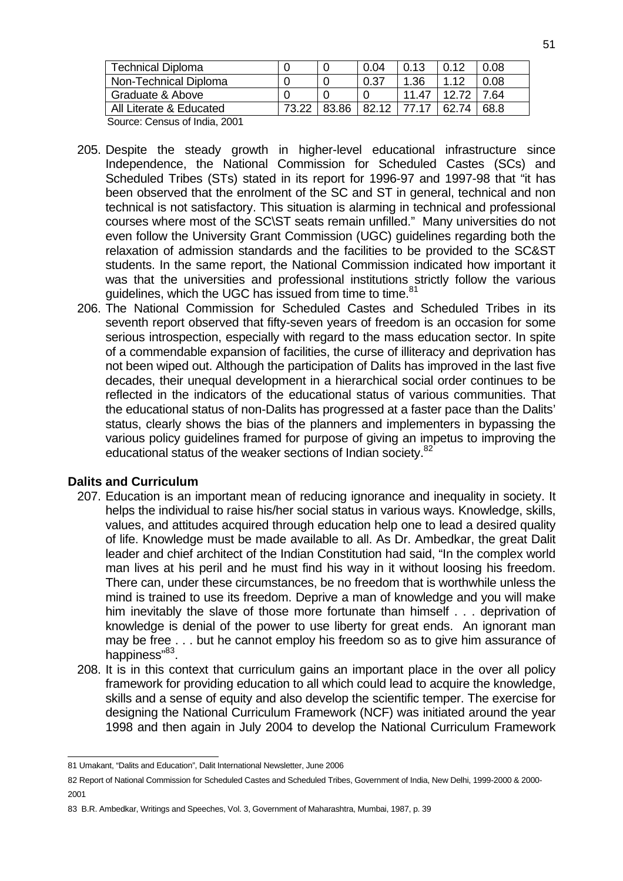| Technical Diploma | 0 | 0 | 0.04 | 0.13 | 0.12 | 0.08 |
|---|---|---|---|---|---|---|
| Non-Technical Diploma | 0 | 0 | 0.37 | 1.36 | 1.12 | 0.08 |
| Graduate & Above | 0 | 0 | 0 | 11.47 | 12.72 | 7.64 |
| All Literate & Educated | 73.22 | 83.86 | 82.12 | 77.17 | 62.74 | 68.8 |

Source: Census of India, 2001

205. Despite the steady growth in higher-level educational infrastructure since Independence, the National Commission for Scheduled Castes (SCs) and Scheduled Tribes (STs) stated in its report for 1996-97 and 1997-98 that "it has been observed that the enrolment of the SC and ST in general, technical and non technical is not satisfactory. This situation is alarming in technical and professional courses where most of the SC\ST seats remain unfilled." Many universities do not even follow the University Grant Commission (UGC) guidelines regarding both the relaxation of admission standards and the facilities to be provided to the SC&ST students. In the same report, the National Commission indicated how important it was that the universities and professional institutions strictly follow the various guidelines, which the UGC has issued from time to time.[81]

206. The National Commission for Scheduled Castes and Scheduled Tribes in its seventh report observed that fifty-seven years of freedom is an occasion for some serious introspection, especially with regard to the mass education sector. In spite of a commendable expansion of facilities, the curse of illiteracy and deprivation has not been wiped out. Although the participation of Dalits has improved in the last five decades, their unequal development in a hierarchical social order continues to be reflected in the indicators of the educational status of various communities. That the educational status of non-Dalits has progressed at a faster pace than the Dalits' status, clearly shows the bias of the planners and implementers in bypassing the various policy guidelines framed for purpose of giving an impetus to improving the educational status of the weaker sections of Indian society.[82]

**Dalits and Curriculum**

207. Education is an important mean of reducing ignorance and inequality in society. It helps the individual to raise his/her social status in various ways. Knowledge, skills, values, and attitudes acquired through education help one to lead a desired quality of life. Knowledge must be made available to all. As Dr. Ambedkar, the great Dalit leader and chief architect of the Indian Constitution had said, "In the complex world man lives at his peril and he must find his way in it without loosing his freedom. There can, under these circumstances, be no freedom that is worthwhile unless the mind is trained to use its freedom. Deprive a man of knowledge and you will make him inevitably the slave of those more fortunate than himself . . . deprivation of knowledge is denial of the power to use liberty for great ends. An ignorant man may be free . . . but he cannot employ his freedom so as to give him assurance of happiness"[83].

208. It is in this context that curriculum gains an important place in the over all policy framework for providing education to all which could lead to acquire the knowledge, skills and a sense of equity and also develop the scientific temper. The exercise for designing the National Curriculum Framework (NCF) was initiated around the year 1998 and then again in July 2004 to develop the National Curriculum Framework

---

81 Umakant, "Dalits and Education", Dalit International Newsletter, June 2006

82 Report of National Commission for Scheduled Castes and Scheduled Tribes, Government of India, New Delhi, 1999-2000 & 2000-2001

83 B.R. Ambedkar, Writings and Speeches, Vol. 3, Government of Maharashtra, Mumbai, 1987, p. 39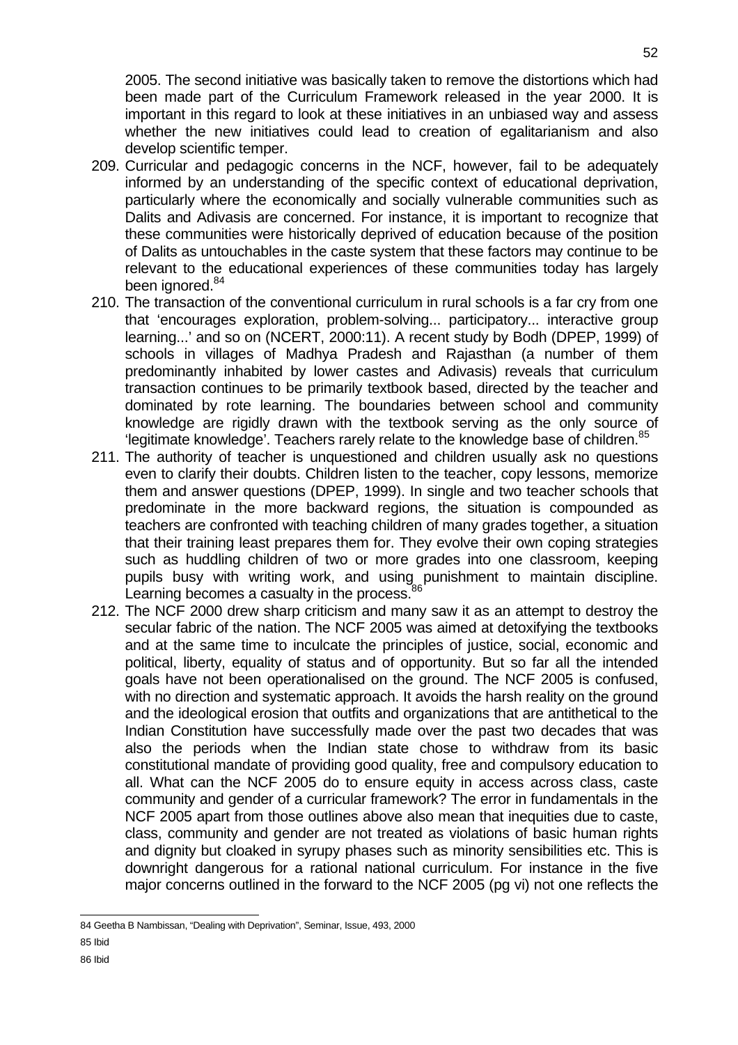2005. The second initiative was basically taken to remove the distortions which had been made part of the Curriculum Framework released in the year 2000. It is important in this regard to look at these initiatives in an unbiased way and assess whether the new initiatives could lead to creation of egalitarianism and also develop scientific temper.

209. Curricular and pedagogic concerns in the NCF, however, fail to be adequately informed by an understanding of the specific context of educational deprivation, particularly where the economically and socially vulnerable communities such as Dalits and Adivasis are concerned. For instance, it is important to recognize that these communities were historically deprived of education because of the position of Dalits as untouchables in the caste system that these factors may continue to be relevant to the educational experiences of these communities today has largely been ignored.[84]

210. The transaction of the conventional curriculum in rural schools is a far cry from one that 'encourages exploration, problem-solving... participatory... interactive group learning...' and so on (NCERT, 2000:11). A recent study by Bodh (DPEP, 1999) of schools in villages of Madhya Pradesh and Rajasthan (a number of them predominantly inhabited by lower castes and Adivasis) reveals that curriculum transaction continues to be primarily textbook based, directed by the teacher and dominated by rote learning. The boundaries between school and community knowledge are rigidly drawn with the textbook serving as the only source of 'legitimate knowledge'. Teachers rarely relate to the knowledge base of children.[85]

211. The authority of teacher is unquestioned and children usually ask no questions even to clarify their doubts. Children listen to the teacher, copy lessons, memorize them and answer questions (DPEP, 1999). In single and two teacher schools that predominate in the more backward regions, the situation is compounded as teachers are confronted with teaching children of many grades together, a situation that their training least prepares them for. They evolve their own coping strategies such as huddling children of two or more grades into one classroom, keeping pupils busy with writing work, and using punishment to maintain discipline. Learning becomes a casualty in the process.[86]

212. The NCF 2000 drew sharp criticism and many saw it as an attempt to destroy the secular fabric of the nation. The NCF 2005 was aimed at detoxifying the textbooks and at the same time to inculcate the principles of justice, social, economic and political, liberty, equality of status and of opportunity. But so far all the intended goals have not been operationalised on the ground. The NCF 2005 is confused, with no direction and systematic approach. It avoids the harsh reality on the ground and the ideological erosion that outfits and organizations that are antithetical to the Indian Constitution have successfully made over the past two decades that was also the periods when the Indian state chose to withdraw from its basic constitutional mandate of providing good quality, free and compulsory education to all. What can the NCF 2005 do to ensure equity in access across class, caste community and gender of a curricular framework? The error in fundamentals in the NCF 2005 apart from those outlines above also mean that inequities due to caste, class, community and gender are not treated as violations of basic human rights and dignity but cloaked in syrupy phases such as minority sensibilities etc. This is downright dangerous for a rational national curriculum. For instance in the five major concerns outlined in the forward to the NCF 2005 (pg vi) not one reflects the

---

84 Geetha B Nambissan, "Dealing with Deprivation", Seminar, Issue, 493, 2000

85 Ibid

86 Ibid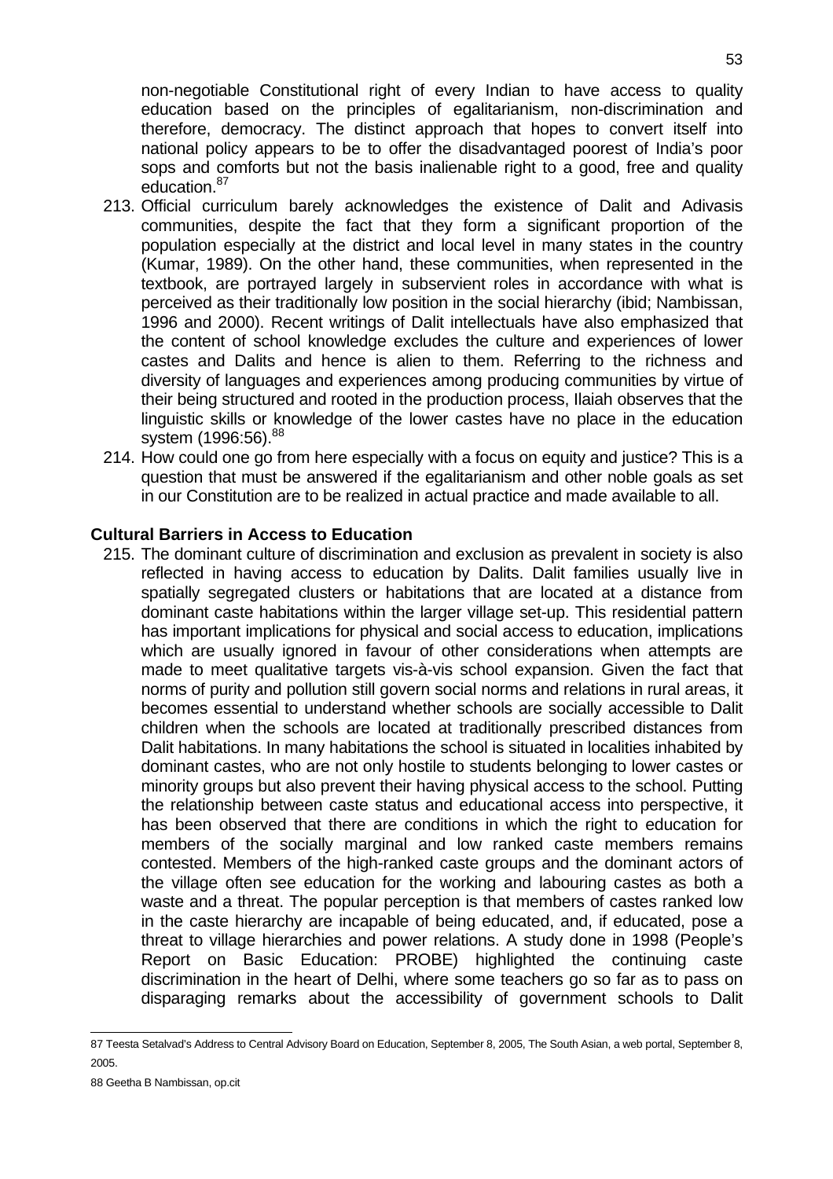non-negotiable Constitutional right of every Indian to have access to quality education based on the principles of egalitarianism, non-discrimination and therefore, democracy. The distinct approach that hopes to convert itself into national policy appears to be to offer the disadvantaged poorest of India's poor sops and comforts but not the basis inalienable right to a good, free and quality education.[87]

213. Official curriculum barely acknowledges the existence of Dalit and Adivasis communities, despite the fact that they form a significant proportion of the population especially at the district and local level in many states in the country (Kumar, 1989). On the other hand, these communities, when represented in the textbook, are portrayed largely in subservient roles in accordance with what is perceived as their traditionally low position in the social hierarchy (ibid; Nambissan, 1996 and 2000). Recent writings of Dalit intellectuals have also emphasized that the content of school knowledge excludes the culture and experiences of lower castes and Dalits and hence is alien to them. Referring to the richness and diversity of languages and experiences among producing communities by virtue of their being structured and rooted in the production process, Ilaiah observes that the linguistic skills or knowledge of the lower castes have no place in the education system (1996:56).[88]

214. How could one go from here especially with a focus on equity and justice? This is a question that must be answered if the egalitarianism and other noble goals as set in our Constitution are to be realized in actual practice and made available to all.

**Cultural Barriers in Access to Education**

215. The dominant culture of discrimination and exclusion as prevalent in society is also reflected in having access to education by Dalits. Dalit families usually live in spatially segregated clusters or habitations that are located at a distance from dominant caste habitations within the larger village set-up. This residential pattern has important implications for physical and social access to education, implications which are usually ignored in favour of other considerations when attempts are made to meet qualitative targets vis-à-vis school expansion. Given the fact that norms of purity and pollution still govern social norms and relations in rural areas, it becomes essential to understand whether schools are socially accessible to Dalit children when the schools are located at traditionally prescribed distances from Dalit habitations. In many habitations the school is situated in localities inhabited by dominant castes, who are not only hostile to students belonging to lower castes or minority groups but also prevent their having physical access to the school. Putting the relationship between caste status and educational access into perspective, it has been observed that there are conditions in which the right to education for members of the socially marginal and low ranked caste members remains contested. Members of the high-ranked caste groups and the dominant actors of the village often see education for the working and labouring castes as both a waste and a threat. The popular perception is that members of castes ranked low in the caste hierarchy are incapable of being educated, and, if educated, pose a threat to village hierarchies and power relations. A study done in 1998 (People's Report on Basic Education: PROBE) highlighted the continuing caste discrimination in the heart of Delhi, where some teachers go so far as to pass on disparaging remarks about the accessibility of government schools to Dalit

---

87 Teesta Setalvad's Address to Central Advisory Board on Education, September 8, 2005, The South Asian, a web portal, September 8, 2005.

88 Geetha B Nambissan, op.cit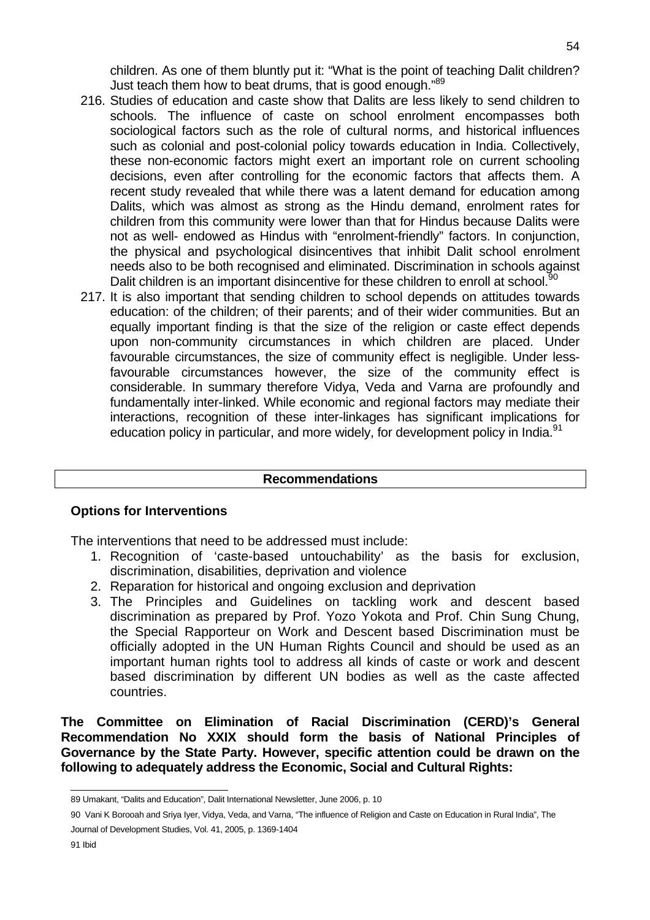children. As one of them bluntly put it: "What is the point of teaching Dalit children? Just teach them how to beat drums, that is good enough."[89]

216. Studies of education and caste show that Dalits are less likely to send children to schools. The influence of caste on school enrolment encompasses both sociological factors such as the role of cultural norms, and historical influences such as colonial and post-colonial policy towards education in India. Collectively, these non-economic factors might exert an important role on current schooling decisions, even after controlling for the economic factors that affects them. A recent study revealed that while there was a latent demand for education among Dalits, which was almost as strong as the Hindu demand, enrolment rates for children from this community were lower than that for Hindus because Dalits were not as well- endowed as Hindus with "enrolment-friendly" factors. In conjunction, the physical and psychological disincentives that inhibit Dalit school enrolment needs also to be both recognised and eliminated. Discrimination in schools against Dalit children is an important disincentive for these children to enroll at school.[90]

217. It is also important that sending children to school depends on attitudes towards education: of the children; of their parents; and of their wider communities. But an equally important finding is that the size of the religion or caste effect depends upon non-community circumstances in which children are placed. Under favourable circumstances, the size of community effect is negligible. Under less-favourable circumstances however, the size of the community effect is considerable. In summary therefore Vidya, Veda and Varna are profoundly and fundamentally inter-linked. While economic and regional factors may mediate their interactions, recognition of these inter-linkages has significant implications for education policy in particular, and more widely, for development policy in India.[91]

## Recommendations

### Options for Interventions

The interventions that need to be addressed must include:

1. Recognition of 'caste-based untouchability' as the basis for exclusion, discrimination, disabilities, deprivation and violence
2. Reparation for historical and ongoing exclusion and deprivation
3. The Principles and Guidelines on tackling work and descent based discrimination as prepared by Prof. Yozo Yokota and Prof. Chin Sung Chung, the Special Rapporteur on Work and Descent based Discrimination must be officially adopted in the UN Human Rights Council and should be used as an important human rights tool to address all kinds of caste or work and descent based discrimination by different UN bodies as well as the caste affected countries.

**The Committee on Elimination of Racial Discrimination (CERD)'s General Recommendation No XXIX should form the basis of National Principles of Governance by the State Party. However, specific attention could be drawn on the following to adequately address the Economic, Social and Cultural Rights:**

---

89 Umakant, "Dalits and Education", Dalit International Newsletter, June 2006, p. 10

90 Vani K Borooah and Sriya Iyer, Vidya, Veda, and Varna, "The influence of Religion and Caste on Education in Rural India", The Journal of Development Studies, Vol. 41, 2005, p. 1369-1404

91 Ibid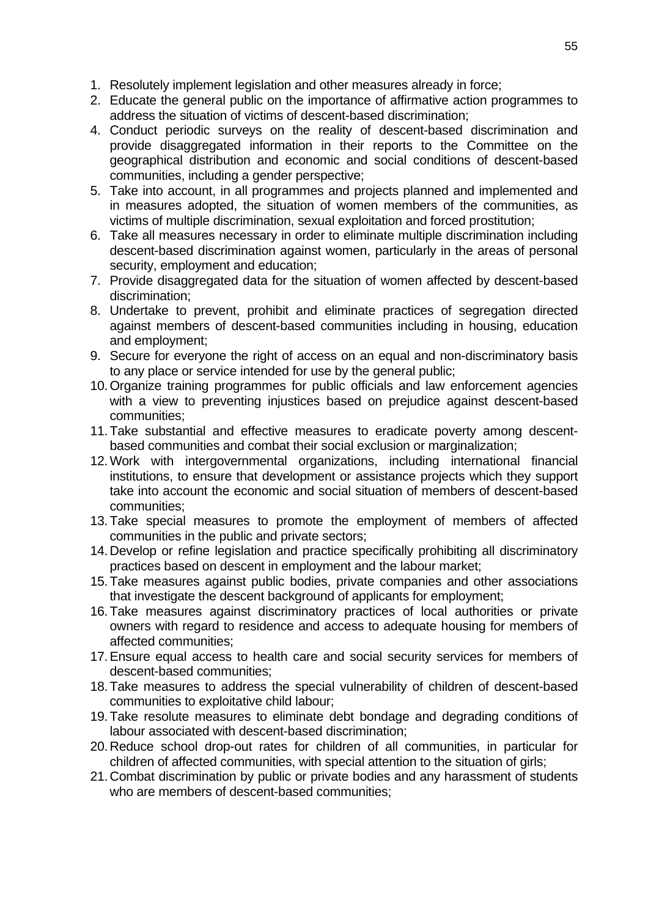1. Resolutely implement legislation and other measures already in force;
2. Educate the general public on the importance of affirmative action programmes to address the situation of victims of descent-based discrimination;
4. Conduct periodic surveys on the reality of descent-based discrimination and provide disaggregated information in their reports to the Committee on the geographical distribution and economic and social conditions of descent-based communities, including a gender perspective;
5. Take into account, in all programmes and projects planned and implemented and in measures adopted, the situation of women members of the communities, as victims of multiple discrimination, sexual exploitation and forced prostitution;
6. Take all measures necessary in order to eliminate multiple discrimination including descent-based discrimination against women, particularly in the areas of personal security, employment and education;
7. Provide disaggregated data for the situation of women affected by descent-based discrimination;
8. Undertake to prevent, prohibit and eliminate practices of segregation directed against members of descent-based communities including in housing, education and employment;
9. Secure for everyone the right of access on an equal and non-discriminatory basis to any place or service intended for use by the general public;
10. Organize training programmes for public officials and law enforcement agencies with a view to preventing injustices based on prejudice against descent-based communities;
11. Take substantial and effective measures to eradicate poverty among descent-based communities and combat their social exclusion or marginalization;
12. Work with intergovernmental organizations, including international financial institutions, to ensure that development or assistance projects which they support take into account the economic and social situation of members of descent-based communities;
13. Take special measures to promote the employment of members of affected communities in the public and private sectors;
14. Develop or refine legislation and practice specifically prohibiting all discriminatory practices based on descent in employment and the labour market;
15. Take measures against public bodies, private companies and other associations that investigate the descent background of applicants for employment;
16. Take measures against discriminatory practices of local authorities or private owners with regard to residence and access to adequate housing for members of affected communities;
17. Ensure equal access to health care and social security services for members of descent-based communities;
18. Take measures to address the special vulnerability of children of descent-based communities to exploitative child labour;
19. Take resolute measures to eliminate debt bondage and degrading conditions of labour associated with descent-based discrimination;
20. Reduce school drop-out rates for children of all communities, in particular for children of affected communities, with special attention to the situation of girls;
21. Combat discrimination by public or private bodies and any harassment of students who are members of descent-based communities;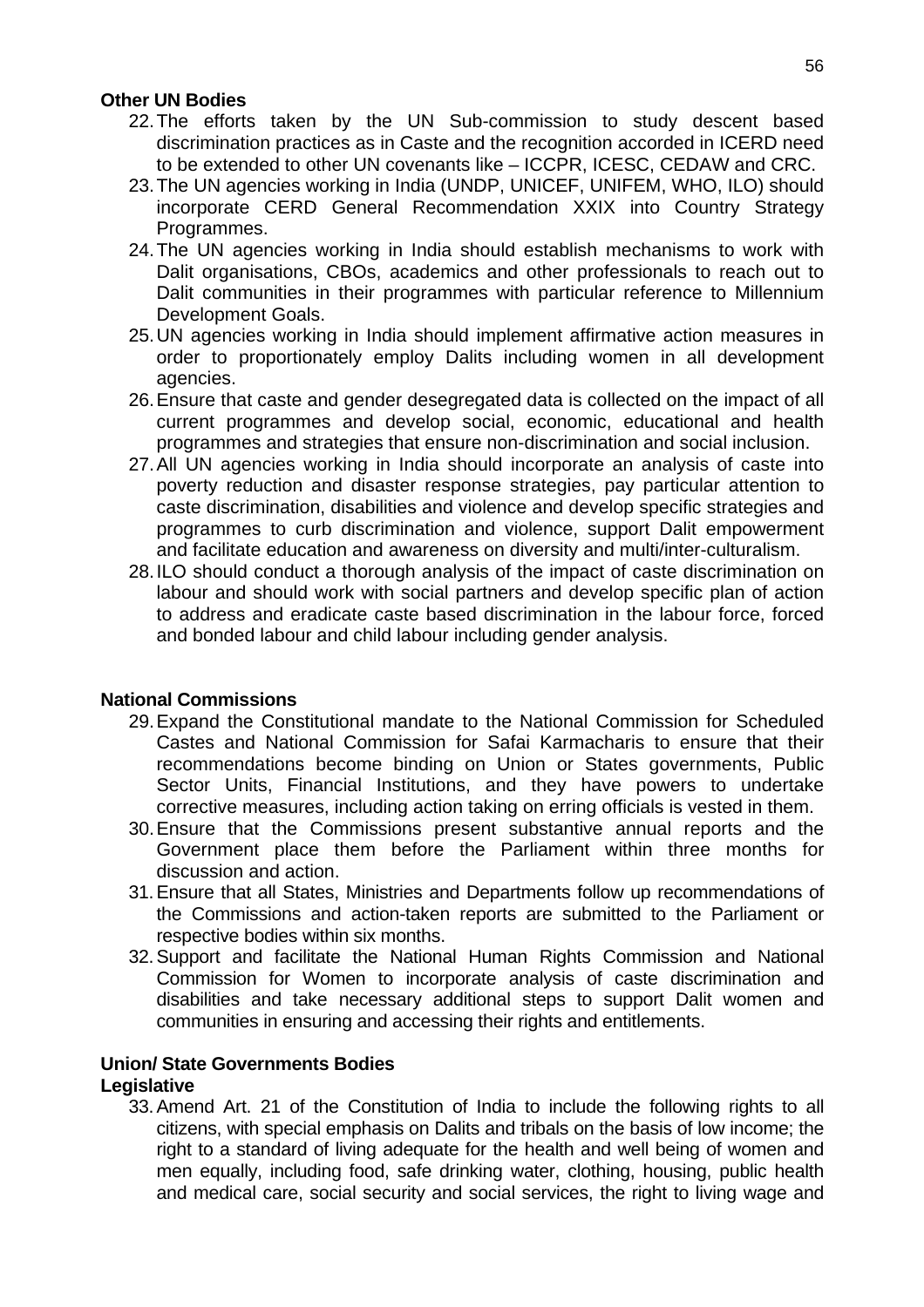**Other UN Bodies**

22. The efforts taken by the UN Sub-commission to study descent based discrimination practices as in Caste and the recognition accorded in ICERD need to be extended to other UN covenants like – ICCPR, ICESC, CEDAW and CRC.
23. The UN agencies working in India (UNDP, UNICEF, UNIFEM, WHO, ILO) should incorporate CERD General Recommendation XXIX into Country Strategy Programmes.
24. The UN agencies working in India should establish mechanisms to work with Dalit organisations, CBOs, academics and other professionals to reach out to Dalit communities in their programmes with particular reference to Millennium Development Goals.
25. UN agencies working in India should implement affirmative action measures in order to proportionately employ Dalits including women in all development agencies.
26. Ensure that caste and gender desegregated data is collected on the impact of all current programmes and develop social, economic, educational and health programmes and strategies that ensure non-discrimination and social inclusion.
27. All UN agencies working in India should incorporate an analysis of caste into poverty reduction and disaster response strategies, pay particular attention to caste discrimination, disabilities and violence and develop specific strategies and programmes to curb discrimination and violence, support Dalit empowerment and facilitate education and awareness on diversity and multi/inter-culturalism.
28. ILO should conduct a thorough analysis of the impact of caste discrimination on labour and should work with social partners and develop specific plan of action to address and eradicate caste based discrimination in the labour force, forced and bonded labour and child labour including gender analysis.

**National Commissions**

29. Expand the Constitutional mandate to the National Commission for Scheduled Castes and National Commission for Safai Karmacharis to ensure that their recommendations become binding on Union or States governments, Public Sector Units, Financial Institutions, and they have powers to undertake corrective measures, including action taking on erring officials is vested in them.
30. Ensure that the Commissions present substantive annual reports and the Government place them before the Parliament within three months for discussion and action.
31. Ensure that all States, Ministries and Departments follow up recommendations of the Commissions and action-taken reports are submitted to the Parliament or respective bodies within six months.
32. Support and facilitate the National Human Rights Commission and National Commission for Women to incorporate analysis of caste discrimination and disabilities and take necessary additional steps to support Dalit women and communities in ensuring and accessing their rights and entitlements.

**Union/ State Governments Bodies**

**Legislative**

33. Amend Art. 21 of the Constitution of India to include the following rights to all citizens, with special emphasis on Dalits and tribals on the basis of low income; the right to a standard of living adequate for the health and well being of women and men equally, including food, safe drinking water, clothing, housing, public health and medical care, social security and social services, the right to living wage and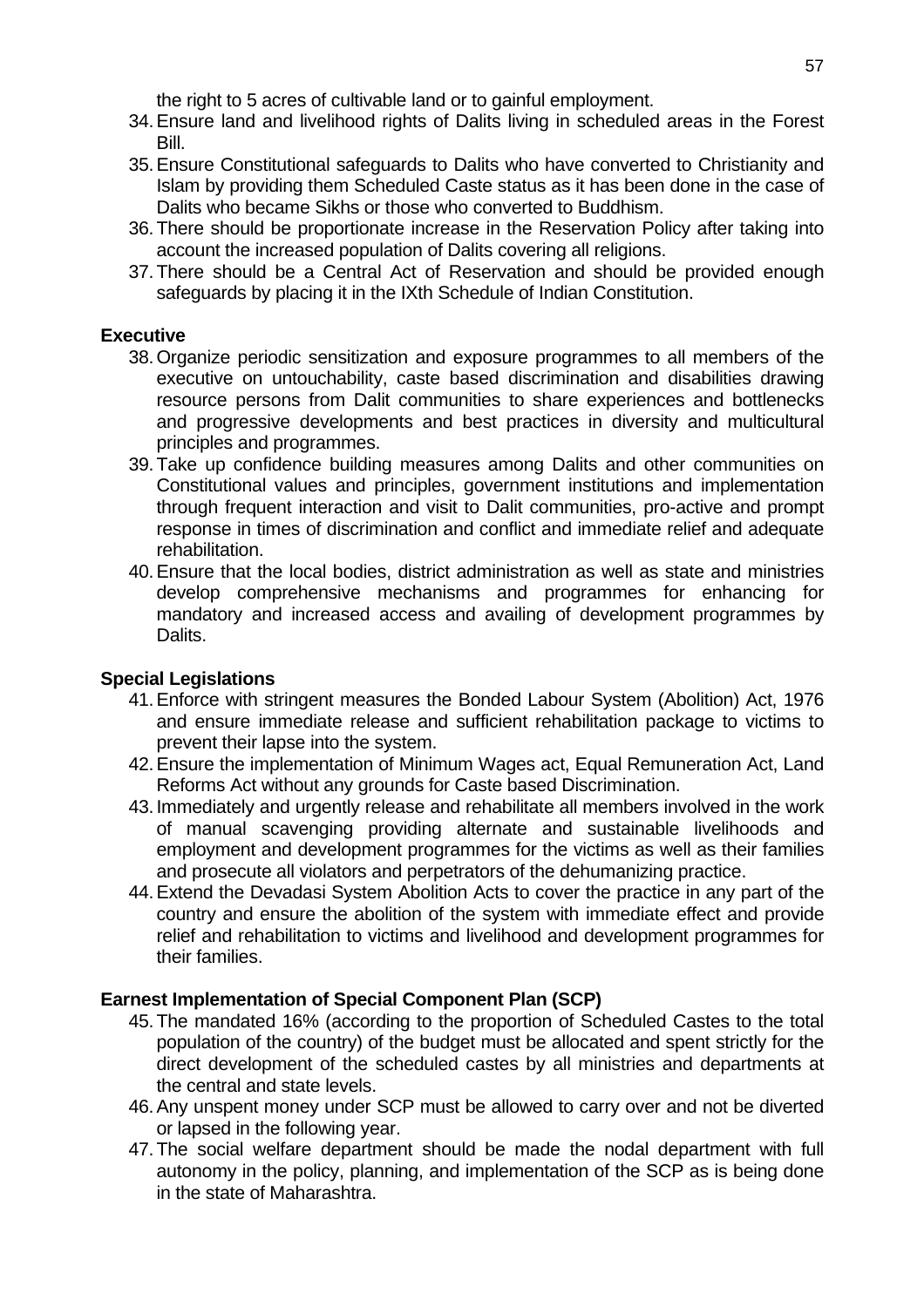the right to 5 acres of cultivable land or to gainful employment.

34. Ensure land and livelihood rights of Dalits living in scheduled areas in the Forest Bill.
35. Ensure Constitutional safeguards to Dalits who have converted to Christianity and Islam by providing them Scheduled Caste status as it has been done in the case of Dalits who became Sikhs or those who converted to Buddhism.
36. There should be proportionate increase in the Reservation Policy after taking into account the increased population of Dalits covering all religions.
37. There should be a Central Act of Reservation and should be provided enough safeguards by placing it in the IXth Schedule of Indian Constitution.

**Executive**

38. Organize periodic sensitization and exposure programmes to all members of the executive on untouchability, caste based discrimination and disabilities drawing resource persons from Dalit communities to share experiences and bottlenecks and progressive developments and best practices in diversity and multicultural principles and programmes.
39. Take up confidence building measures among Dalits and other communities on Constitutional values and principles, government institutions and implementation through frequent interaction and visit to Dalit communities, pro-active and prompt response in times of discrimination and conflict and immediate relief and adequate rehabilitation.
40. Ensure that the local bodies, district administration as well as state and ministries develop comprehensive mechanisms and programmes for enhancing for mandatory and increased access and availing of development programmes by Dalits.

**Special Legislations**

41. Enforce with stringent measures the Bonded Labour System (Abolition) Act, 1976 and ensure immediate release and sufficient rehabilitation package to victims to prevent their lapse into the system.
42. Ensure the implementation of Minimum Wages act, Equal Remuneration Act, Land Reforms Act without any grounds for Caste based Discrimination.
43. Immediately and urgently release and rehabilitate all members involved in the work of manual scavenging providing alternate and sustainable livelihoods and employment and development programmes for the victims as well as their families and prosecute all violators and perpetrators of the dehumanizing practice.
44. Extend the Devadasi System Abolition Acts to cover the practice in any part of the country and ensure the abolition of the system with immediate effect and provide relief and rehabilitation to victims and livelihood and development programmes for their families.

**Earnest Implementation of Special Component Plan (SCP)**

45. The mandated 16% (according to the proportion of Scheduled Castes to the total population of the country) of the budget must be allocated and spent strictly for the direct development of the scheduled castes by all ministries and departments at the central and state levels.
46. Any unspent money under SCP must be allowed to carry over and not be diverted or lapsed in the following year.
47. The social welfare department should be made the nodal department with full autonomy in the policy, planning, and implementation of the SCP as is being done in the state of Maharashtra.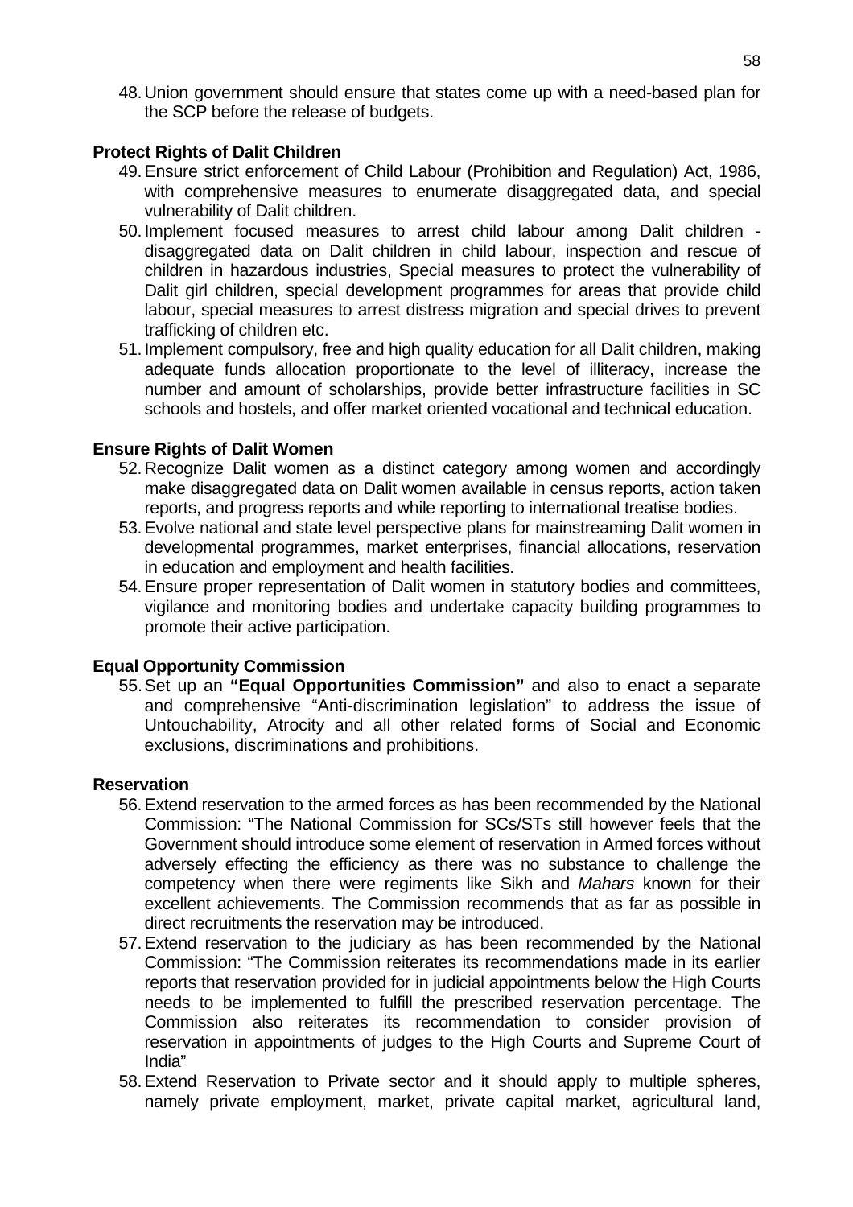48. Union government should ensure that states come up with a need-based plan for the SCP before the release of budgets.

**Protect Rights of Dalit Children**

49. Ensure strict enforcement of Child Labour (Prohibition and Regulation) Act, 1986, with comprehensive measures to enumerate disaggregated data, and special vulnerability of Dalit children.
50. Implement focused measures to arrest child labour among Dalit children - disaggregated data on Dalit children in child labour, inspection and rescue of children in hazardous industries, Special measures to protect the vulnerability of Dalit girl children, special development programmes for areas that provide child labour, special measures to arrest distress migration and special drives to prevent trafficking of children etc.
51. Implement compulsory, free and high quality education for all Dalit children, making adequate funds allocation proportionate to the level of illiteracy, increase the number and amount of scholarships, provide better infrastructure facilities in SC schools and hostels, and offer market oriented vocational and technical education.

**Ensure Rights of Dalit Women**

52. Recognize Dalit women as a distinct category among women and accordingly make disaggregated data on Dalit women available in census reports, action taken reports, and progress reports and while reporting to international treatise bodies.
53. Evolve national and state level perspective plans for mainstreaming Dalit women in developmental programmes, market enterprises, financial allocations, reservation in education and employment and health facilities.
54. Ensure proper representation of Dalit women in statutory bodies and committees, vigilance and monitoring bodies and undertake capacity building programmes to promote their active participation.

**Equal Opportunity Commission**

55. Set up an **"Equal Opportunities Commission"** and also to enact a separate and comprehensive "Anti-discrimination legislation" to address the issue of Untouchability, Atrocity and all other related forms of Social and Economic exclusions, discriminations and prohibitions.

**Reservation**

56. Extend reservation to the armed forces as has been recommended by the National Commission: "The National Commission for SCs/STs still however feels that the Government should introduce some element of reservation in Armed forces without adversely effecting the efficiency as there was no substance to challenge the competency when there were regiments like Sikh and *Mahars* known for their excellent achievements. The Commission recommends that as far as possible in direct recruitments the reservation may be introduced.
57. Extend reservation to the judiciary as has been recommended by the National Commission: "The Commission reiterates its recommendations made in its earlier reports that reservation provided for in judicial appointments below the High Courts needs to be implemented to fulfill the prescribed reservation percentage. The Commission also reiterates its recommendation to consider provision of reservation in appointments of judges to the High Courts and Supreme Court of India"
58. Extend Reservation to Private sector and it should apply to multiple spheres, namely private employment, market, private capital market, agricultural land,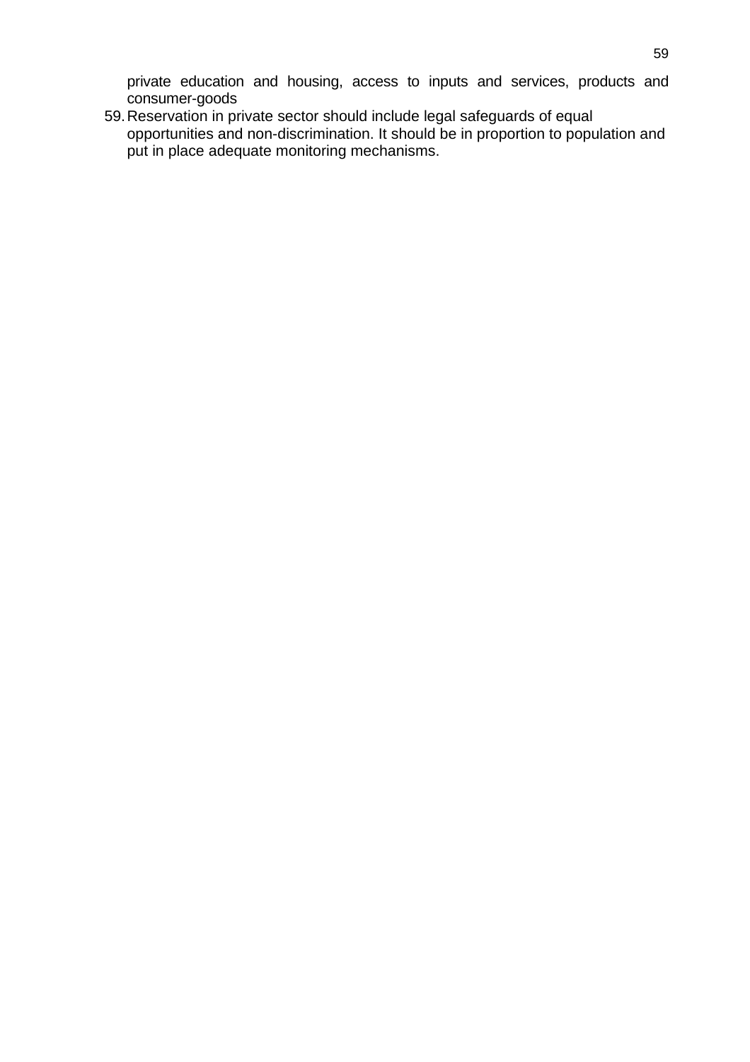private education and housing, access to inputs and services, products and consumer-goods

59. Reservation in private sector should include legal safeguards of equal opportunities and non-discrimination. It should be in proportion to population and put in place adequate monitoring mechanisms.